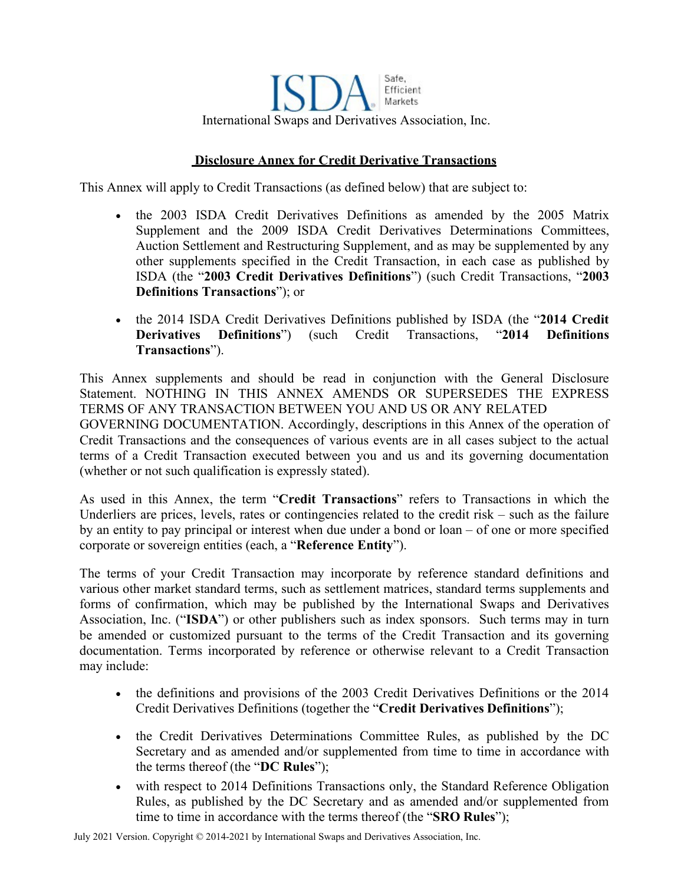International Swaps and Derivatives Association, Inc.

# Disclosure Annex for Credit Derivative Transactions

This Annex will apply to Credit Transactions (as defined below) that are subject to:

- the 2003 ISDA Credit Derivatives Definitions as amended by the 2005 Matrix Supplement and the 2009 ISDA Credit Derivatives Determinations Committees, Auction Settlement and Restructuring Supplement, and as may be supplemented by any other supplements specified in the Credit Transaction, in each case as published by ISDA (the "**2003 Credit Derivatives Definitions**") (such Credit Transactions, "**2003 Definitions Transactions**"); or
- the 2014 ISDA Credit Derivatives Definitions published by ISDA (the "**2014 Credit Derivatives Definitions**") (such Credit Transactions, "**2014 Definitions Transactions**").

This Annex supplements and should be read in conjunction with the General Disclosure Statement. NOTHING IN THIS ANNEX AMENDS OR SUPERSEDES THE EXPRESS TERMS OF ANY TRANSACTION BETWEEN YOU AND US OR ANY RELATED GOVERNING DOCUMENTATION. Accordingly, descriptions in this Annex of the operation of Credit Transactions and the consequences of various events are in all cases subject to the actual terms of a Credit Transaction executed between you and us and its governing documentation (whether or not such qualification is expressly stated).

As used in this Annex, the term "**Credit Transactions**" refers to Transactions in which the Underliers are prices, levels, rates or contingencies related to the credit risk – such as the failure by an entity to pay principal or interest when due under a bond or loan – of one or more specified corporate or sovereign entities (each, a "**Reference Entity**").

The terms of your Credit Transaction may incorporate by reference standard definitions and various other market standard terms, such as settlement matrices, standard terms supplements and forms of confirmation, which may be published by the International Swaps and Derivatives Association, Inc. ("**ISDA**") or other publishers such as index sponsors. Such terms may in turn be amended or customized pursuant to the terms of the Credit Transaction and its governing documentation. Terms incorporated by reference or otherwise relevant to a Credit Transaction may include:

- the definitions and provisions of the 2003 Credit Derivatives Definitions or the 2014 Credit Derivatives Definitions (together the "**Credit Derivatives Definitions**");
- the Credit Derivatives Determinations Committee Rules, as published by the DC Secretary and as amended and/or supplemented from time to time in accordance with the terms thereof (the "**DC Rules**");
- with respect to 2014 Definitions Transactions only, the Standard Reference Obligation Rules, as published by the DC Secretary and as amended and/or supplemented from time to time in accordance with the terms thereof (the "**SRO Rules**");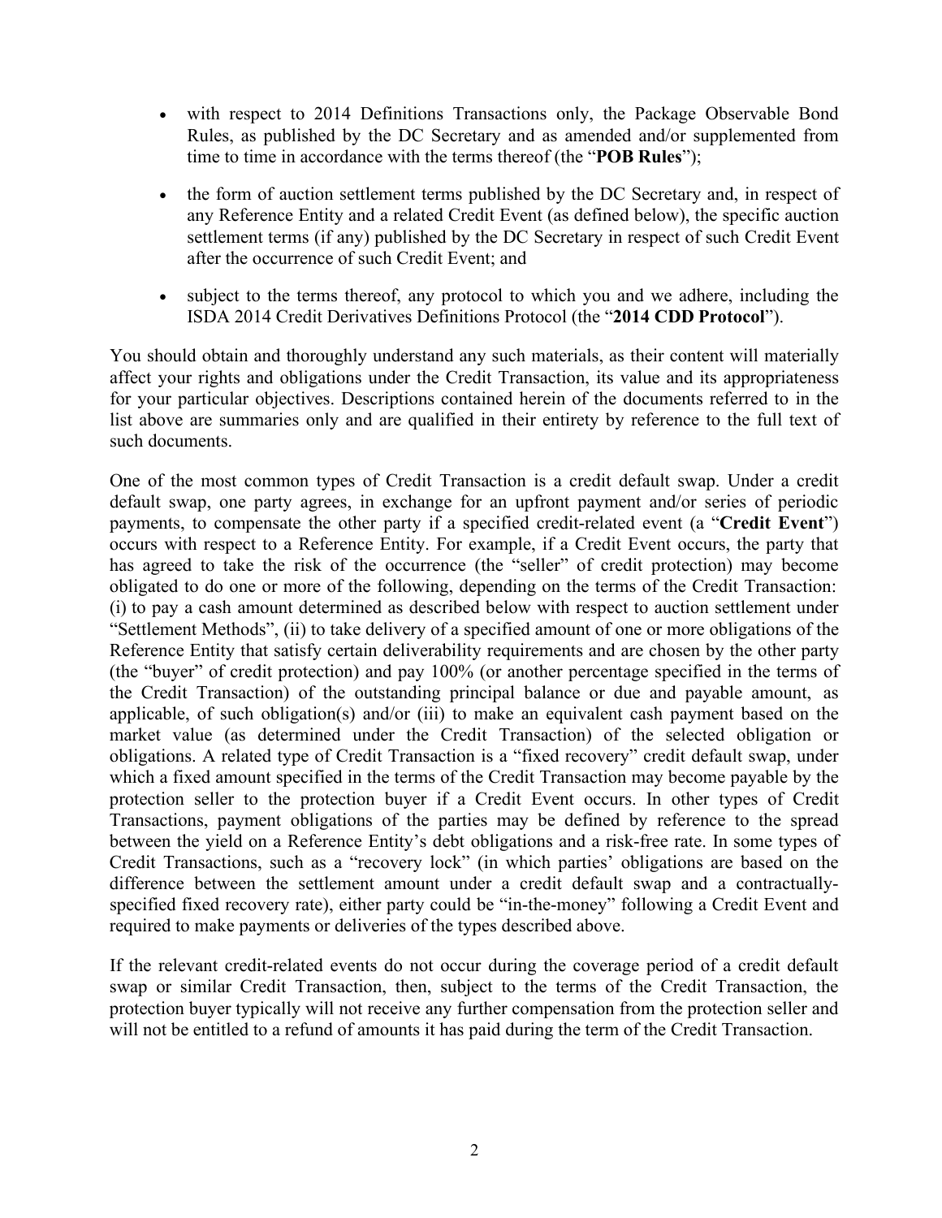- with respect to 2014 Definitions Transactions only, the Package Observable Bond Rules, as published by the DC Secretary and as amended and/or supplemented from time to time in accordance with the terms thereof (the "**POB Rules**");
- the form of auction settlement terms published by the DC Secretary and, in respect of any Reference Entity and a related Credit Event (as defined below), the specific auction settlement terms (if any) published by the DC Secretary in respect of such Credit Event after the occurrence of such Credit Event; and
- subject to the terms thereof, any protocol to which you and we adhere, including the ISDA 2014 Credit Derivatives Definitions Protocol (the "**2014 CDD Protocol**").

You should obtain and thoroughly understand any such materials, as their content will materially affect your rights and obligations under the Credit Transaction, its value and its appropriateness for your particular objectives. Descriptions contained herein of the documents referred to in the list above are summaries only and are qualified in their entirety by reference to the full text of such documents.

One of the most common types of Credit Transaction is a credit default swap. Under a credit default swap, one party agrees, in exchange for an upfront payment and/or series of periodic payments, to compensate the other party if a specified credit-related event (a "**Credit Event**") occurs with respect to a Reference Entity. For example, if a Credit Event occurs, the party that has agreed to take the risk of the occurrence (the "seller" of credit protection) may become obligated to do one or more of the following, depending on the terms of the Credit Transaction: (i) to pay a cash amount determined as described below with respect to auction settlement under "Settlement Methods", (ii) to take delivery of a specified amount of one or more obligations of the Reference Entity that satisfy certain deliverability requirements and are chosen by the other party (the "buyer" of credit protection) and pay 100% (or another percentage specified in the terms of the Credit Transaction) of the outstanding principal balance or due and payable amount, as applicable, of such obligation(s) and/or (iii) to make an equivalent cash payment based on the market value (as determined under the Credit Transaction) of the selected obligation or obligations. A related type of Credit Transaction is a "fixed recovery" credit default swap, under which a fixed amount specified in the terms of the Credit Transaction may become payable by the protection seller to the protection buyer if a Credit Event occurs. In other types of Credit Transactions, payment obligations of the parties may be defined by reference to the spread between the yield on a Reference Entity's debt obligations and a risk-free rate. In some types of Credit Transactions, such as a "recovery lock" (in which parties' obligations are based on the difference between the settlement amount under a credit default swap and a contractually-specified fixed recovery rate), either party could be "in-the-money" following a Credit Event and required to make payments or deliveries of the types described above.

If the relevant credit-related events do not occur during the coverage period of a credit default swap or similar Credit Transaction, then, subject to the terms of the Credit Transaction, the protection buyer typically will not receive any further compensation from the protection seller and will not be entitled to a refund of amounts it has paid during the term of the Credit Transaction.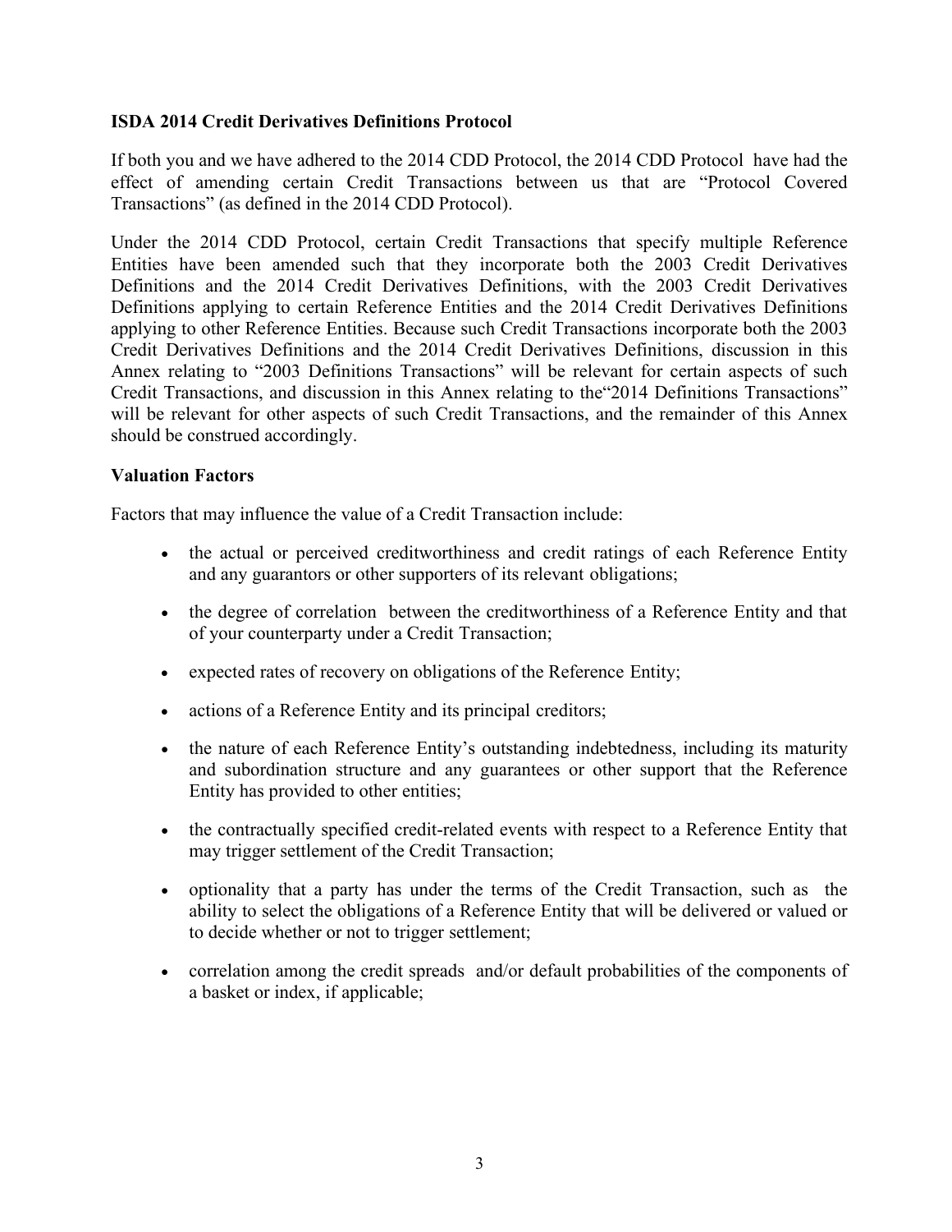**ISDA 2014 Credit Derivatives Definitions Protocol**

If both you and we have adhered to the 2014 CDD Protocol, the 2014 CDD Protocol have had the effect of amending certain Credit Transactions between us that are "Protocol Covered Transactions" (as defined in the 2014 CDD Protocol).

Under the 2014 CDD Protocol, certain Credit Transactions that specify multiple Reference Entities have been amended such that they incorporate both the 2003 Credit Derivatives Definitions and the 2014 Credit Derivatives Definitions, with the 2003 Credit Derivatives Definitions applying to certain Reference Entities and the 2014 Credit Derivatives Definitions applying to other Reference Entities. Because such Credit Transactions incorporate both the 2003 Credit Derivatives Definitions and the 2014 Credit Derivatives Definitions, discussion in this Annex relating to "2003 Definitions Transactions" will be relevant for certain aspects of such Credit Transactions, and discussion in this Annex relating to the"2014 Definitions Transactions" will be relevant for other aspects of such Credit Transactions, and the remainder of this Annex should be construed accordingly.

**Valuation Factors**

Factors that may influence the value of a Credit Transaction include:

- the actual or perceived creditworthiness and credit ratings of each Reference Entity and any guarantors or other supporters of its relevant obligations;
- the degree of correlation between the creditworthiness of a Reference Entity and that of your counterparty under a Credit Transaction;
- expected rates of recovery on obligations of the Reference Entity;
- actions of a Reference Entity and its principal creditors;
- the nature of each Reference Entity's outstanding indebtedness, including its maturity and subordination structure and any guarantees or other support that the Reference Entity has provided to other entities;
- the contractually specified credit-related events with respect to a Reference Entity that may trigger settlement of the Credit Transaction;
- optionality that a party has under the terms of the Credit Transaction, such as the ability to select the obligations of a Reference Entity that will be delivered or valued or to decide whether or not to trigger settlement;
- correlation among the credit spreads and/or default probabilities of the components of a basket or index, if applicable;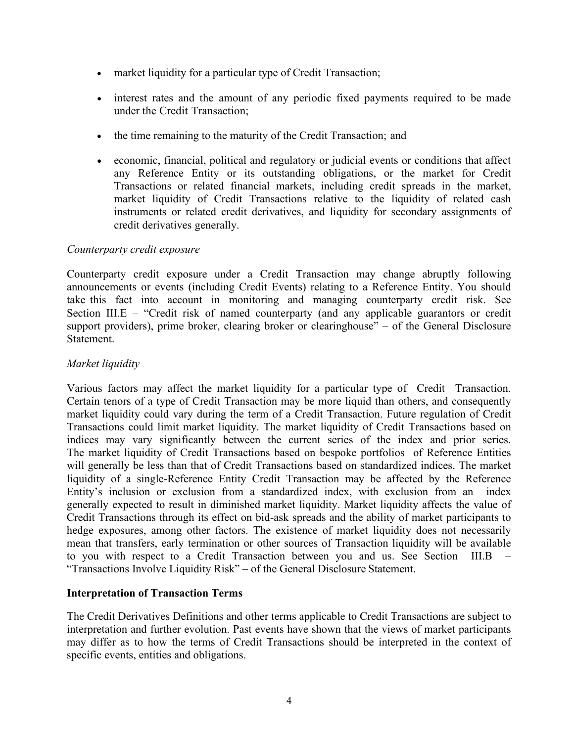- market liquidity for a particular type of Credit Transaction;
- interest rates and the amount of any periodic fixed payments required to be made under the Credit Transaction;
- the time remaining to the maturity of the Credit Transaction; and
- economic, financial, political and regulatory or judicial events or conditions that affect any Reference Entity or its outstanding obligations, or the market for Credit Transactions or related financial markets, including credit spreads in the market, market liquidity of Credit Transactions relative to the liquidity of related cash instruments or related credit derivatives, and liquidity for secondary assignments of credit derivatives generally.

*Counterparty credit exposure*

Counterparty credit exposure under a Credit Transaction may change abruptly following announcements or events (including Credit Events) relating to a Reference Entity. You should take this fact into account in monitoring and managing counterparty credit risk. See Section III.E – "Credit risk of named counterparty (and any applicable guarantors or credit support providers), prime broker, clearing broker or clearinghouse" – of the General Disclosure Statement.

*Market liquidity*

Various factors may affect the market liquidity for a particular type of Credit Transaction. Certain tenors of a type of Credit Transaction may be more liquid than others, and consequently market liquidity could vary during the term of a Credit Transaction. Future regulation of Credit Transactions could limit market liquidity. The market liquidity of Credit Transactions based on indices may vary significantly between the current series of the index and prior series. The market liquidity of Credit Transactions based on bespoke portfolios of Reference Entities will generally be less than that of Credit Transactions based on standardized indices. The market liquidity of a single-Reference Entity Credit Transaction may be affected by the Reference Entity's inclusion or exclusion from a standardized index, with exclusion from an index generally expected to result in diminished market liquidity. Market liquidity affects the value of Credit Transactions through its effect on bid-ask spreads and the ability of market participants to hedge exposures, among other factors. The existence of market liquidity does not necessarily mean that transfers, early termination or other sources of Transaction liquidity will be available to you with respect to a Credit Transaction between you and us. See Section III.B – "Transactions Involve Liquidity Risk" – of the General Disclosure Statement.

**Interpretation of Transaction Terms**

The Credit Derivatives Definitions and other terms applicable to Credit Transactions are subject to interpretation and further evolution. Past events have shown that the views of market participants may differ as to how the terms of Credit Transactions should be interpreted in the context of specific events, entities and obligations.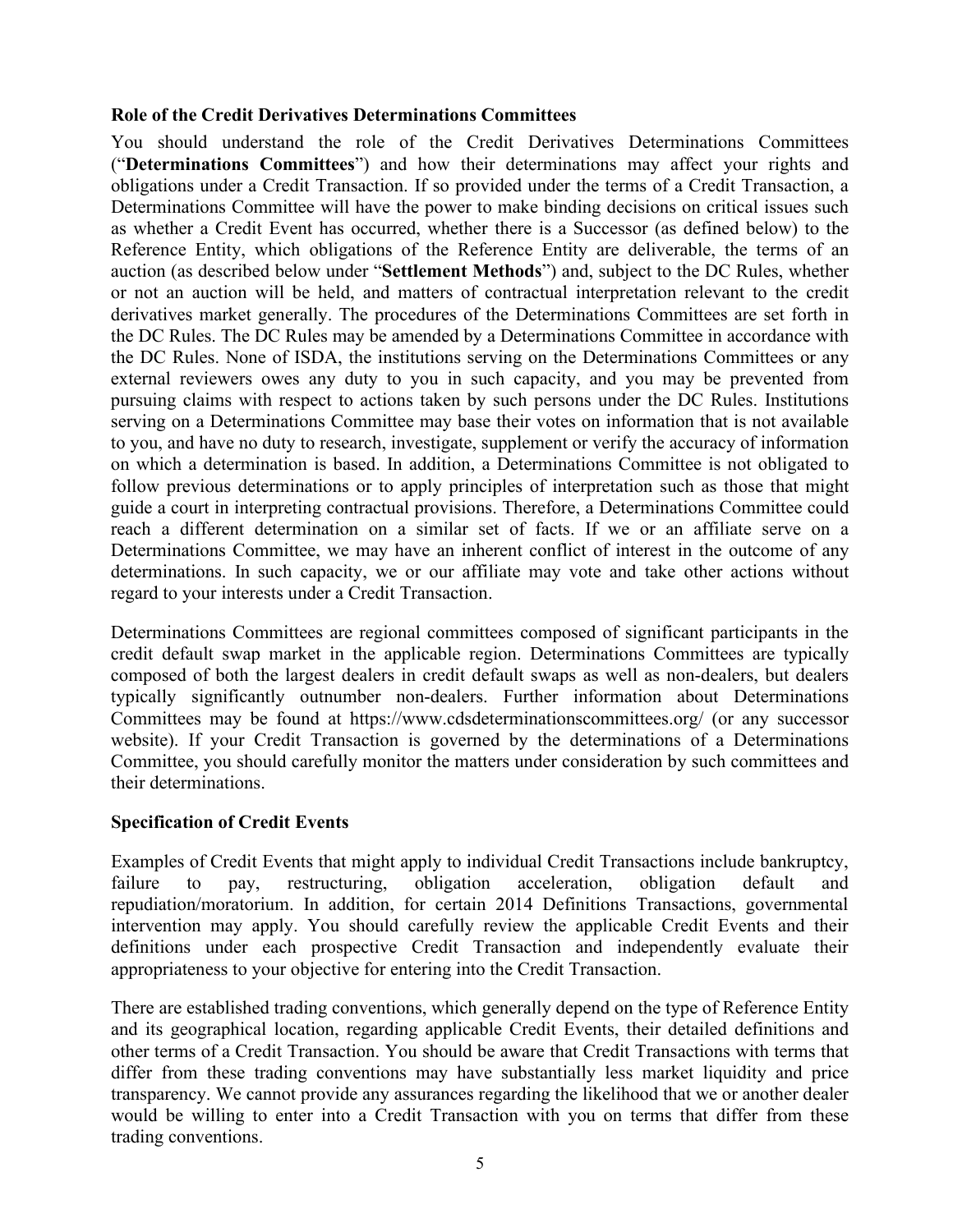**Role of the Credit Derivatives Determinations Committees**

You should understand the role of the Credit Derivatives Determinations Committees ("**Determinations Committees**") and how their determinations may affect your rights and obligations under a Credit Transaction. If so provided under the terms of a Credit Transaction, a Determinations Committee will have the power to make binding decisions on critical issues such as whether a Credit Event has occurred, whether there is a Successor (as defined below) to the Reference Entity, which obligations of the Reference Entity are deliverable, the terms of an auction (as described below under "**Settlement Methods**") and, subject to the DC Rules, whether or not an auction will be held, and matters of contractual interpretation relevant to the credit derivatives market generally. The procedures of the Determinations Committees are set forth in the DC Rules. The DC Rules may be amended by a Determinations Committee in accordance with the DC Rules. None of ISDA, the institutions serving on the Determinations Committees or any external reviewers owes any duty to you in such capacity, and you may be prevented from pursuing claims with respect to actions taken by such persons under the DC Rules. Institutions serving on a Determinations Committee may base their votes on information that is not available to you, and have no duty to research, investigate, supplement or verify the accuracy of information on which a determination is based. In addition, a Determinations Committee is not obligated to follow previous determinations or to apply principles of interpretation such as those that might guide a court in interpreting contractual provisions. Therefore, a Determinations Committee could reach a different determination on a similar set of facts. If we or an affiliate serve on a Determinations Committee, we may have an inherent conflict of interest in the outcome of any determinations. In such capacity, we or our affiliate may vote and take other actions without regard to your interests under a Credit Transaction.

Determinations Committees are regional committees composed of significant participants in the credit default swap market in the applicable region. Determinations Committees are typically composed of both the largest dealers in credit default swaps as well as non-dealers, but dealers typically significantly outnumber non-dealers. Further information about Determinations Committees may be found at https://www.cdsdeterminationscommittees.org/ (or any successor website). If your Credit Transaction is governed by the determinations of a Determinations Committee, you should carefully monitor the matters under consideration by such committees and their determinations.

**Specification of Credit Events**

Examples of Credit Events that might apply to individual Credit Transactions include bankruptcy, failure to pay, restructuring, obligation acceleration, obligation default and repudiation/moratorium. In addition, for certain 2014 Definitions Transactions, governmental intervention may apply. You should carefully review the applicable Credit Events and their definitions under each prospective Credit Transaction and independently evaluate their appropriateness to your objective for entering into the Credit Transaction.

There are established trading conventions, which generally depend on the type of Reference Entity and its geographical location, regarding applicable Credit Events, their detailed definitions and other terms of a Credit Transaction. You should be aware that Credit Transactions with terms that differ from these trading conventions may have substantially less market liquidity and price transparency. We cannot provide any assurances regarding the likelihood that we or another dealer would be willing to enter into a Credit Transaction with you on terms that differ from these trading conventions.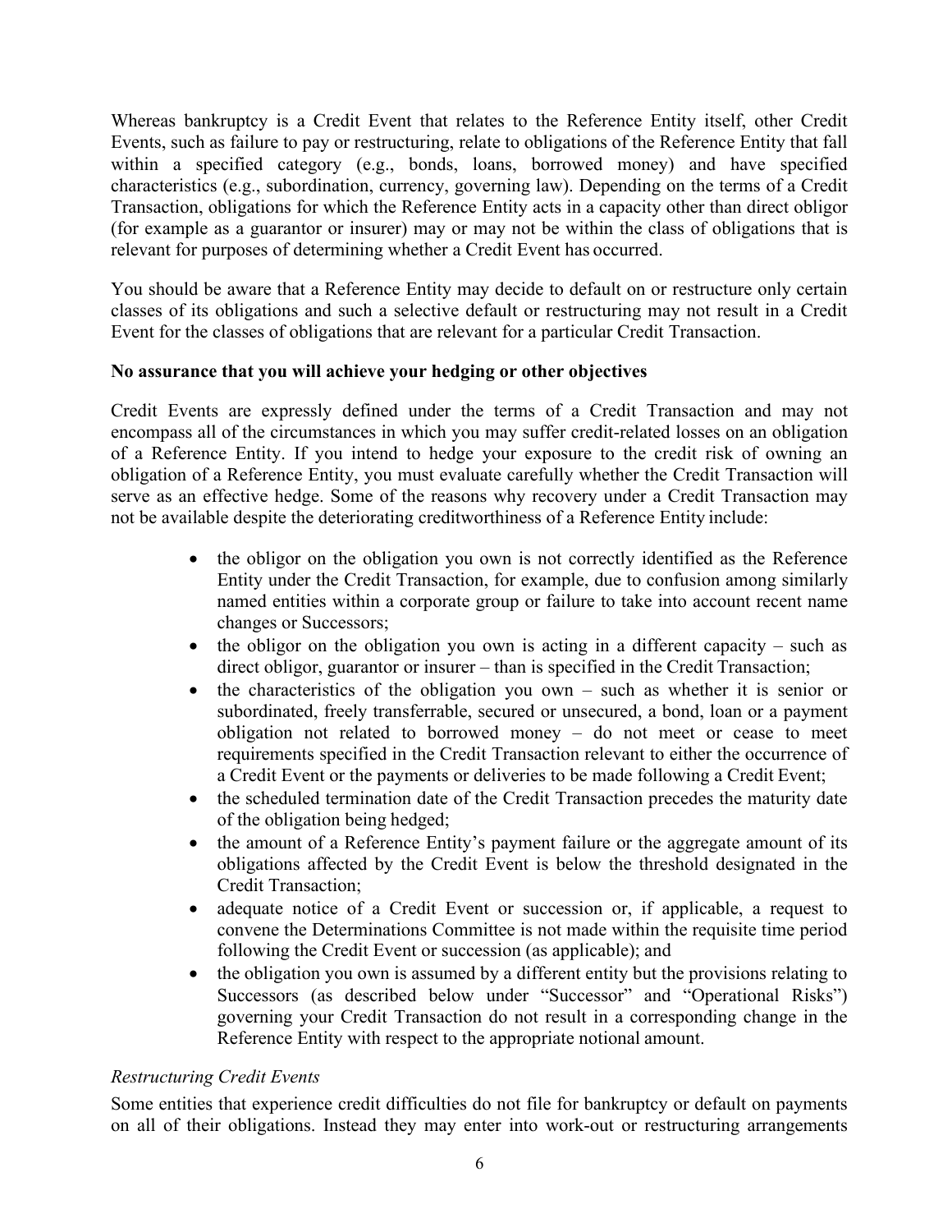Whereas bankruptcy is a Credit Event that relates to the Reference Entity itself, other Credit Events, such as failure to pay or restructuring, relate to obligations of the Reference Entity that fall within a specified category (e.g., bonds, loans, borrowed money) and have specified characteristics (e.g., subordination, currency, governing law). Depending on the terms of a Credit Transaction, obligations for which the Reference Entity acts in a capacity other than direct obligor (for example as a guarantor or insurer) may or may not be within the class of obligations that is relevant for purposes of determining whether a Credit Event has occurred.

You should be aware that a Reference Entity may decide to default on or restructure only certain classes of its obligations and such a selective default or restructuring may not result in a Credit Event for the classes of obligations that are relevant for a particular Credit Transaction.

**No assurance that you will achieve your hedging or other objectives**

Credit Events are expressly defined under the terms of a Credit Transaction and may not encompass all of the circumstances in which you may suffer credit-related losses on an obligation of a Reference Entity. If you intend to hedge your exposure to the credit risk of owning an obligation of a Reference Entity, you must evaluate carefully whether the Credit Transaction will serve as an effective hedge. Some of the reasons why recovery under a Credit Transaction may not be available despite the deteriorating creditworthiness of a Reference Entity include:

- the obligor on the obligation you own is not correctly identified as the Reference Entity under the Credit Transaction, for example, due to confusion among similarly named entities within a corporate group or failure to take into account recent name changes or Successors;
- the obligor on the obligation you own is acting in a different capacity – such as direct obligor, guarantor or insurer – than is specified in the Credit Transaction;
- the characteristics of the obligation you own – such as whether it is senior or subordinated, freely transferrable, secured or unsecured, a bond, loan or a payment obligation not related to borrowed money – do not meet or cease to meet requirements specified in the Credit Transaction relevant to either the occurrence of a Credit Event or the payments or deliveries to be made following a Credit Event;
- the scheduled termination date of the Credit Transaction precedes the maturity date of the obligation being hedged;
- the amount of a Reference Entity's payment failure or the aggregate amount of its obligations affected by the Credit Event is below the threshold designated in the Credit Transaction;
- adequate notice of a Credit Event or succession or, if applicable, a request to convene the Determinations Committee is not made within the requisite time period following the Credit Event or succession (as applicable); and
- the obligation you own is assumed by a different entity but the provisions relating to Successors (as described below under "Successor" and "Operational Risks") governing your Credit Transaction do not result in a corresponding change in the Reference Entity with respect to the appropriate notional amount.

*Restructuring Credit Events*

Some entities that experience credit difficulties do not file for bankruptcy or default on payments on all of their obligations. Instead they may enter into work-out or restructuring arrangements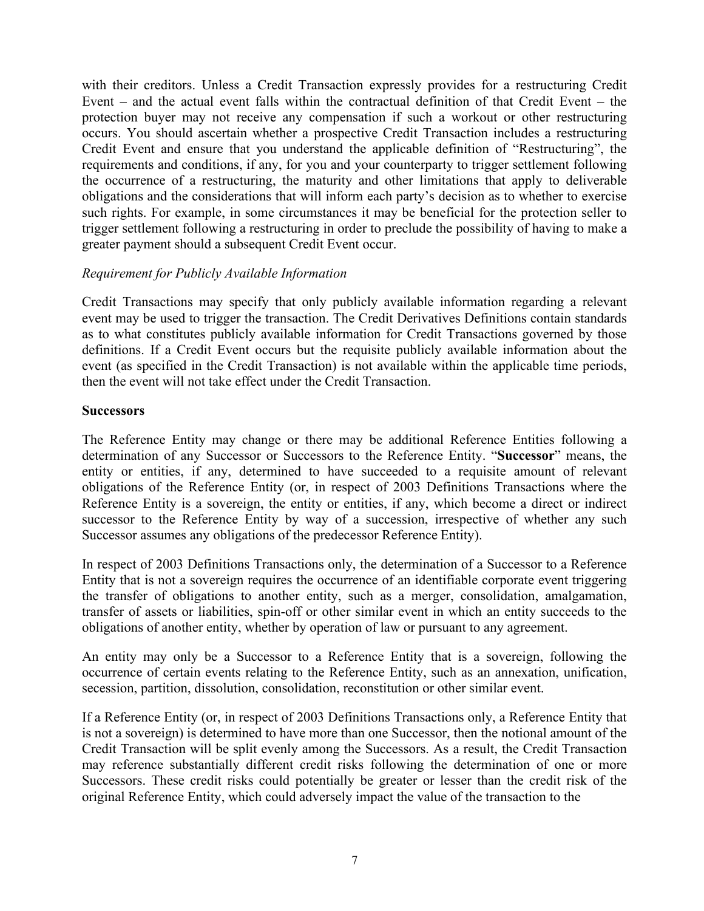with their creditors. Unless a Credit Transaction expressly provides for a restructuring Credit Event – and the actual event falls within the contractual definition of that Credit Event – the protection buyer may not receive any compensation if such a workout or other restructuring occurs. You should ascertain whether a prospective Credit Transaction includes a restructuring Credit Event and ensure that you understand the applicable definition of "Restructuring", the requirements and conditions, if any, for you and your counterparty to trigger settlement following the occurrence of a restructuring, the maturity and other limitations that apply to deliverable obligations and the considerations that will inform each party's decision as to whether to exercise such rights. For example, in some circumstances it may be beneficial for the protection seller to trigger settlement following a restructuring in order to preclude the possibility of having to make a greater payment should a subsequent Credit Event occur.

*Requirement for Publicly Available Information*

Credit Transactions may specify that only publicly available information regarding a relevant event may be used to trigger the transaction. The Credit Derivatives Definitions contain standards as to what constitutes publicly available information for Credit Transactions governed by those definitions. If a Credit Event occurs but the requisite publicly available information about the event (as specified in the Credit Transaction) is not available within the applicable time periods, then the event will not take effect under the Credit Transaction.

**Successors**

The Reference Entity may change or there may be additional Reference Entities following a determination of any Successor or Successors to the Reference Entity. "**Successor**" means, the entity or entities, if any, determined to have succeeded to a requisite amount of relevant obligations of the Reference Entity (or, in respect of 2003 Definitions Transactions where the Reference Entity is a sovereign, the entity or entities, if any, which become a direct or indirect successor to the Reference Entity by way of a succession, irrespective of whether any such Successor assumes any obligations of the predecessor Reference Entity).

In respect of 2003 Definitions Transactions only, the determination of a Successor to a Reference Entity that is not a sovereign requires the occurrence of an identifiable corporate event triggering the transfer of obligations to another entity, such as a merger, consolidation, amalgamation, transfer of assets or liabilities, spin-off or other similar event in which an entity succeeds to the obligations of another entity, whether by operation of law or pursuant to any agreement.

An entity may only be a Successor to a Reference Entity that is a sovereign, following the occurrence of certain events relating to the Reference Entity, such as an annexation, unification, secession, partition, dissolution, consolidation, reconstitution or other similar event.

If a Reference Entity (or, in respect of 2003 Definitions Transactions only, a Reference Entity that is not a sovereign) is determined to have more than one Successor, then the notional amount of the Credit Transaction will be split evenly among the Successors. As a result, the Credit Transaction may reference substantially different credit risks following the determination of one or more Successors. These credit risks could potentially be greater or lesser than the credit risk of the original Reference Entity, which could adversely impact the value of the transaction to the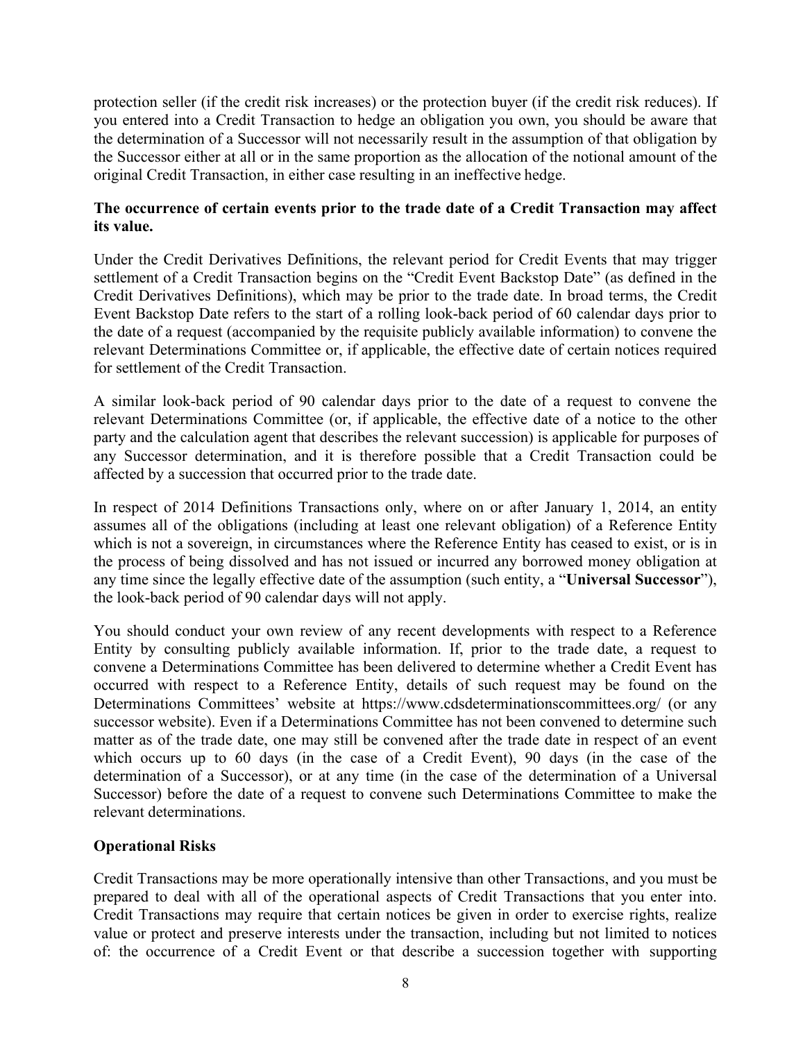protection seller (if the credit risk increases) or the protection buyer (if the credit risk reduces). If you entered into a Credit Transaction to hedge an obligation you own, you should be aware that the determination of a Successor will not necessarily result in the assumption of that obligation by the Successor either at all or in the same proportion as the allocation of the notional amount of the original Credit Transaction, in either case resulting in an ineffective hedge.

**The occurrence of certain events prior to the trade date of a Credit Transaction may affect its value.**

Under the Credit Derivatives Definitions, the relevant period for Credit Events that may trigger settlement of a Credit Transaction begins on the "Credit Event Backstop Date" (as defined in the Credit Derivatives Definitions), which may be prior to the trade date. In broad terms, the Credit Event Backstop Date refers to the start of a rolling look-back period of 60 calendar days prior to the date of a request (accompanied by the requisite publicly available information) to convene the relevant Determinations Committee or, if applicable, the effective date of certain notices required for settlement of the Credit Transaction.

A similar look-back period of 90 calendar days prior to the date of a request to convene the relevant Determinations Committee (or, if applicable, the effective date of a notice to the other party and the calculation agent that describes the relevant succession) is applicable for purposes of any Successor determination, and it is therefore possible that a Credit Transaction could be affected by a succession that occurred prior to the trade date.

In respect of 2014 Definitions Transactions only, where on or after January 1, 2014, an entity assumes all of the obligations (including at least one relevant obligation) of a Reference Entity which is not a sovereign, in circumstances where the Reference Entity has ceased to exist, or is in the process of being dissolved and has not issued or incurred any borrowed money obligation at any time since the legally effective date of the assumption (such entity, a "**Universal Successor**"), the look-back period of 90 calendar days will not apply.

You should conduct your own review of any recent developments with respect to a Reference Entity by consulting publicly available information. If, prior to the trade date, a request to convene a Determinations Committee has been delivered to determine whether a Credit Event has occurred with respect to a Reference Entity, details of such request may be found on the Determinations Committees' website at https://www.cdsdeterminationscommittees.org/ (or any successor website). Even if a Determinations Committee has not been convened to determine such matter as of the trade date, one may still be convened after the trade date in respect of an event which occurs up to 60 days (in the case of a Credit Event), 90 days (in the case of the determination of a Successor), or at any time (in the case of the determination of a Universal Successor) before the date of a request to convene such Determinations Committee to make the relevant determinations.

**Operational Risks**

Credit Transactions may be more operationally intensive than other Transactions, and you must be prepared to deal with all of the operational aspects of Credit Transactions that you enter into. Credit Transactions may require that certain notices be given in order to exercise rights, realize value or protect and preserve interests under the transaction, including but not limited to notices of: the occurrence of a Credit Event or that describe a succession together with supporting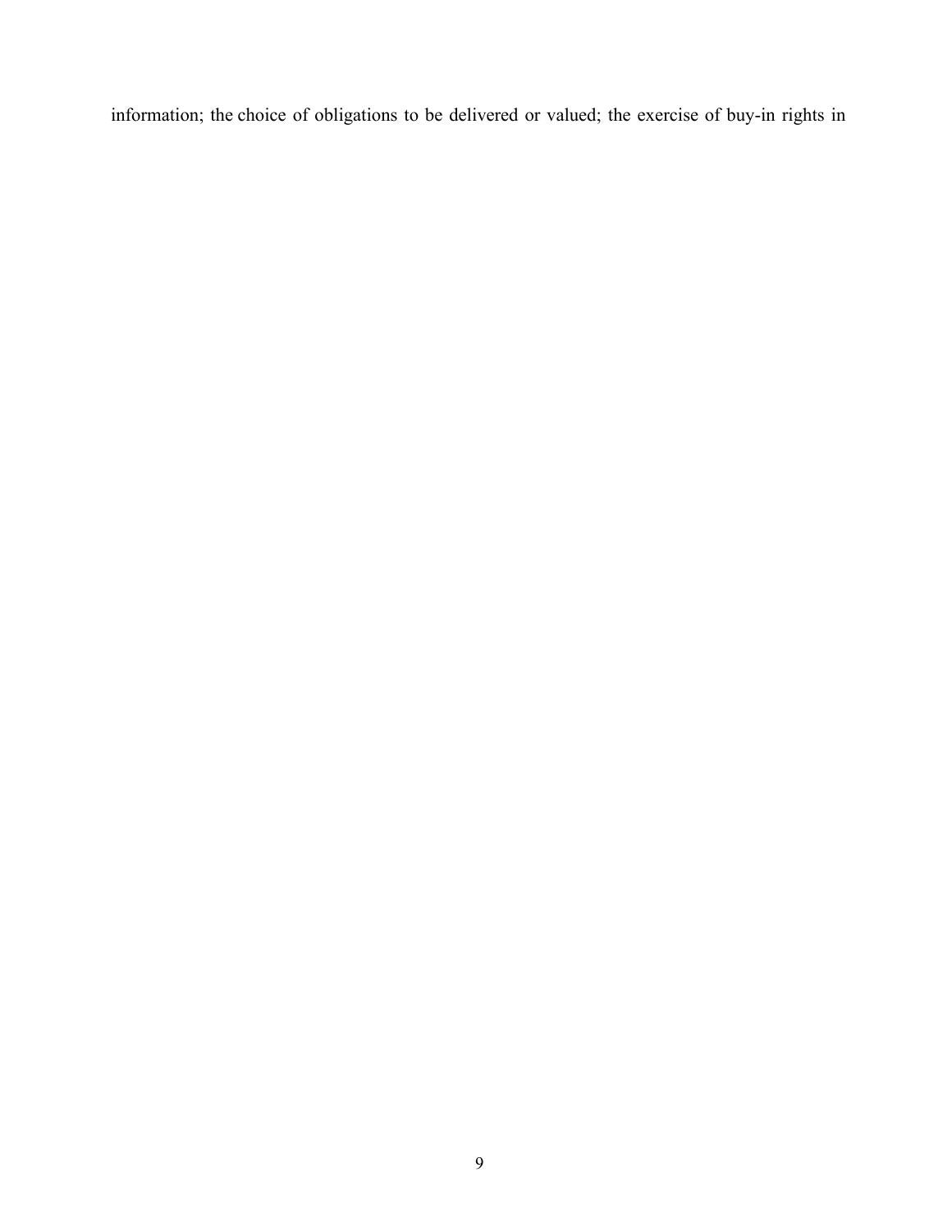information; the choice of obligations to be delivered or valued; the exercise of buy-in rights in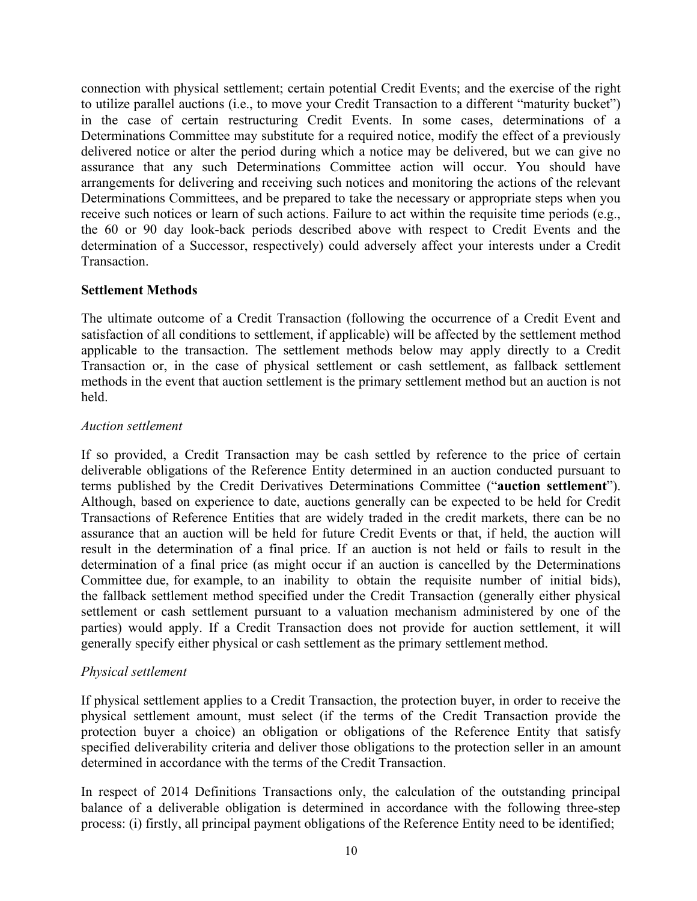connection with physical settlement; certain potential Credit Events; and the exercise of the right to utilize parallel auctions (i.e., to move your Credit Transaction to a different "maturity bucket") in the case of certain restructuring Credit Events. In some cases, determinations of a Determinations Committee may substitute for a required notice, modify the effect of a previously delivered notice or alter the period during which a notice may be delivered, but we can give no assurance that any such Determinations Committee action will occur. You should have arrangements for delivering and receiving such notices and monitoring the actions of the relevant Determinations Committees, and be prepared to take the necessary or appropriate steps when you receive such notices or learn of such actions. Failure to act within the requisite time periods (e.g., the 60 or 90 day look-back periods described above with respect to Credit Events and the determination of a Successor, respectively) could adversely affect your interests under a Credit Transaction.

**Settlement Methods**

The ultimate outcome of a Credit Transaction (following the occurrence of a Credit Event and satisfaction of all conditions to settlement, if applicable) will be affected by the settlement method applicable to the transaction. The settlement methods below may apply directly to a Credit Transaction or, in the case of physical settlement or cash settlement, as fallback settlement methods in the event that auction settlement is the primary settlement method but an auction is not held.

*Auction settlement*

If so provided, a Credit Transaction may be cash settled by reference to the price of certain deliverable obligations of the Reference Entity determined in an auction conducted pursuant to terms published by the Credit Derivatives Determinations Committee ("**auction settlement**"). Although, based on experience to date, auctions generally can be expected to be held for Credit Transactions of Reference Entities that are widely traded in the credit markets, there can be no assurance that an auction will be held for future Credit Events or that, if held, the auction will result in the determination of a final price. If an auction is not held or fails to result in the determination of a final price (as might occur if an auction is cancelled by the Determinations Committee due, for example, to an inability to obtain the requisite number of initial bids), the fallback settlement method specified under the Credit Transaction (generally either physical settlement or cash settlement pursuant to a valuation mechanism administered by one of the parties) would apply. If a Credit Transaction does not provide for auction settlement, it will generally specify either physical or cash settlement as the primary settlement method.

*Physical settlement*

If physical settlement applies to a Credit Transaction, the protection buyer, in order to receive the physical settlement amount, must select (if the terms of the Credit Transaction provide the protection buyer a choice) an obligation or obligations of the Reference Entity that satisfy specified deliverability criteria and deliver those obligations to the protection seller in an amount determined in accordance with the terms of the Credit Transaction.

In respect of 2014 Definitions Transactions only, the calculation of the outstanding principal balance of a deliverable obligation is determined in accordance with the following three-step process: (i) firstly, all principal payment obligations of the Reference Entity need to be identified;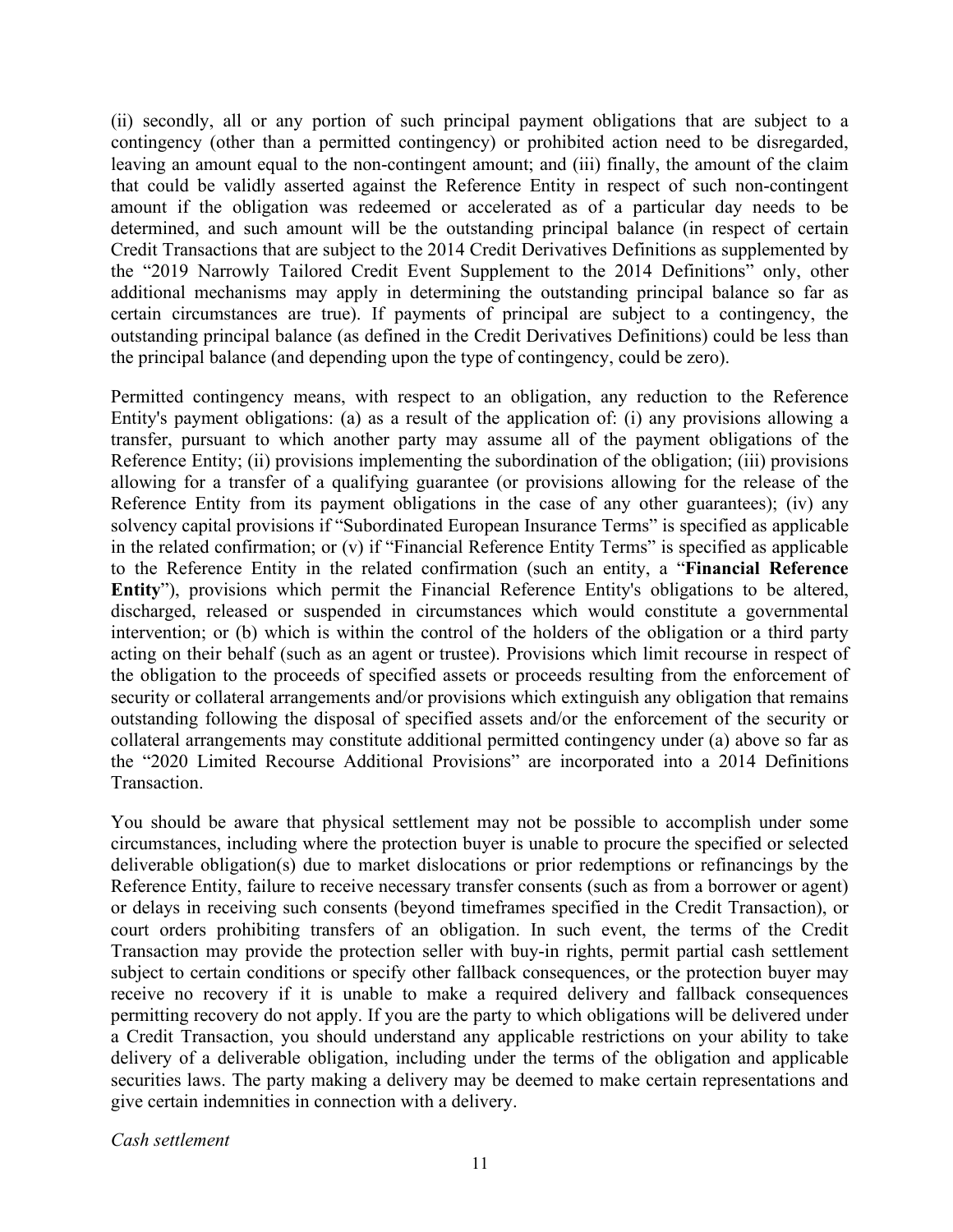(ii) secondly, all or any portion of such principal payment obligations that are subject to a contingency (other than a permitted contingency) or prohibited action need to be disregarded, leaving an amount equal to the non-contingent amount; and (iii) finally, the amount of the claim that could be validly asserted against the Reference Entity in respect of such non-contingent amount if the obligation was redeemed or accelerated as of a particular day needs to be determined, and such amount will be the outstanding principal balance (in respect of certain Credit Transactions that are subject to the 2014 Credit Derivatives Definitions as supplemented by the "2019 Narrowly Tailored Credit Event Supplement to the 2014 Definitions" only, other additional mechanisms may apply in determining the outstanding principal balance so far as certain circumstances are true). If payments of principal are subject to a contingency, the outstanding principal balance (as defined in the Credit Derivatives Definitions) could be less than the principal balance (and depending upon the type of contingency, could be zero).

Permitted contingency means, with respect to an obligation, any reduction to the Reference Entity's payment obligations: (a) as a result of the application of: (i) any provisions allowing a transfer, pursuant to which another party may assume all of the payment obligations of the Reference Entity; (ii) provisions implementing the subordination of the obligation; (iii) provisions allowing for a transfer of a qualifying guarantee (or provisions allowing for the release of the Reference Entity from its payment obligations in the case of any other guarantees); (iv) any solvency capital provisions if "Subordinated European Insurance Terms" is specified as applicable in the related confirmation; or (v) if "Financial Reference Entity Terms" is specified as applicable to the Reference Entity in the related confirmation (such an entity, a "**Financial Reference Entity**"), provisions which permit the Financial Reference Entity's obligations to be altered, discharged, released or suspended in circumstances which would constitute a governmental intervention; or (b) which is within the control of the holders of the obligation or a third party acting on their behalf (such as an agent or trustee). Provisions which limit recourse in respect of the obligation to the proceeds of specified assets or proceeds resulting from the enforcement of security or collateral arrangements and/or provisions which extinguish any obligation that remains outstanding following the disposal of specified assets and/or the enforcement of the security or collateral arrangements may constitute additional permitted contingency under (a) above so far as the "2020 Limited Recourse Additional Provisions" are incorporated into a 2014 Definitions Transaction.

You should be aware that physical settlement may not be possible to accomplish under some circumstances, including where the protection buyer is unable to procure the specified or selected deliverable obligation(s) due to market dislocations or prior redemptions or refinancings by the Reference Entity, failure to receive necessary transfer consents (such as from a borrower or agent) or delays in receiving such consents (beyond timeframes specified in the Credit Transaction), or court orders prohibiting transfers of an obligation. In such event, the terms of the Credit Transaction may provide the protection seller with buy-in rights, permit partial cash settlement subject to certain conditions or specify other fallback consequences, or the protection buyer may receive no recovery if it is unable to make a required delivery and fallback consequences permitting recovery do not apply. If you are the party to which obligations will be delivered under a Credit Transaction, you should understand any applicable restrictions on your ability to take delivery of a deliverable obligation, including under the terms of the obligation and applicable securities laws. The party making a delivery may be deemed to make certain representations and give certain indemnities in connection with a delivery.

*Cash settlement*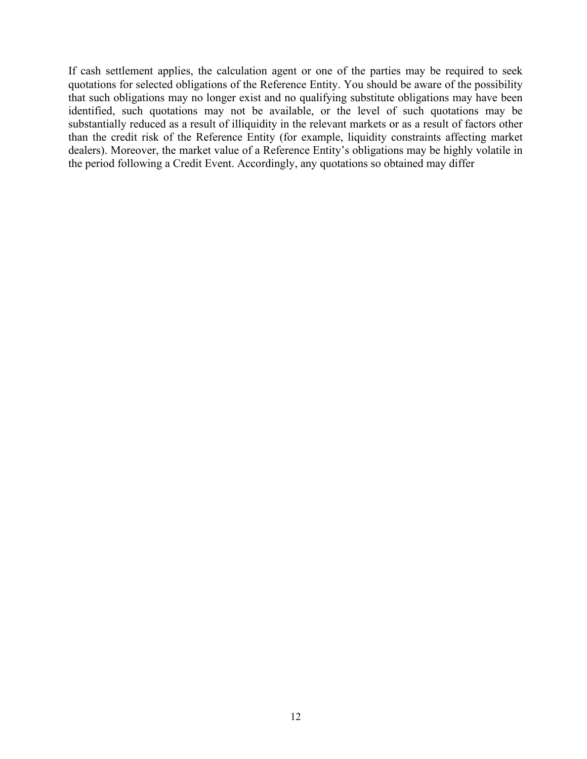If cash settlement applies, the calculation agent or one of the parties may be required to seek quotations for selected obligations of the Reference Entity. You should be aware of the possibility that such obligations may no longer exist and no qualifying substitute obligations may have been identified, such quotations may not be available, or the level of such quotations may be substantially reduced as a result of illiquidity in the relevant markets or as a result of factors other than the credit risk of the Reference Entity (for example, liquidity constraints affecting market dealers). Moreover, the market value of a Reference Entity's obligations may be highly volatile in the period following a Credit Event. Accordingly, any quotations so obtained may differ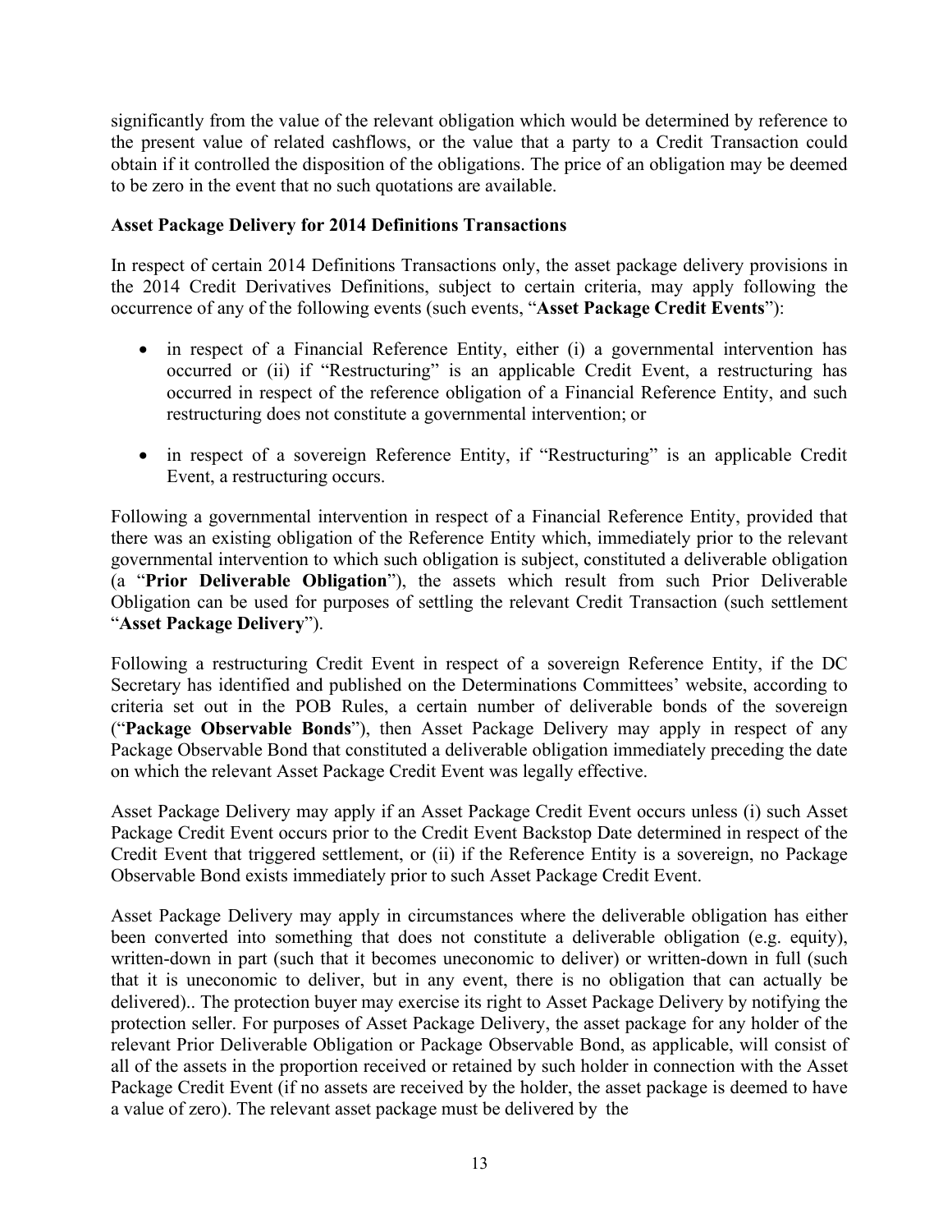significantly from the value of the relevant obligation which would be determined by reference to the present value of related cashflows, or the value that a party to a Credit Transaction could obtain if it controlled the disposition of the obligations. The price of an obligation may be deemed to be zero in the event that no such quotations are available.

**Asset Package Delivery for 2014 Definitions Transactions**

In respect of certain 2014 Definitions Transactions only, the asset package delivery provisions in the 2014 Credit Derivatives Definitions, subject to certain criteria, may apply following the occurrence of any of the following events (such events, "**Asset Package Credit Events**"):

- in respect of a Financial Reference Entity, either (i) a governmental intervention has occurred or (ii) if "Restructuring" is an applicable Credit Event, a restructuring has occurred in respect of the reference obligation of a Financial Reference Entity, and such restructuring does not constitute a governmental intervention; or
- in respect of a sovereign Reference Entity, if "Restructuring" is an applicable Credit Event, a restructuring occurs.

Following a governmental intervention in respect of a Financial Reference Entity, provided that there was an existing obligation of the Reference Entity which, immediately prior to the relevant governmental intervention to which such obligation is subject, constituted a deliverable obligation (a "**Prior Deliverable Obligation**"), the assets which result from such Prior Deliverable Obligation can be used for purposes of settling the relevant Credit Transaction (such settlement "**Asset Package Delivery**").

Following a restructuring Credit Event in respect of a sovereign Reference Entity, if the DC Secretary has identified and published on the Determinations Committees' website, according to criteria set out in the POB Rules, a certain number of deliverable bonds of the sovereign ("**Package Observable Bonds**"), then Asset Package Delivery may apply in respect of any Package Observable Bond that constituted a deliverable obligation immediately preceding the date on which the relevant Asset Package Credit Event was legally effective.

Asset Package Delivery may apply if an Asset Package Credit Event occurs unless (i) such Asset Package Credit Event occurs prior to the Credit Event Backstop Date determined in respect of the Credit Event that triggered settlement, or (ii) if the Reference Entity is a sovereign, no Package Observable Bond exists immediately prior to such Asset Package Credit Event.

Asset Package Delivery may apply in circumstances where the deliverable obligation has either been converted into something that does not constitute a deliverable obligation (e.g. equity), written-down in part (such that it becomes uneconomic to deliver) or written-down in full (such that it is uneconomic to deliver, but in any event, there is no obligation that can actually be delivered).. The protection buyer may exercise its right to Asset Package Delivery by notifying the protection seller. For purposes of Asset Package Delivery, the asset package for any holder of the relevant Prior Deliverable Obligation or Package Observable Bond, as applicable, will consist of all of the assets in the proportion received or retained by such holder in connection with the Asset Package Credit Event (if no assets are received by the holder, the asset package is deemed to have a value of zero). The relevant asset package must be delivered by the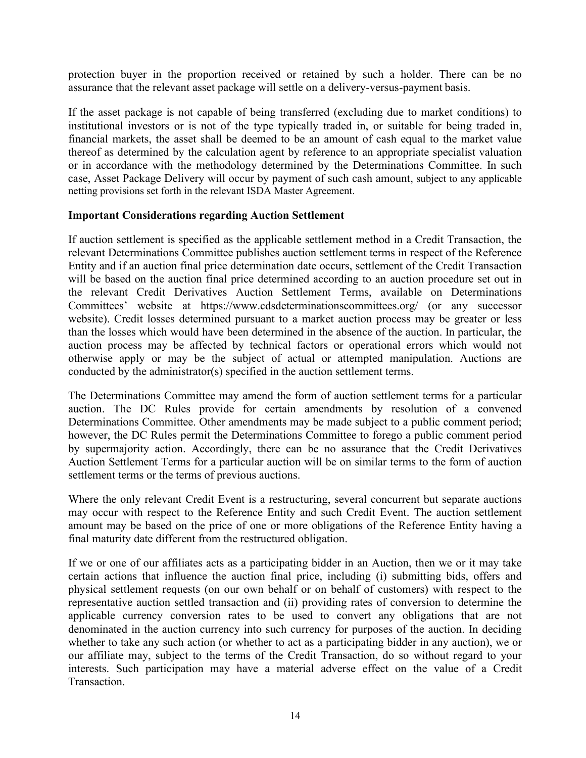protection buyer in the proportion received or retained by such a holder. There can be no assurance that the relevant asset package will settle on a delivery-versus-payment basis.

If the asset package is not capable of being transferred (excluding due to market conditions) to institutional investors or is not of the type typically traded in, or suitable for being traded in, financial markets, the asset shall be deemed to be an amount of cash equal to the market value thereof as determined by the calculation agent by reference to an appropriate specialist valuation or in accordance with the methodology determined by the Determinations Committee. In such case, Asset Package Delivery will occur by payment of such cash amount, subject to any applicable netting provisions set forth in the relevant ISDA Master Agreement.

**Important Considerations regarding Auction Settlement**

If auction settlement is specified as the applicable settlement method in a Credit Transaction, the relevant Determinations Committee publishes auction settlement terms in respect of the Reference Entity and if an auction final price determination date occurs, settlement of the Credit Transaction will be based on the auction final price determined according to an auction procedure set out in the relevant Credit Derivatives Auction Settlement Terms, available on Determinations Committees' website at https://www.cdsdeterminationscommittees.org/ (or any successor website). Credit losses determined pursuant to a market auction process may be greater or less than the losses which would have been determined in the absence of the auction. In particular, the auction process may be affected by technical factors or operational errors which would not otherwise apply or may be the subject of actual or attempted manipulation. Auctions are conducted by the administrator(s) specified in the auction settlement terms.

The Determinations Committee may amend the form of auction settlement terms for a particular auction. The DC Rules provide for certain amendments by resolution of a convened Determinations Committee. Other amendments may be made subject to a public comment period; however, the DC Rules permit the Determinations Committee to forego a public comment period by supermajority action. Accordingly, there can be no assurance that the Credit Derivatives Auction Settlement Terms for a particular auction will be on similar terms to the form of auction settlement terms or the terms of previous auctions.

Where the only relevant Credit Event is a restructuring, several concurrent but separate auctions may occur with respect to the Reference Entity and such Credit Event. The auction settlement amount may be based on the price of one or more obligations of the Reference Entity having a final maturity date different from the restructured obligation.

If we or one of our affiliates acts as a participating bidder in an Auction, then we or it may take certain actions that influence the auction final price, including (i) submitting bids, offers and physical settlement requests (on our own behalf or on behalf of customers) with respect to the representative auction settled transaction and (ii) providing rates of conversion to determine the applicable currency conversion rates to be used to convert any obligations that are not denominated in the auction currency into such currency for purposes of the auction. In deciding whether to take any such action (or whether to act as a participating bidder in any auction), we or our affiliate may, subject to the terms of the Credit Transaction, do so without regard to your interests. Such participation may have a material adverse effect on the value of a Credit Transaction.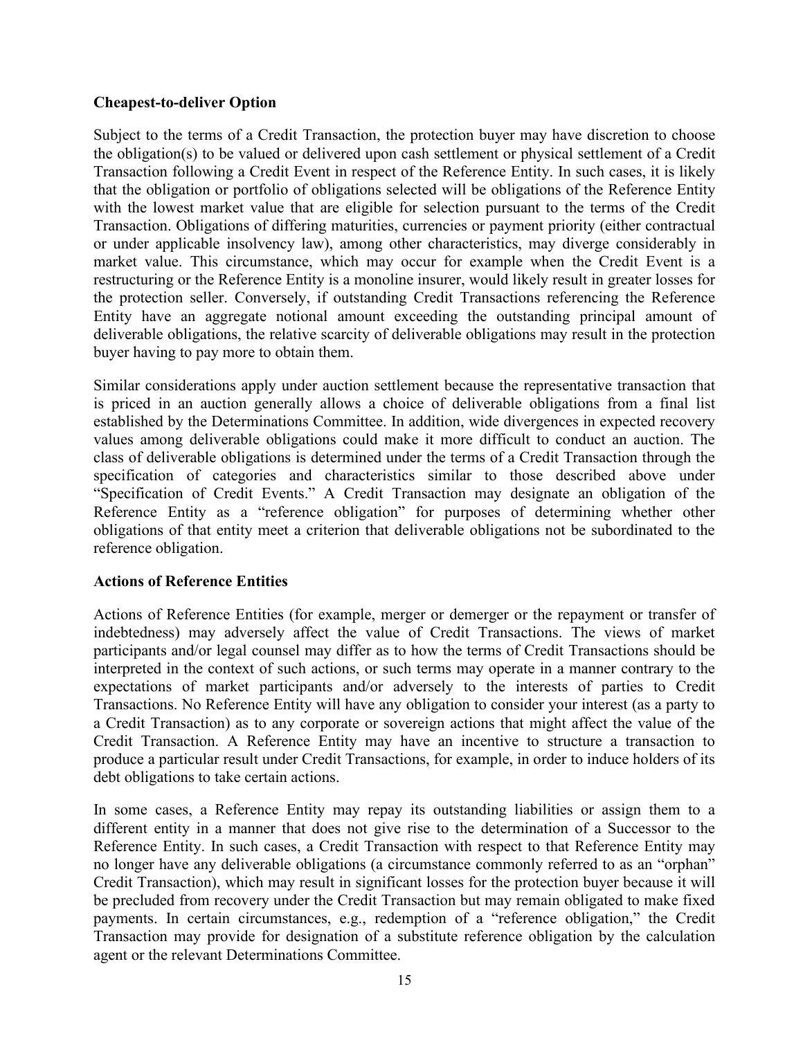**Cheapest-to-deliver Option**

Subject to the terms of a Credit Transaction, the protection buyer may have discretion to choose the obligation(s) to be valued or delivered upon cash settlement or physical settlement of a Credit Transaction following a Credit Event in respect of the Reference Entity. In such cases, it is likely that the obligation or portfolio of obligations selected will be obligations of the Reference Entity with the lowest market value that are eligible for selection pursuant to the terms of the Credit Transaction. Obligations of differing maturities, currencies or payment priority (either contractual or under applicable insolvency law), among other characteristics, may diverge considerably in market value. This circumstance, which may occur for example when the Credit Event is a restructuring or the Reference Entity is a monoline insurer, would likely result in greater losses for the protection seller. Conversely, if outstanding Credit Transactions referencing the Reference Entity have an aggregate notional amount exceeding the outstanding principal amount of deliverable obligations, the relative scarcity of deliverable obligations may result in the protection buyer having to pay more to obtain them.

Similar considerations apply under auction settlement because the representative transaction that is priced in an auction generally allows a choice of deliverable obligations from a final list established by the Determinations Committee. In addition, wide divergences in expected recovery values among deliverable obligations could make it more difficult to conduct an auction. The class of deliverable obligations is determined under the terms of a Credit Transaction through the specification of categories and characteristics similar to those described above under "Specification of Credit Events." A Credit Transaction may designate an obligation of the Reference Entity as a "reference obligation" for purposes of determining whether other obligations of that entity meet a criterion that deliverable obligations not be subordinated to the reference obligation.

**Actions of Reference Entities**

Actions of Reference Entities (for example, merger or demerger or the repayment or transfer of indebtedness) may adversely affect the value of Credit Transactions. The views of market participants and/or legal counsel may differ as to how the terms of Credit Transactions should be interpreted in the context of such actions, or such terms may operate in a manner contrary to the expectations of market participants and/or adversely to the interests of parties to Credit Transactions. No Reference Entity will have any obligation to consider your interest (as a party to a Credit Transaction) as to any corporate or sovereign actions that might affect the value of the Credit Transaction. A Reference Entity may have an incentive to structure a transaction to produce a particular result under Credit Transactions, for example, in order to induce holders of its debt obligations to take certain actions.

In some cases, a Reference Entity may repay its outstanding liabilities or assign them to a different entity in a manner that does not give rise to the determination of a Successor to the Reference Entity. In such cases, a Credit Transaction with respect to that Reference Entity may no longer have any deliverable obligations (a circumstance commonly referred to as an "orphan" Credit Transaction), which may result in significant losses for the protection buyer because it will be precluded from recovery under the Credit Transaction but may remain obligated to make fixed payments. In certain circumstances, e.g., redemption of a "reference obligation," the Credit Transaction may provide for designation of a substitute reference obligation by the calculation agent or the relevant Determinations Committee.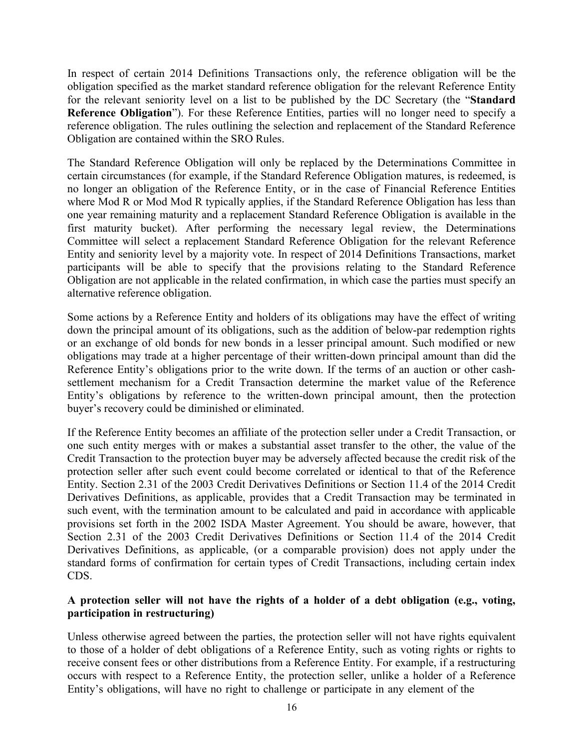In respect of certain 2014 Definitions Transactions only, the reference obligation will be the obligation specified as the market standard reference obligation for the relevant Reference Entity for the relevant seniority level on a list to be published by the DC Secretary (the "**Standard Reference Obligation**"). For these Reference Entities, parties will no longer need to specify a reference obligation. The rules outlining the selection and replacement of the Standard Reference Obligation are contained within the SRO Rules.

The Standard Reference Obligation will only be replaced by the Determinations Committee in certain circumstances (for example, if the Standard Reference Obligation matures, is redeemed, is no longer an obligation of the Reference Entity, or in the case of Financial Reference Entities where Mod R or Mod Mod R typically applies, if the Standard Reference Obligation has less than one year remaining maturity and a replacement Standard Reference Obligation is available in the first maturity bucket). After performing the necessary legal review, the Determinations Committee will select a replacement Standard Reference Obligation for the relevant Reference Entity and seniority level by a majority vote. In respect of 2014 Definitions Transactions, market participants will be able to specify that the provisions relating to the Standard Reference Obligation are not applicable in the related confirmation, in which case the parties must specify an alternative reference obligation.

Some actions by a Reference Entity and holders of its obligations may have the effect of writing down the principal amount of its obligations, such as the addition of below-par redemption rights or an exchange of old bonds for new bonds in a lesser principal amount. Such modified or new obligations may trade at a higher percentage of their written-down principal amount than did the Reference Entity's obligations prior to the write down. If the terms of an auction or other cash-settlement mechanism for a Credit Transaction determine the market value of the Reference Entity's obligations by reference to the written-down principal amount, then the protection buyer's recovery could be diminished or eliminated.

If the Reference Entity becomes an affiliate of the protection seller under a Credit Transaction, or one such entity merges with or makes a substantial asset transfer to the other, the value of the Credit Transaction to the protection buyer may be adversely affected because the credit risk of the protection seller after such event could become correlated or identical to that of the Reference Entity. Section 2.31 of the 2003 Credit Derivatives Definitions or Section 11.4 of the 2014 Credit Derivatives Definitions, as applicable, provides that a Credit Transaction may be terminated in such event, with the termination amount to be calculated and paid in accordance with applicable provisions set forth in the 2002 ISDA Master Agreement. You should be aware, however, that Section 2.31 of the 2003 Credit Derivatives Definitions or Section 11.4 of the 2014 Credit Derivatives Definitions, as applicable, (or a comparable provision) does not apply under the standard forms of confirmation for certain types of Credit Transactions, including certain index CDS.

**A protection seller will not have the rights of a holder of a debt obligation (e.g., voting, participation in restructuring)**

Unless otherwise agreed between the parties, the protection seller will not have rights equivalent to those of a holder of debt obligations of a Reference Entity, such as voting rights or rights to receive consent fees or other distributions from a Reference Entity. For example, if a restructuring occurs with respect to a Reference Entity, the protection seller, unlike a holder of a Reference Entity's obligations, will have no right to challenge or participate in any element of the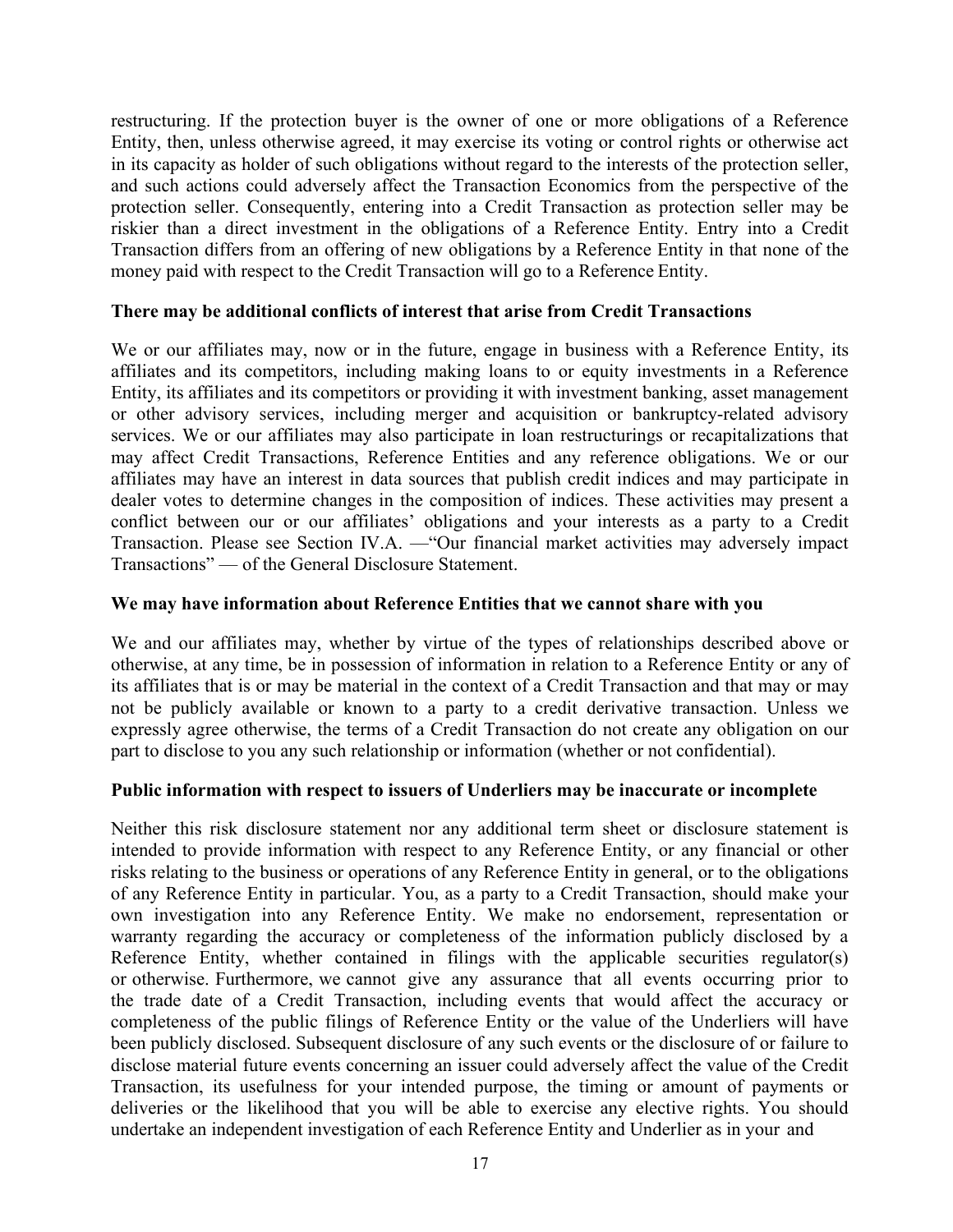restructuring. If the protection buyer is the owner of one or more obligations of a Reference Entity, then, unless otherwise agreed, it may exercise its voting or control rights or otherwise act in its capacity as holder of such obligations without regard to the interests of the protection seller, and such actions could adversely affect the Transaction Economics from the perspective of the protection seller. Consequently, entering into a Credit Transaction as protection seller may be riskier than a direct investment in the obligations of a Reference Entity. Entry into a Credit Transaction differs from an offering of new obligations by a Reference Entity in that none of the money paid with respect to the Credit Transaction will go to a Reference Entity.

**There may be additional conflicts of interest that arise from Credit Transactions**

We or our affiliates may, now or in the future, engage in business with a Reference Entity, its affiliates and its competitors, including making loans to or equity investments in a Reference Entity, its affiliates and its competitors or providing it with investment banking, asset management or other advisory services, including merger and acquisition or bankruptcy-related advisory services. We or our affiliates may also participate in loan restructurings or recapitalizations that may affect Credit Transactions, Reference Entities and any reference obligations. We or our affiliates may have an interest in data sources that publish credit indices and may participate in dealer votes to determine changes in the composition of indices. These activities may present a conflict between our or our affiliates' obligations and your interests as a party to a Credit Transaction. Please see Section IV.A. —"Our financial market activities may adversely impact Transactions" — of the General Disclosure Statement.

**We may have information about Reference Entities that we cannot share with you**

We and our affiliates may, whether by virtue of the types of relationships described above or otherwise, at any time, be in possession of information in relation to a Reference Entity or any of its affiliates that is or may be material in the context of a Credit Transaction and that may or may not be publicly available or known to a party to a credit derivative transaction. Unless we expressly agree otherwise, the terms of a Credit Transaction do not create any obligation on our part to disclose to you any such relationship or information (whether or not confidential).

**Public information with respect to issuers of Underliers may be inaccurate or incomplete**

Neither this risk disclosure statement nor any additional term sheet or disclosure statement is intended to provide information with respect to any Reference Entity, or any financial or other risks relating to the business or operations of any Reference Entity in general, or to the obligations of any Reference Entity in particular. You, as a party to a Credit Transaction, should make your own investigation into any Reference Entity. We make no endorsement, representation or warranty regarding the accuracy or completeness of the information publicly disclosed by a Reference Entity, whether contained in filings with the applicable securities regulator(s) or otherwise. Furthermore, we cannot give any assurance that all events occurring prior to the trade date of a Credit Transaction, including events that would affect the accuracy or completeness of the public filings of Reference Entity or the value of the Underliers will have been publicly disclosed. Subsequent disclosure of any such events or the disclosure of or failure to disclose material future events concerning an issuer could adversely affect the value of the Credit Transaction, its usefulness for your intended purpose, the timing or amount of payments or deliveries or the likelihood that you will be able to exercise any elective rights. You should undertake an independent investigation of each Reference Entity and Underlier as in your and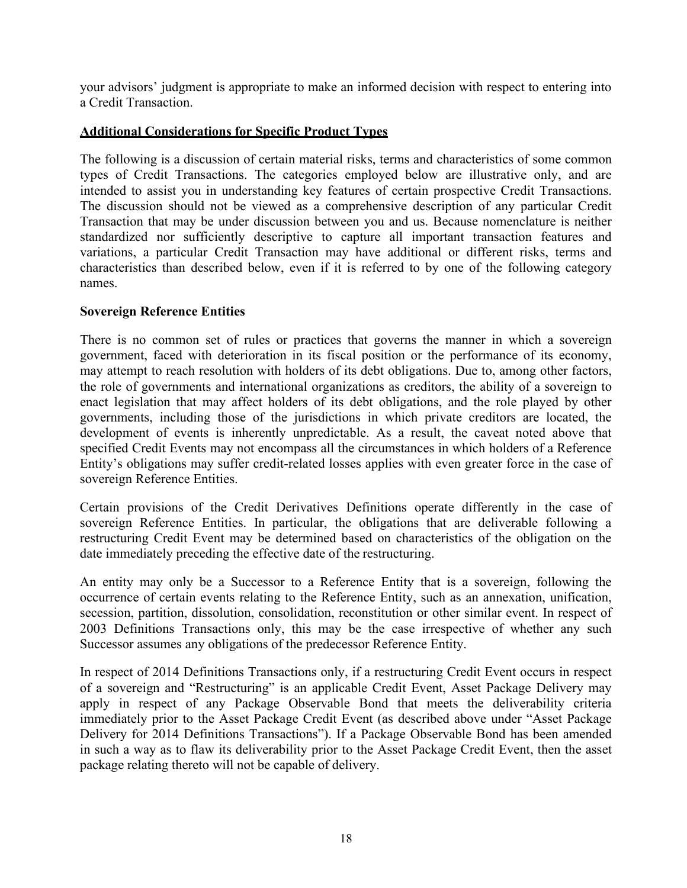your advisors' judgment is appropriate to make an informed decision with respect to entering into a Credit Transaction.

## **Additional Considerations for Specific Product Types**

The following is a discussion of certain material risks, terms and characteristics of some common types of Credit Transactions. The categories employed below are illustrative only, and are intended to assist you in understanding key features of certain prospective Credit Transactions. The discussion should not be viewed as a comprehensive description of any particular Credit Transaction that may be under discussion between you and us. Because nomenclature is neither standardized nor sufficiently descriptive to capture all important transaction features and variations, a particular Credit Transaction may have additional or different risks, terms and characteristics than described below, even if it is referred to by one of the following category names.

### **Sovereign Reference Entities**

There is no common set of rules or practices that governs the manner in which a sovereign government, faced with deterioration in its fiscal position or the performance of its economy, may attempt to reach resolution with holders of its debt obligations. Due to, among other factors, the role of governments and international organizations as creditors, the ability of a sovereign to enact legislation that may affect holders of its debt obligations, and the role played by other governments, including those of the jurisdictions in which private creditors are located, the development of events is inherently unpredictable. As a result, the caveat noted above that specified Credit Events may not encompass all the circumstances in which holders of a Reference Entity's obligations may suffer credit-related losses applies with even greater force in the case of sovereign Reference Entities.

Certain provisions of the Credit Derivatives Definitions operate differently in the case of sovereign Reference Entities. In particular, the obligations that are deliverable following a restructuring Credit Event may be determined based on characteristics of the obligation on the date immediately preceding the effective date of the restructuring.

An entity may only be a Successor to a Reference Entity that is a sovereign, following the occurrence of certain events relating to the Reference Entity, such as an annexation, unification, secession, partition, dissolution, consolidation, reconstitution or other similar event. In respect of 2003 Definitions Transactions only, this may be the case irrespective of whether any such Successor assumes any obligations of the predecessor Reference Entity.

In respect of 2014 Definitions Transactions only, if a restructuring Credit Event occurs in respect of a sovereign and "Restructuring" is an applicable Credit Event, Asset Package Delivery may apply in respect of any Package Observable Bond that meets the deliverability criteria immediately prior to the Asset Package Credit Event (as described above under "Asset Package Delivery for 2014 Definitions Transactions"). If a Package Observable Bond has been amended in such a way as to flaw its deliverability prior to the Asset Package Credit Event, then the asset package relating thereto will not be capable of delivery.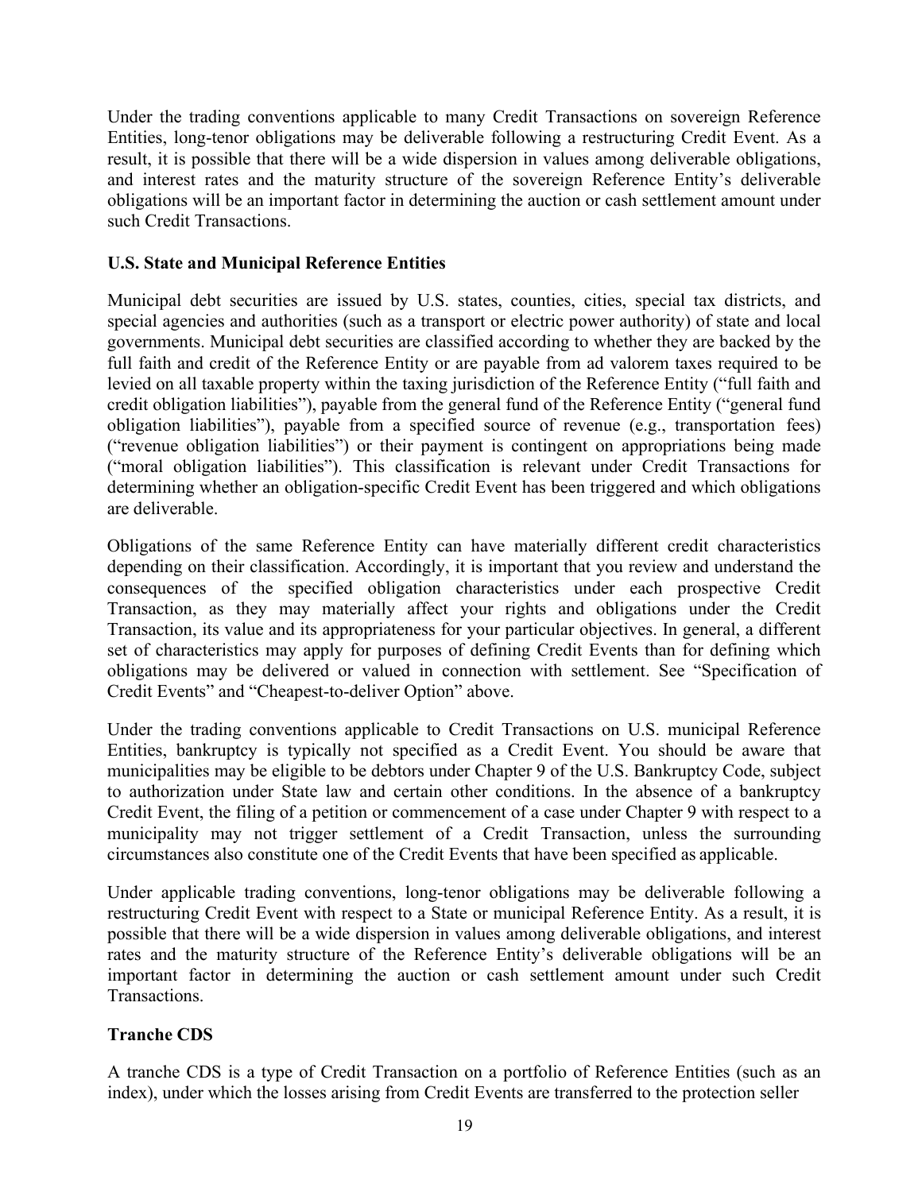Under the trading conventions applicable to many Credit Transactions on sovereign Reference Entities, long-tenor obligations may be deliverable following a restructuring Credit Event. As a result, it is possible that there will be a wide dispersion in values among deliverable obligations, and interest rates and the maturity structure of the sovereign Reference Entity's deliverable obligations will be an important factor in determining the auction or cash settlement amount under such Credit Transactions.

**U.S. State and Municipal Reference Entities**

Municipal debt securities are issued by U.S. states, counties, cities, special tax districts, and special agencies and authorities (such as a transport or electric power authority) of state and local governments. Municipal debt securities are classified according to whether they are backed by the full faith and credit of the Reference Entity or are payable from ad valorem taxes required to be levied on all taxable property within the taxing jurisdiction of the Reference Entity ("full faith and credit obligation liabilities"), payable from the general fund of the Reference Entity ("general fund obligation liabilities"), payable from a specified source of revenue (e.g., transportation fees) ("revenue obligation liabilities") or their payment is contingent on appropriations being made ("moral obligation liabilities"). This classification is relevant under Credit Transactions for determining whether an obligation-specific Credit Event has been triggered and which obligations are deliverable.

Obligations of the same Reference Entity can have materially different credit characteristics depending on their classification. Accordingly, it is important that you review and understand the consequences of the specified obligation characteristics under each prospective Credit Transaction, as they may materially affect your rights and obligations under the Credit Transaction, its value and its appropriateness for your particular objectives. In general, a different set of characteristics may apply for purposes of defining Credit Events than for defining which obligations may be delivered or valued in connection with settlement. See "Specification of Credit Events" and "Cheapest-to-deliver Option" above.

Under the trading conventions applicable to Credit Transactions on U.S. municipal Reference Entities, bankruptcy is typically not specified as a Credit Event. You should be aware that municipalities may be eligible to be debtors under Chapter 9 of the U.S. Bankruptcy Code, subject to authorization under State law and certain other conditions. In the absence of a bankruptcy Credit Event, the filing of a petition or commencement of a case under Chapter 9 with respect to a municipality may not trigger settlement of a Credit Transaction, unless the surrounding circumstances also constitute one of the Credit Events that have been specified as applicable.

Under applicable trading conventions, long-tenor obligations may be deliverable following a restructuring Credit Event with respect to a State or municipal Reference Entity. As a result, it is possible that there will be a wide dispersion in values among deliverable obligations, and interest rates and the maturity structure of the Reference Entity's deliverable obligations will be an important factor in determining the auction or cash settlement amount under such Credit Transactions.

**Tranche CDS**

A tranche CDS is a type of Credit Transaction on a portfolio of Reference Entities (such as an index), under which the losses arising from Credit Events are transferred to the protection seller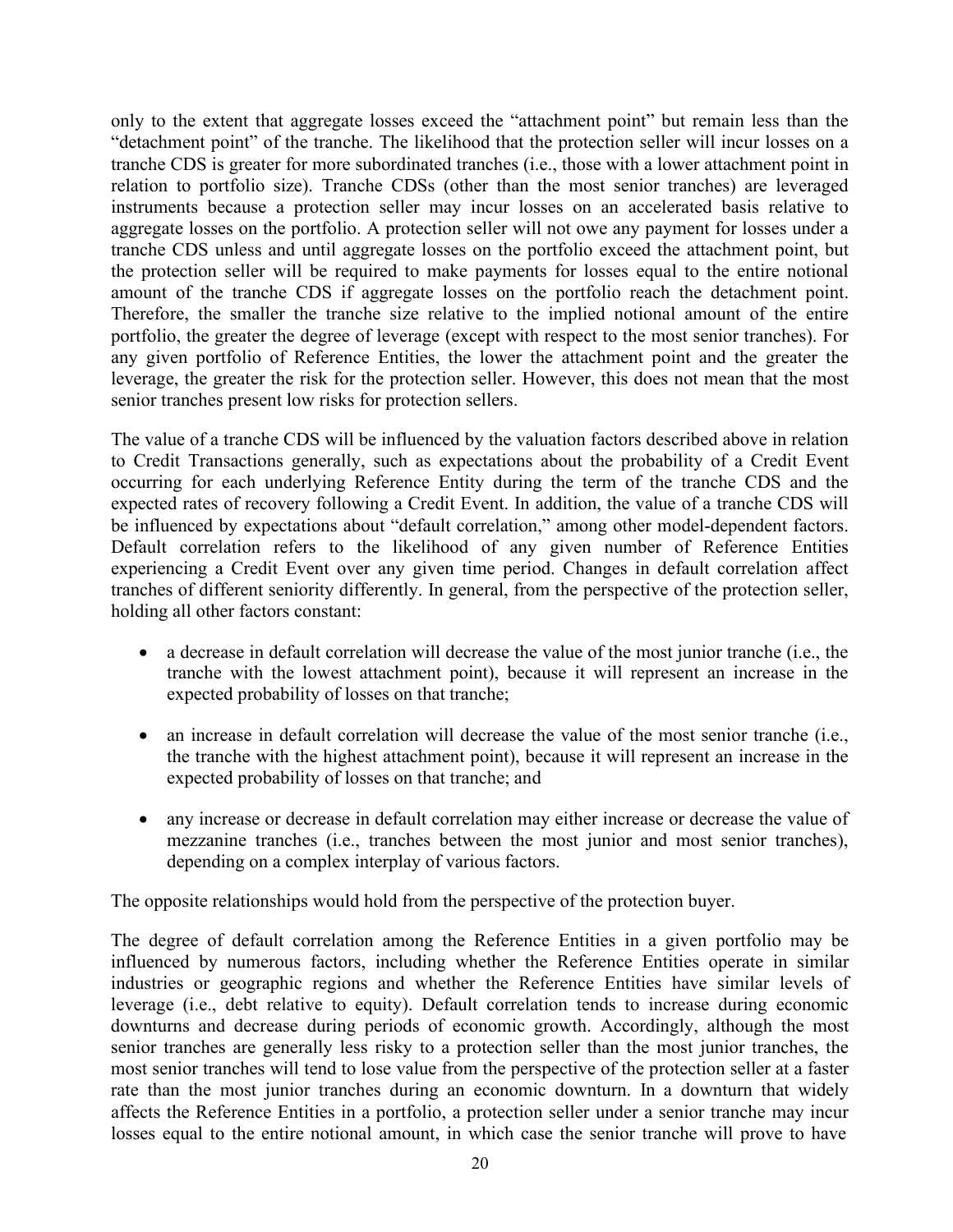only to the extent that aggregate losses exceed the "attachment point" but remain less than the "detachment point" of the tranche. The likelihood that the protection seller will incur losses on a tranche CDS is greater for more subordinated tranches (i.e., those with a lower attachment point in relation to portfolio size). Tranche CDSs (other than the most senior tranches) are leveraged instruments because a protection seller may incur losses on an accelerated basis relative to aggregate losses on the portfolio. A protection seller will not owe any payment for losses under a tranche CDS unless and until aggregate losses on the portfolio exceed the attachment point, but the protection seller will be required to make payments for losses equal to the entire notional amount of the tranche CDS if aggregate losses on the portfolio reach the detachment point. Therefore, the smaller the tranche size relative to the implied notional amount of the entire portfolio, the greater the degree of leverage (except with respect to the most senior tranches). For any given portfolio of Reference Entities, the lower the attachment point and the greater the leverage, the greater the risk for the protection seller. However, this does not mean that the most senior tranches present low risks for protection sellers.

The value of a tranche CDS will be influenced by the valuation factors described above in relation to Credit Transactions generally, such as expectations about the probability of a Credit Event occurring for each underlying Reference Entity during the term of the tranche CDS and the expected rates of recovery following a Credit Event. In addition, the value of a tranche CDS will be influenced by expectations about "default correlation," among other model-dependent factors. Default correlation refers to the likelihood of any given number of Reference Entities experiencing a Credit Event over any given time period. Changes in default correlation affect tranches of different seniority differently. In general, from the perspective of the protection seller, holding all other factors constant:

- a decrease in default correlation will decrease the value of the most junior tranche (i.e., the tranche with the lowest attachment point), because it will represent an increase in the expected probability of losses on that tranche;
- an increase in default correlation will decrease the value of the most senior tranche (i.e., the tranche with the highest attachment point), because it will represent an increase in the expected probability of losses on that tranche; and
- any increase or decrease in default correlation may either increase or decrease the value of mezzanine tranches (i.e., tranches between the most junior and most senior tranches), depending on a complex interplay of various factors.

The opposite relationships would hold from the perspective of the protection buyer.

The degree of default correlation among the Reference Entities in a given portfolio may be influenced by numerous factors, including whether the Reference Entities operate in similar industries or geographic regions and whether the Reference Entities have similar levels of leverage (i.e., debt relative to equity). Default correlation tends to increase during economic downturns and decrease during periods of economic growth. Accordingly, although the most senior tranches are generally less risky to a protection seller than the most junior tranches, the most senior tranches will tend to lose value from the perspective of the protection seller at a faster rate than the most junior tranches during an economic downturn. In a downturn that widely affects the Reference Entities in a portfolio, a protection seller under a senior tranche may incur losses equal to the entire notional amount, in which case the senior tranche will prove to have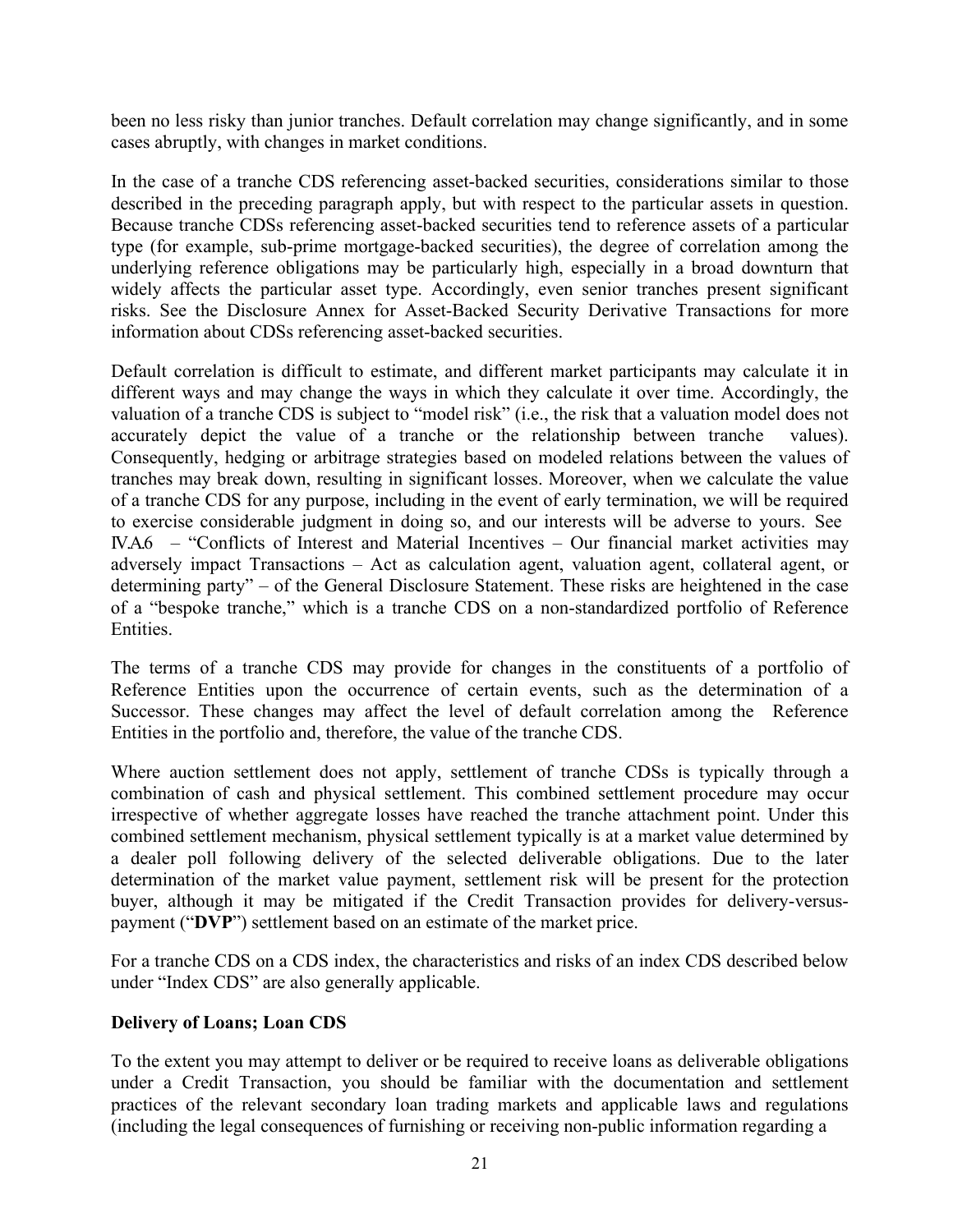been no less risky than junior tranches. Default correlation may change significantly, and in some cases abruptly, with changes in market conditions.

In the case of a tranche CDS referencing asset-backed securities, considerations similar to those described in the preceding paragraph apply, but with respect to the particular assets in question. Because tranche CDSs referencing asset-backed securities tend to reference assets of a particular type (for example, sub-prime mortgage-backed securities), the degree of correlation among the underlying reference obligations may be particularly high, especially in a broad downturn that widely affects the particular asset type. Accordingly, even senior tranches present significant risks. See the Disclosure Annex for Asset-Backed Security Derivative Transactions for more information about CDSs referencing asset-backed securities.

Default correlation is difficult to estimate, and different market participants may calculate it in different ways and may change the ways in which they calculate it over time. Accordingly, the valuation of a tranche CDS is subject to "model risk" (i.e., the risk that a valuation model does not accurately depict the value of a tranche or the relationship between tranche values). Consequently, hedging or arbitrage strategies based on modeled relations between the values of tranches may break down, resulting in significant losses. Moreover, when we calculate the value of a tranche CDS for any purpose, including in the event of early termination, we will be required to exercise considerable judgment in doing so, and our interests will be adverse to yours. See IV.A.6 – "Conflicts of Interest and Material Incentives – Our financial market activities may adversely impact Transactions – Act as calculation agent, valuation agent, collateral agent, or determining party" – of the General Disclosure Statement. These risks are heightened in the case of a "bespoke tranche," which is a tranche CDS on a non-standardized portfolio of Reference Entities.

The terms of a tranche CDS may provide for changes in the constituents of a portfolio of Reference Entities upon the occurrence of certain events, such as the determination of a Successor. These changes may affect the level of default correlation among the Reference Entities in the portfolio and, therefore, the value of the tranche CDS.

Where auction settlement does not apply, settlement of tranche CDSs is typically through a combination of cash and physical settlement. This combined settlement procedure may occur irrespective of whether aggregate losses have reached the tranche attachment point. Under this combined settlement mechanism, physical settlement typically is at a market value determined by a dealer poll following delivery of the selected deliverable obligations. Due to the later determination of the market value payment, settlement risk will be present for the protection buyer, although it may be mitigated if the Credit Transaction provides for delivery-versus-payment ("**DVP**") settlement based on an estimate of the market price.

For a tranche CDS on a CDS index, the characteristics and risks of an index CDS described below under "Index CDS" are also generally applicable.

**Delivery of Loans; Loan CDS**

To the extent you may attempt to deliver or be required to receive loans as deliverable obligations under a Credit Transaction, you should be familiar with the documentation and settlement practices of the relevant secondary loan trading markets and applicable laws and regulations (including the legal consequences of furnishing or receiving non-public information regarding a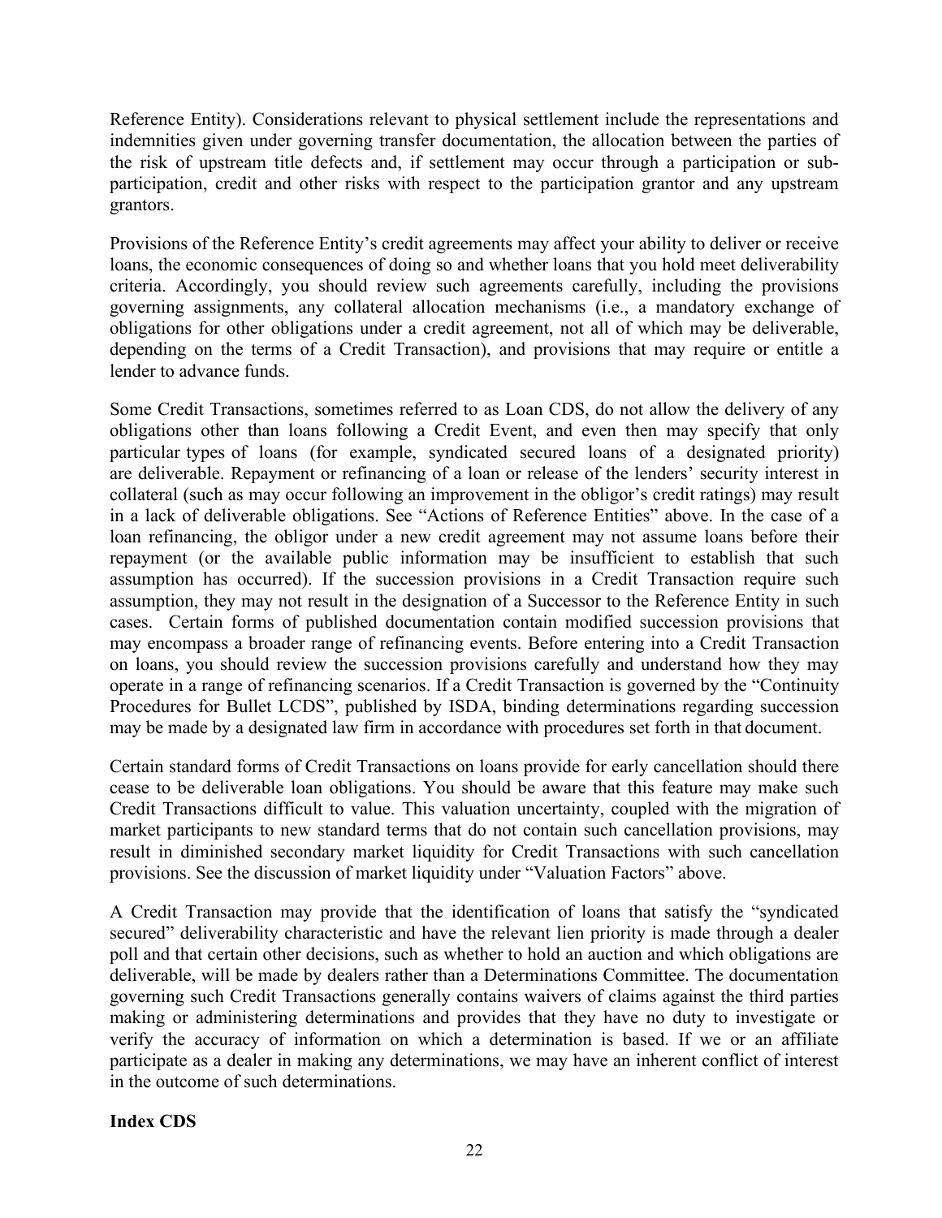Reference Entity). Considerations relevant to physical settlement include the representations and indemnities given under governing transfer documentation, the allocation between the parties of the risk of upstream title defects and, if settlement may occur through a participation or sub-participation, credit and other risks with respect to the participation grantor and any upstream grantors.

Provisions of the Reference Entity's credit agreements may affect your ability to deliver or receive loans, the economic consequences of doing so and whether loans that you hold meet deliverability criteria. Accordingly, you should review such agreements carefully, including the provisions governing assignments, any collateral allocation mechanisms (i.e., a mandatory exchange of obligations for other obligations under a credit agreement, not all of which may be deliverable, depending on the terms of a Credit Transaction), and provisions that may require or entitle a lender to advance funds.

Some Credit Transactions, sometimes referred to as Loan CDS, do not allow the delivery of any obligations other than loans following a Credit Event, and even then may specify that only particular types of loans (for example, syndicated secured loans of a designated priority) are deliverable. Repayment or refinancing of a loan or release of the lenders' security interest in collateral (such as may occur following an improvement in the obligor's credit ratings) may result in a lack of deliverable obligations. See "Actions of Reference Entities" above. In the case of a loan refinancing, the obligor under a new credit agreement may not assume loans before their repayment (or the available public information may be insufficient to establish that such assumption has occurred). If the succession provisions in a Credit Transaction require such assumption, they may not result in the designation of a Successor to the Reference Entity in such cases. Certain forms of published documentation contain modified succession provisions that may encompass a broader range of refinancing events. Before entering into a Credit Transaction on loans, you should review the succession provisions carefully and understand how they may operate in a range of refinancing scenarios. If a Credit Transaction is governed by the "Continuity Procedures for Bullet LCDS", published by ISDA, binding determinations regarding succession may be made by a designated law firm in accordance with procedures set forth in that document.

Certain standard forms of Credit Transactions on loans provide for early cancellation should there cease to be deliverable loan obligations. You should be aware that this feature may make such Credit Transactions difficult to value. This valuation uncertainty, coupled with the migration of market participants to new standard terms that do not contain such cancellation provisions, may result in diminished secondary market liquidity for Credit Transactions with such cancellation provisions. See the discussion of market liquidity under "Valuation Factors" above.

A Credit Transaction may provide that the identification of loans that satisfy the "syndicated secured" deliverability characteristic and have the relevant lien priority is made through a dealer poll and that certain other decisions, such as whether to hold an auction and which obligations are deliverable, will be made by dealers rather than a Determinations Committee. The documentation governing such Credit Transactions generally contains waivers of claims against the third parties making or administering determinations and provides that they have no duty to investigate or verify the accuracy of information on which a determination is based. If we or an affiliate participate as a dealer in making any determinations, we may have an inherent conflict of interest in the outcome of such determinations.

**Index CDS**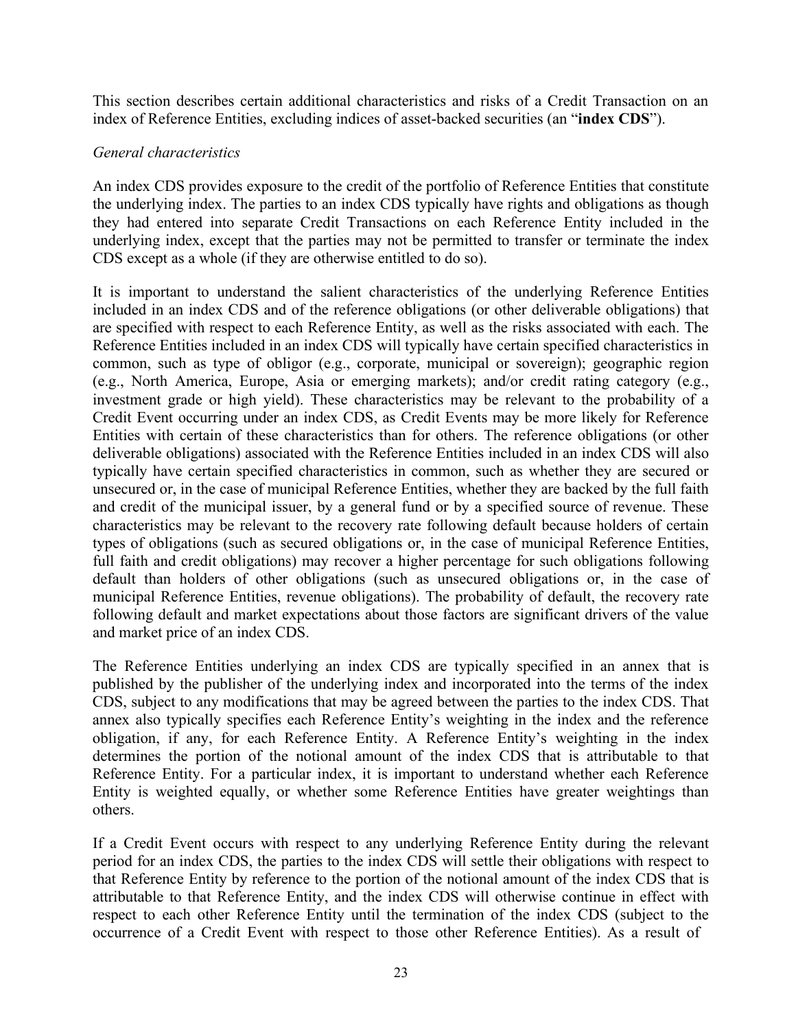This section describes certain additional characteristics and risks of a Credit Transaction on an index of Reference Entities, excluding indices of asset-backed securities (an "**index CDS**").

*General characteristics*

An index CDS provides exposure to the credit of the portfolio of Reference Entities that constitute the underlying index. The parties to an index CDS typically have rights and obligations as though they had entered into separate Credit Transactions on each Reference Entity included in the underlying index, except that the parties may not be permitted to transfer or terminate the index CDS except as a whole (if they are otherwise entitled to do so).

It is important to understand the salient characteristics of the underlying Reference Entities included in an index CDS and of the reference obligations (or other deliverable obligations) that are specified with respect to each Reference Entity, as well as the risks associated with each. The Reference Entities included in an index CDS will typically have certain specified characteristics in common, such as type of obligor (e.g., corporate, municipal or sovereign); geographic region (e.g., North America, Europe, Asia or emerging markets); and/or credit rating category (e.g., investment grade or high yield). These characteristics may be relevant to the probability of a Credit Event occurring under an index CDS, as Credit Events may be more likely for Reference Entities with certain of these characteristics than for others. The reference obligations (or other deliverable obligations) associated with the Reference Entities included in an index CDS will also typically have certain specified characteristics in common, such as whether they are secured or unsecured or, in the case of municipal Reference Entities, whether they are backed by the full faith and credit of the municipal issuer, by a general fund or by a specified source of revenue. These characteristics may be relevant to the recovery rate following default because holders of certain types of obligations (such as secured obligations or, in the case of municipal Reference Entities, full faith and credit obligations) may recover a higher percentage for such obligations following default than holders of other obligations (such as unsecured obligations or, in the case of municipal Reference Entities, revenue obligations). The probability of default, the recovery rate following default and market expectations about those factors are significant drivers of the value and market price of an index CDS.

The Reference Entities underlying an index CDS are typically specified in an annex that is published by the publisher of the underlying index and incorporated into the terms of the index CDS, subject to any modifications that may be agreed between the parties to the index CDS. That annex also typically specifies each Reference Entity's weighting in the index and the reference obligation, if any, for each Reference Entity. A Reference Entity's weighting in the index determines the portion of the notional amount of the index CDS that is attributable to that Reference Entity. For a particular index, it is important to understand whether each Reference Entity is weighted equally, or whether some Reference Entities have greater weightings than others.

If a Credit Event occurs with respect to any underlying Reference Entity during the relevant period for an index CDS, the parties to the index CDS will settle their obligations with respect to that Reference Entity by reference to the portion of the notional amount of the index CDS that is attributable to that Reference Entity, and the index CDS will otherwise continue in effect with respect to each other Reference Entity until the termination of the index CDS (subject to the occurrence of a Credit Event with respect to those other Reference Entities). As a result of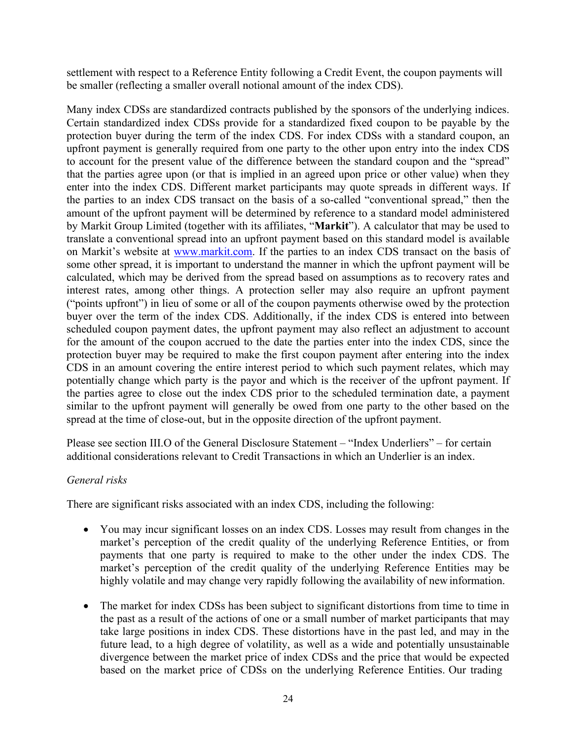settlement with respect to a Reference Entity following a Credit Event, the coupon payments will be smaller (reflecting a smaller overall notional amount of the index CDS).

Many index CDSs are standardized contracts published by the sponsors of the underlying indices. Certain standardized index CDSs provide for a standardized fixed coupon to be payable by the protection buyer during the term of the index CDS. For index CDSs with a standard coupon, an upfront payment is generally required from one party to the other upon entry into the index CDS to account for the present value of the difference between the standard coupon and the "spread" that the parties agree upon (or that is implied in an agreed upon price or other value) when they enter into the index CDS. Different market participants may quote spreads in different ways. If the parties to an index CDS transact on the basis of a so-called "conventional spread," then the amount of the upfront payment will be determined by reference to a standard model administered by Markit Group Limited (together with its affiliates, "**Markit**"). A calculator that may be used to translate a conventional spread into an upfront payment based on this standard model is available on Markit's website at [www.markit.com](http://www.markit.com). If the parties to an index CDS transact on the basis of some other spread, it is important to understand the manner in which the upfront payment will be calculated, which may be derived from the spread based on assumptions as to recovery rates and interest rates, among other things. A protection seller may also require an upfront payment ("points upfront") in lieu of some or all of the coupon payments otherwise owed by the protection buyer over the term of the index CDS. Additionally, if the index CDS is entered into between scheduled coupon payment dates, the upfront payment may also reflect an adjustment to account for the amount of the coupon accrued to the date the parties enter into the index CDS, since the protection buyer may be required to make the first coupon payment after entering into the index CDS in an amount covering the entire interest period to which such payment relates, which may potentially change which party is the payor and which is the receiver of the upfront payment. If the parties agree to close out the index CDS prior to the scheduled termination date, a payment similar to the upfront payment will generally be owed from one party to the other based on the spread at the time of close-out, but in the opposite direction of the upfront payment.

Please see section III.O of the General Disclosure Statement – "Index Underliers" – for certain additional considerations relevant to Credit Transactions in which an Underlier is an index.

*General risks*

There are significant risks associated with an index CDS, including the following:

- You may incur significant losses on an index CDS. Losses may result from changes in the market's perception of the credit quality of the underlying Reference Entities, or from payments that one party is required to make to the other under the index CDS. The market's perception of the credit quality of the underlying Reference Entities may be highly volatile and may change very rapidly following the availability of new information.

- The market for index CDSs has been subject to significant distortions from time to time in the past as a result of the actions of one or a small number of market participants that may take large positions in index CDS. These distortions have in the past led, and may in the future lead, to a high degree of volatility, as well as a wide and potentially unsustainable divergence between the market price of index CDSs and the price that would be expected based on the market price of CDSs on the underlying Reference Entities. Our trading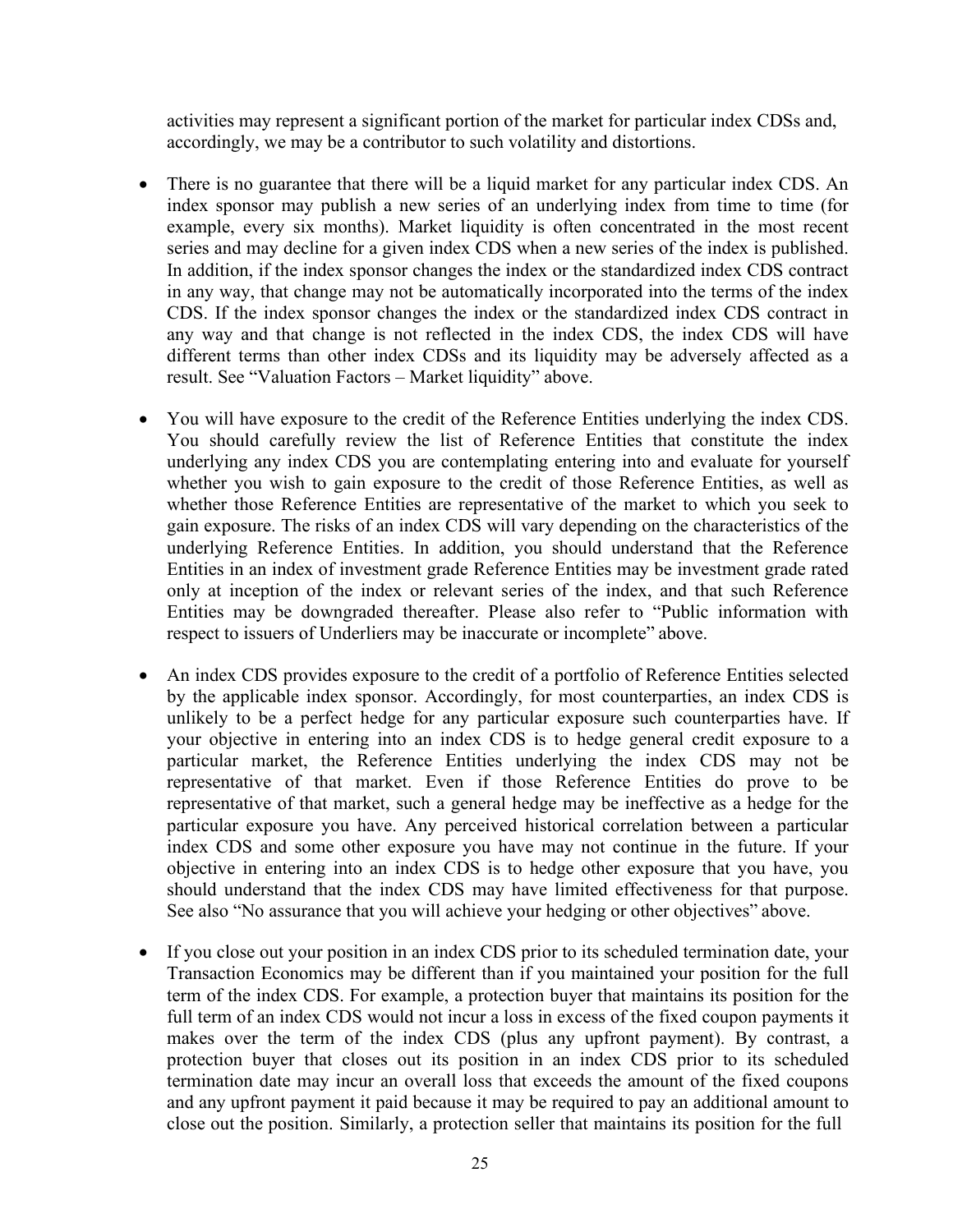activities may represent a significant portion of the market for particular index CDSs and, accordingly, we may be a contributor to such volatility and distortions.

- There is no guarantee that there will be a liquid market for any particular index CDS. An index sponsor may publish a new series of an underlying index from time to time (for example, every six months). Market liquidity is often concentrated in the most recent series and may decline for a given index CDS when a new series of the index is published. In addition, if the index sponsor changes the index or the standardized index CDS contract in any way, that change may not be automatically incorporated into the terms of the index CDS. If the index sponsor changes the index or the standardized index CDS contract in any way and that change is not reflected in the index CDS, the index CDS will have different terms than other index CDSs and its liquidity may be adversely affected as a result. See "Valuation Factors – Market liquidity" above.

- You will have exposure to the credit of the Reference Entities underlying the index CDS. You should carefully review the list of Reference Entities that constitute the index underlying any index CDS you are contemplating entering into and evaluate for yourself whether you wish to gain exposure to the credit of those Reference Entities, as well as whether those Reference Entities are representative of the market to which you seek to gain exposure. The risks of an index CDS will vary depending on the characteristics of the underlying Reference Entities. In addition, you should understand that the Reference Entities in an index of investment grade Reference Entities may be investment grade rated only at inception of the index or relevant series of the index, and that such Reference Entities may be downgraded thereafter. Please also refer to "Public information with respect to issuers of Underliers may be inaccurate or incomplete" above.

- An index CDS provides exposure to the credit of a portfolio of Reference Entities selected by the applicable index sponsor. Accordingly, for most counterparties, an index CDS is unlikely to be a perfect hedge for any particular exposure such counterparties have. If your objective in entering into an index CDS is to hedge general credit exposure to a particular market, the Reference Entities underlying the index CDS may not be representative of that market. Even if those Reference Entities do prove to be representative of that market, such a general hedge may be ineffective as a hedge for the particular exposure you have. Any perceived historical correlation between a particular index CDS and some other exposure you have may not continue in the future. If your objective in entering into an index CDS is to hedge other exposure that you have, you should understand that the index CDS may have limited effectiveness for that purpose. See also "No assurance that you will achieve your hedging or other objectives" above.

- If you close out your position in an index CDS prior to its scheduled termination date, your Transaction Economics may be different than if you maintained your position for the full term of the index CDS. For example, a protection buyer that maintains its position for the full term of an index CDS would not incur a loss in excess of the fixed coupon payments it makes over the term of the index CDS (plus any upfront payment). By contrast, a protection buyer that closes out its position in an index CDS prior to its scheduled termination date may incur an overall loss that exceeds the amount of the fixed coupons and any upfront payment it paid because it may be required to pay an additional amount to close out the position. Similarly, a protection seller that maintains its position for the full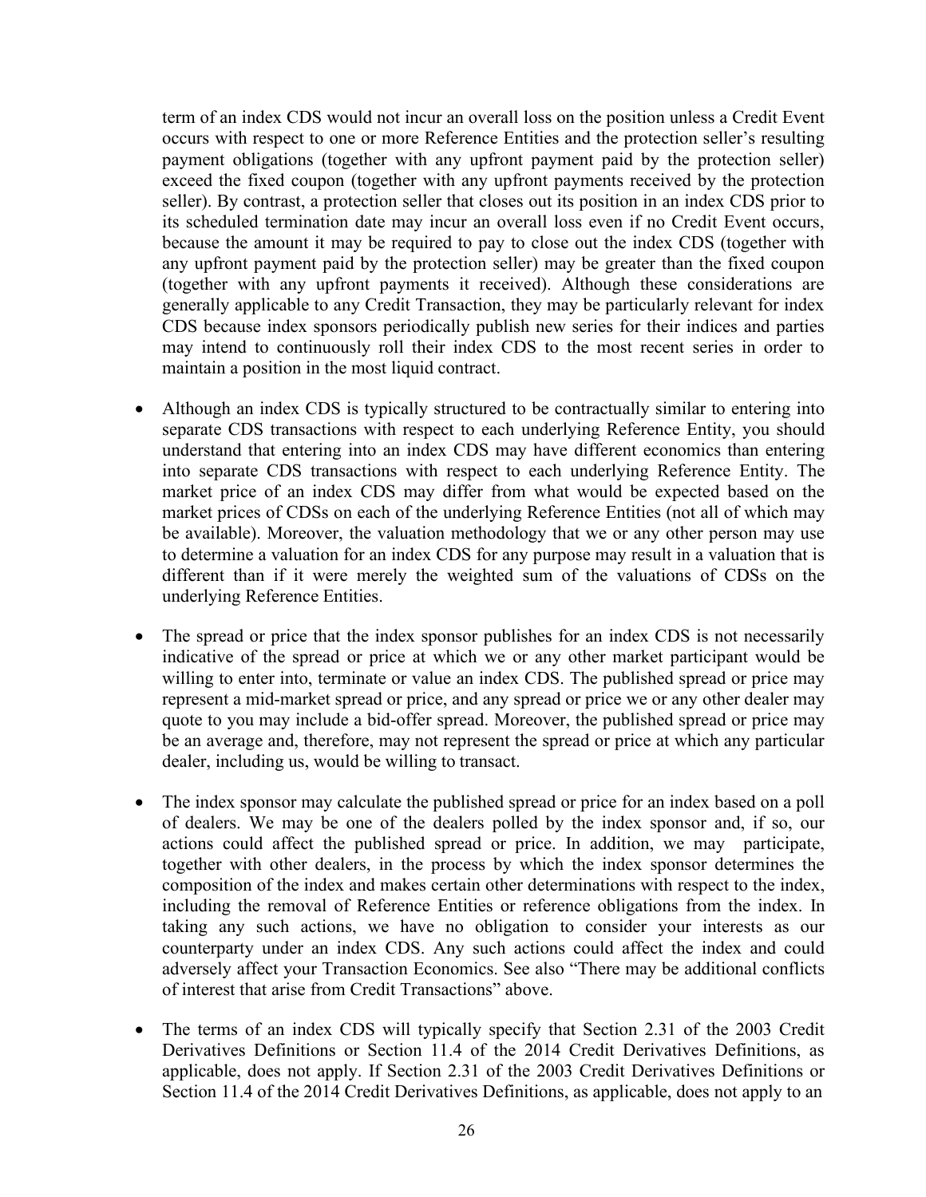term of an index CDS would not incur an overall loss on the position unless a Credit Event occurs with respect to one or more Reference Entities and the protection seller's resulting payment obligations (together with any upfront payment paid by the protection seller) exceed the fixed coupon (together with any upfront payments received by the protection seller). By contrast, a protection seller that closes out its position in an index CDS prior to its scheduled termination date may incur an overall loss even if no Credit Event occurs, because the amount it may be required to pay to close out the index CDS (together with any upfront payment paid by the protection seller) may be greater than the fixed coupon (together with any upfront payments it received). Although these considerations are generally applicable to any Credit Transaction, they may be particularly relevant for index CDS because index sponsors periodically publish new series for their indices and parties may intend to continuously roll their index CDS to the most recent series in order to maintain a position in the most liquid contract.

- Although an index CDS is typically structured to be contractually similar to entering into separate CDS transactions with respect to each underlying Reference Entity, you should understand that entering into an index CDS may have different economics than entering into separate CDS transactions with respect to each underlying Reference Entity. The market price of an index CDS may differ from what would be expected based on the market prices of CDSs on each of the underlying Reference Entities (not all of which may be available). Moreover, the valuation methodology that we or any other person may use to determine a valuation for an index CDS for any purpose may result in a valuation that is different than if it were merely the weighted sum of the valuations of CDSs on the underlying Reference Entities.

- The spread or price that the index sponsor publishes for an index CDS is not necessarily indicative of the spread or price at which we or any other market participant would be willing to enter into, terminate or value an index CDS. The published spread or price may represent a mid-market spread or price, and any spread or price we or any other dealer may quote to you may include a bid-offer spread. Moreover, the published spread or price may be an average and, therefore, may not represent the spread or price at which any particular dealer, including us, would be willing to transact.

- The index sponsor may calculate the published spread or price for an index based on a poll of dealers. We may be one of the dealers polled by the index sponsor and, if so, our actions could affect the published spread or price. In addition, we may participate, together with other dealers, in the process by which the index sponsor determines the composition of the index and makes certain other determinations with respect to the index, including the removal of Reference Entities or reference obligations from the index. In taking any such actions, we have no obligation to consider your interests as our counterparty under an index CDS. Any such actions could affect the index and could adversely affect your Transaction Economics. See also "There may be additional conflicts of interest that arise from Credit Transactions" above.

- The terms of an index CDS will typically specify that Section 2.31 of the 2003 Credit Derivatives Definitions or Section 11.4 of the 2014 Credit Derivatives Definitions, as applicable, does not apply. If Section 2.31 of the 2003 Credit Derivatives Definitions or Section 11.4 of the 2014 Credit Derivatives Definitions, as applicable, does not apply to an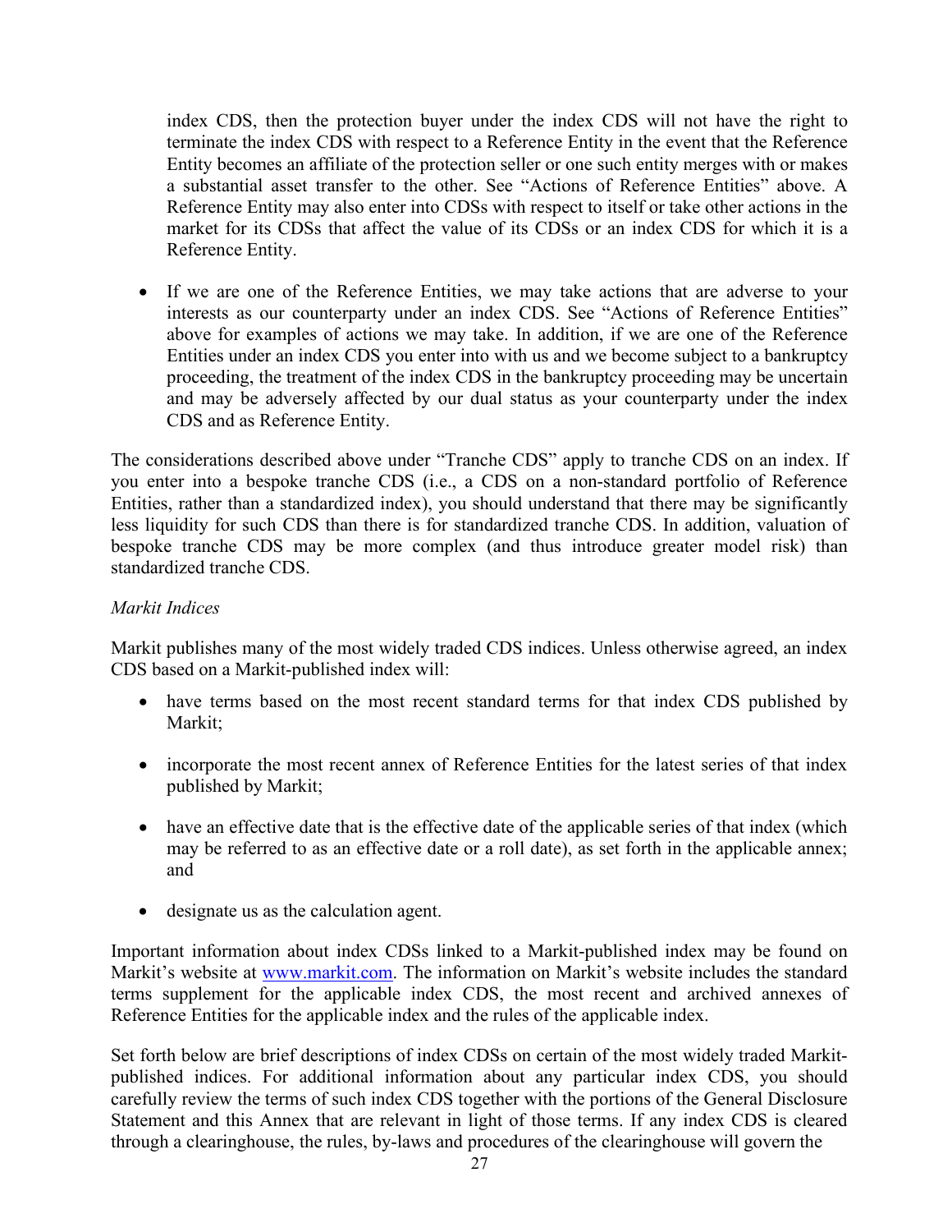index CDS, then the protection buyer under the index CDS will not have the right to terminate the index CDS with respect to a Reference Entity in the event that the Reference Entity becomes an affiliate of the protection seller or one such entity merges with or makes a substantial asset transfer to the other. See "Actions of Reference Entities" above. A Reference Entity may also enter into CDSs with respect to itself or take other actions in the market for its CDSs that affect the value of its CDSs or an index CDS for which it is a Reference Entity.

- If we are one of the Reference Entities, we may take actions that are adverse to your interests as our counterparty under an index CDS. See "Actions of Reference Entities" above for examples of actions we may take. In addition, if we are one of the Reference Entities under an index CDS you enter into with us and we become subject to a bankruptcy proceeding, the treatment of the index CDS in the bankruptcy proceeding may be uncertain and may be adversely affected by our dual status as your counterparty under the index CDS and as Reference Entity.

The considerations described above under "Tranche CDS" apply to tranche CDS on an index. If you enter into a bespoke tranche CDS (i.e., a CDS on a non-standard portfolio of Reference Entities, rather than a standardized index), you should understand that there may be significantly less liquidity for such CDS than there is for standardized tranche CDS. In addition, valuation of bespoke tranche CDS may be more complex (and thus introduce greater model risk) than standardized tranche CDS.

*Markit Indices*

Markit publishes many of the most widely traded CDS indices. Unless otherwise agreed, an index CDS based on a Markit-published index will:

- have terms based on the most recent standard terms for that index CDS published by Markit;

- incorporate the most recent annex of Reference Entities for the latest series of that index published by Markit;

- have an effective date that is the effective date of the applicable series of that index (which may be referred to as an effective date or a roll date), as set forth in the applicable annex; and

- designate us as the calculation agent.

Important information about index CDSs linked to a Markit-published index may be found on Markit's website at [www.markit.com](http://www.markit.com). The information on Markit's website includes the standard terms supplement for the applicable index CDS, the most recent and archived annexes of Reference Entities for the applicable index and the rules of the applicable index.

Set forth below are brief descriptions of index CDSs on certain of the most widely traded Markit-published indices. For additional information about any particular index CDS, you should carefully review the terms of such index CDS together with the portions of the General Disclosure Statement and this Annex that are relevant in light of those terms. If any index CDS is cleared through a clearinghouse, the rules, by-laws and procedures of the clearinghouse will govern the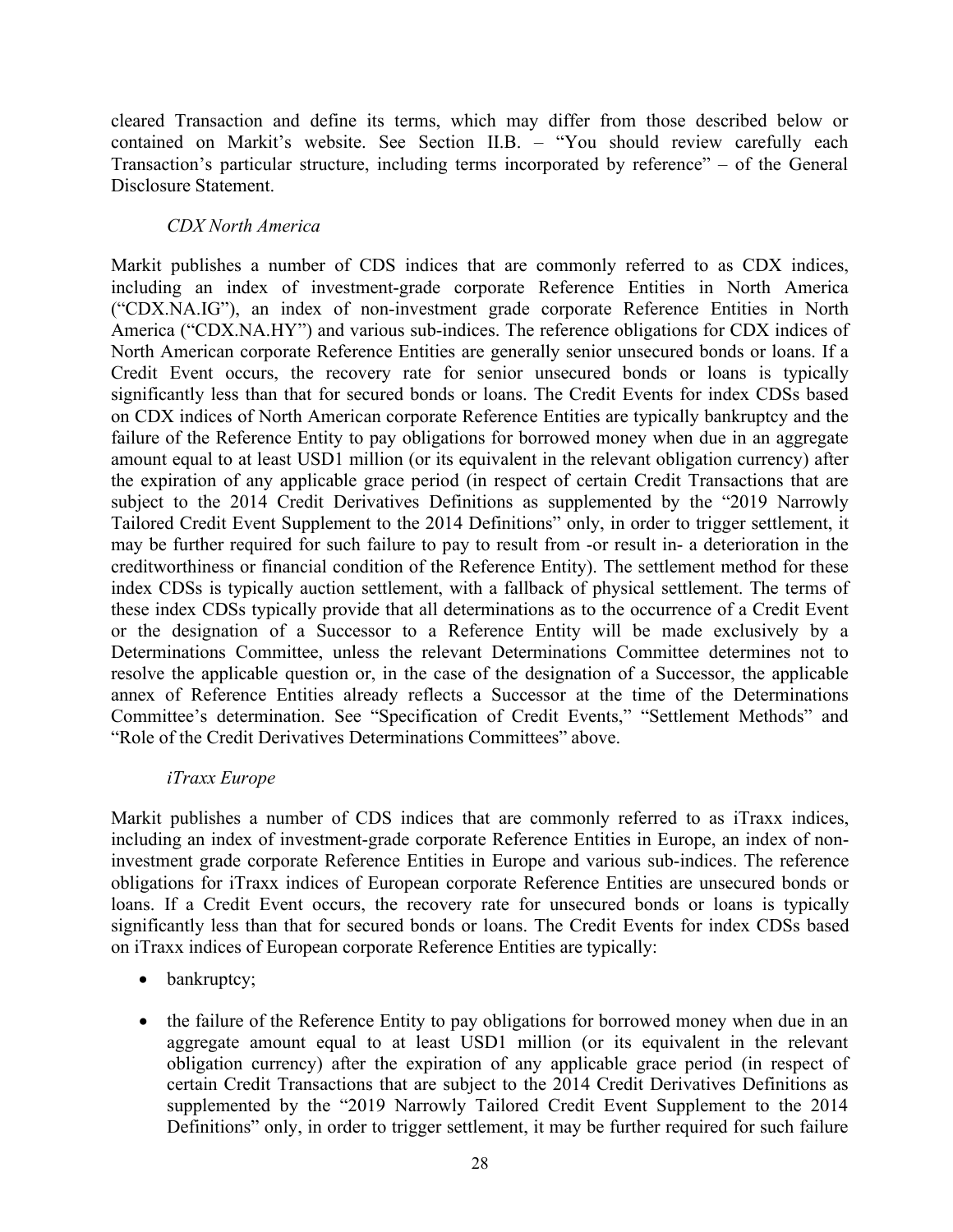cleared Transaction and define its terms, which may differ from those described below or contained on Markit's website. See Section II.B. – "You should review carefully each Transaction's particular structure, including terms incorporated by reference" – of the General Disclosure Statement.

*CDX North America*

Markit publishes a number of CDS indices that are commonly referred to as CDX indices, including an index of investment-grade corporate Reference Entities in North America ("CDX.NA.IG"), an index of non-investment grade corporate Reference Entities in North America ("CDX.NA.HY") and various sub-indices. The reference obligations for CDX indices of North American corporate Reference Entities are generally senior unsecured bonds or loans. If a Credit Event occurs, the recovery rate for senior unsecured bonds or loans is typically significantly less than that for secured bonds or loans. The Credit Events for index CDSs based on CDX indices of North American corporate Reference Entities are typically bankruptcy and the failure of the Reference Entity to pay obligations for borrowed money when due in an aggregate amount equal to at least USD1 million (or its equivalent in the relevant obligation currency) after the expiration of any applicable grace period (in respect of certain Credit Transactions that are subject to the 2014 Credit Derivatives Definitions as supplemented by the "2019 Narrowly Tailored Credit Event Supplement to the 2014 Definitions" only, in order to trigger settlement, it may be further required for such failure to pay to result from -or result in- a deterioration in the creditworthiness or financial condition of the Reference Entity). The settlement method for these index CDSs is typically auction settlement, with a fallback of physical settlement. The terms of these index CDSs typically provide that all determinations as to the occurrence of a Credit Event or the designation of a Successor to a Reference Entity will be made exclusively by a Determinations Committee, unless the relevant Determinations Committee determines not to resolve the applicable question or, in the case of the designation of a Successor, the applicable annex of Reference Entities already reflects a Successor at the time of the Determinations Committee's determination. See "Specification of Credit Events," "Settlement Methods" and "Role of the Credit Derivatives Determinations Committees" above.

*iTraxx Europe*

Markit publishes a number of CDS indices that are commonly referred to as iTraxx indices, including an index of investment-grade corporate Reference Entities in Europe, an index of non-investment grade corporate Reference Entities in Europe and various sub-indices. The reference obligations for iTraxx indices of European corporate Reference Entities are unsecured bonds or loans. If a Credit Event occurs, the recovery rate for unsecured bonds or loans is typically significantly less than that for secured bonds or loans. The Credit Events for index CDSs based on iTraxx indices of European corporate Reference Entities are typically:

- bankruptcy;
- the failure of the Reference Entity to pay obligations for borrowed money when due in an aggregate amount equal to at least USD1 million (or its equivalent in the relevant obligation currency) after the expiration of any applicable grace period (in respect of certain Credit Transactions that are subject to the 2014 Credit Derivatives Definitions as supplemented by the "2019 Narrowly Tailored Credit Event Supplement to the 2014 Definitions" only, in order to trigger settlement, it may be further required for such failure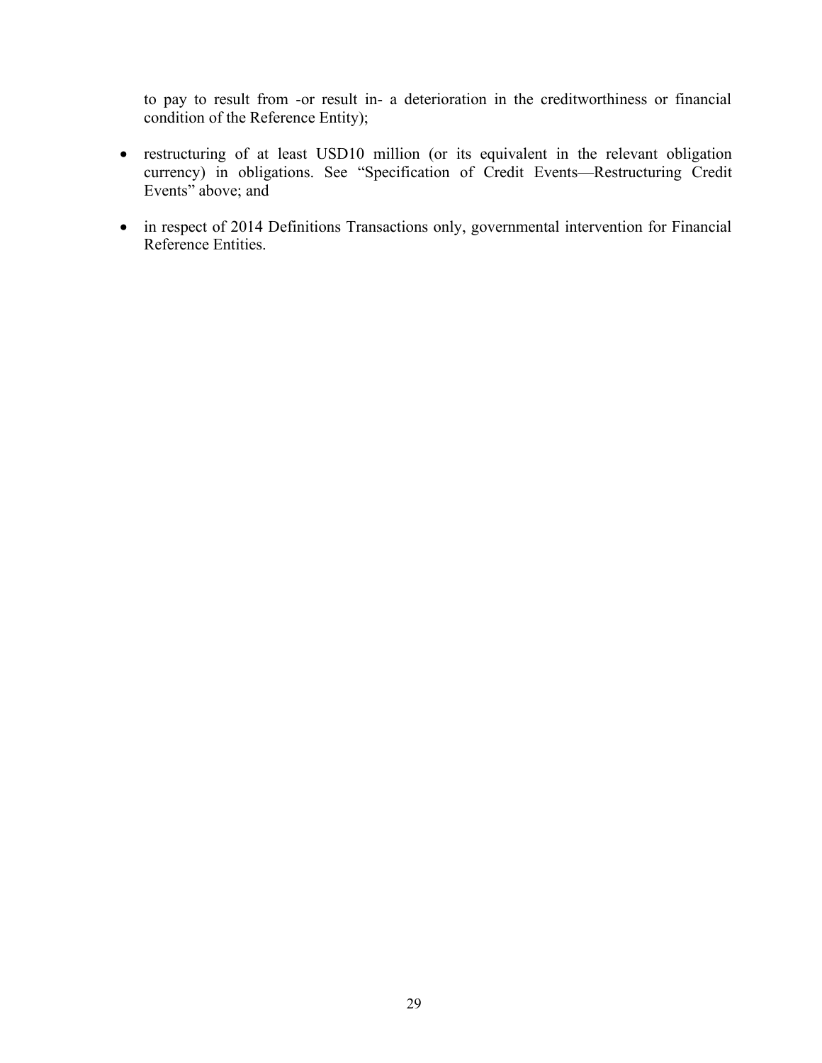to pay to result from -or result in- a deterioration in the creditworthiness or financial condition of the Reference Entity);

- restructuring of at least USD10 million (or its equivalent in the relevant obligation currency) in obligations. See "Specification of Credit Events—Restructuring Credit Events" above; and
- in respect of 2014 Definitions Transactions only, governmental intervention for Financial Reference Entities.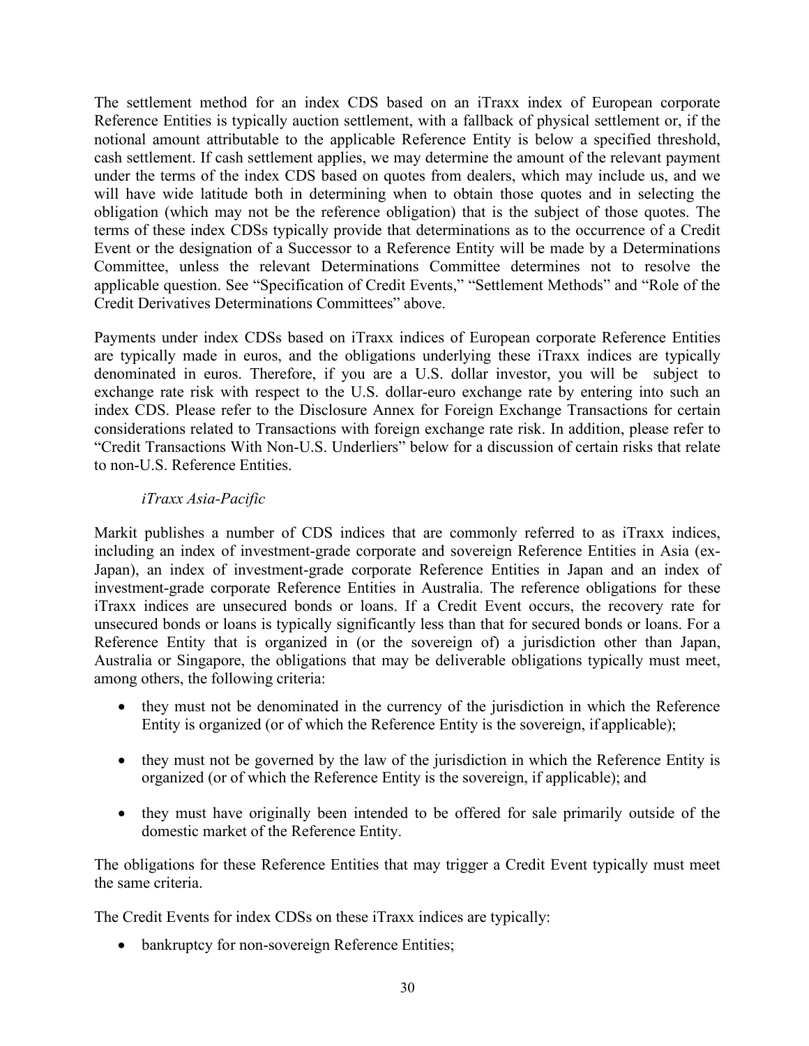The settlement method for an index CDS based on an iTraxx index of European corporate Reference Entities is typically auction settlement, with a fallback of physical settlement or, if the notional amount attributable to the applicable Reference Entity is below a specified threshold, cash settlement. If cash settlement applies, we may determine the amount of the relevant payment under the terms of the index CDS based on quotes from dealers, which may include us, and we will have wide latitude both in determining when to obtain those quotes and in selecting the obligation (which may not be the reference obligation) that is the subject of those quotes. The terms of these index CDSs typically provide that determinations as to the occurrence of a Credit Event or the designation of a Successor to a Reference Entity will be made by a Determinations Committee, unless the relevant Determinations Committee determines not to resolve the applicable question. See "Specification of Credit Events," "Settlement Methods" and "Role of the Credit Derivatives Determinations Committees" above.

Payments under index CDSs based on iTraxx indices of European corporate Reference Entities are typically made in euros, and the obligations underlying these iTraxx indices are typically denominated in euros. Therefore, if you are a U.S. dollar investor, you will be subject to exchange rate risk with respect to the U.S. dollar-euro exchange rate by entering into such an index CDS. Please refer to the Disclosure Annex for Foreign Exchange Transactions for certain considerations related to Transactions with foreign exchange rate risk. In addition, please refer to "Credit Transactions With Non-U.S. Underliers" below for a discussion of certain risks that relate to non-U.S. Reference Entities.

*iTraxx Asia-Pacific*

Markit publishes a number of CDS indices that are commonly referred to as iTraxx indices, including an index of investment-grade corporate and sovereign Reference Entities in Asia (ex-Japan), an index of investment-grade corporate Reference Entities in Japan and an index of investment-grade corporate Reference Entities in Australia. The reference obligations for these iTraxx indices are unsecured bonds or loans. If a Credit Event occurs, the recovery rate for unsecured bonds or loans is typically significantly less than that for secured bonds or loans. For a Reference Entity that is organized in (or the sovereign of) a jurisdiction other than Japan, Australia or Singapore, the obligations that may be deliverable obligations typically must meet, among others, the following criteria:

- they must not be denominated in the currency of the jurisdiction in which the Reference Entity is organized (or of which the Reference Entity is the sovereign, if applicable);
- they must not be governed by the law of the jurisdiction in which the Reference Entity is organized (or of which the Reference Entity is the sovereign, if applicable); and
- they must have originally been intended to be offered for sale primarily outside of the domestic market of the Reference Entity.

The obligations for these Reference Entities that may trigger a Credit Event typically must meet the same criteria.

The Credit Events for index CDSs on these iTraxx indices are typically:

- bankruptcy for non-sovereign Reference Entities;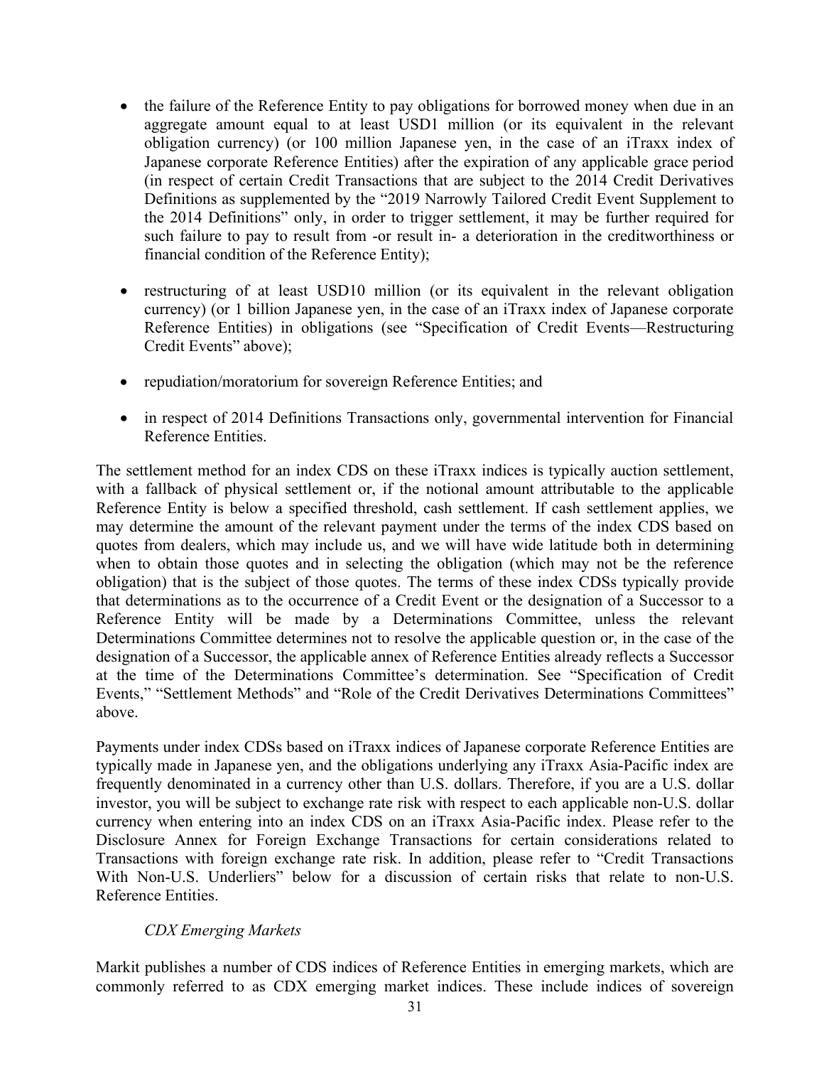- the failure of the Reference Entity to pay obligations for borrowed money when due in an aggregate amount equal to at least USD1 million (or its equivalent in the relevant obligation currency) (or 100 million Japanese yen, in the case of an iTraxx index of Japanese corporate Reference Entities) after the expiration of any applicable grace period (in respect of certain Credit Transactions that are subject to the 2014 Credit Derivatives Definitions as supplemented by the "2019 Narrowly Tailored Credit Event Supplement to the 2014 Definitions" only, in order to trigger settlement, it may be further required for such failure to pay to result from -or result in- a deterioration in the creditworthiness or financial condition of the Reference Entity);

- restructuring of at least USD10 million (or its equivalent in the relevant obligation currency) (or 1 billion Japanese yen, in the case of an iTraxx index of Japanese corporate Reference Entities) in obligations (see "Specification of Credit Events—Restructuring Credit Events" above);

- repudiation/moratorium for sovereign Reference Entities; and

- in respect of 2014 Definitions Transactions only, governmental intervention for Financial Reference Entities.

The settlement method for an index CDS on these iTraxx indices is typically auction settlement, with a fallback of physical settlement or, if the notional amount attributable to the applicable Reference Entity is below a specified threshold, cash settlement. If cash settlement applies, we may determine the amount of the relevant payment under the terms of the index CDS based on quotes from dealers, which may include us, and we will have wide latitude both in determining when to obtain those quotes and in selecting the obligation (which may not be the reference obligation) that is the subject of those quotes. The terms of these index CDSs typically provide that determinations as to the occurrence of a Credit Event or the designation of a Successor to a Reference Entity will be made by a Determinations Committee, unless the relevant Determinations Committee determines not to resolve the applicable question or, in the case of the designation of a Successor, the applicable annex of Reference Entities already reflects a Successor at the time of the Determinations Committee's determination. See "Specification of Credit Events," "Settlement Methods" and "Role of the Credit Derivatives Determinations Committees" above.

Payments under index CDSs based on iTraxx indices of Japanese corporate Reference Entities are typically made in Japanese yen, and the obligations underlying any iTraxx Asia-Pacific index are frequently denominated in a currency other than U.S. dollars. Therefore, if you are a U.S. dollar investor, you will be subject to exchange rate risk with respect to each applicable non-U.S. dollar currency when entering into an index CDS on an iTraxx Asia-Pacific index. Please refer to the Disclosure Annex for Foreign Exchange Transactions for certain considerations related to Transactions with foreign exchange rate risk. In addition, please refer to "Credit Transactions With Non-U.S. Underliers" below for a discussion of certain risks that relate to non-U.S. Reference Entities.

*CDX Emerging Markets*

Markit publishes a number of CDS indices of Reference Entities in emerging markets, which are commonly referred to as CDX emerging market indices. These include indices of sovereign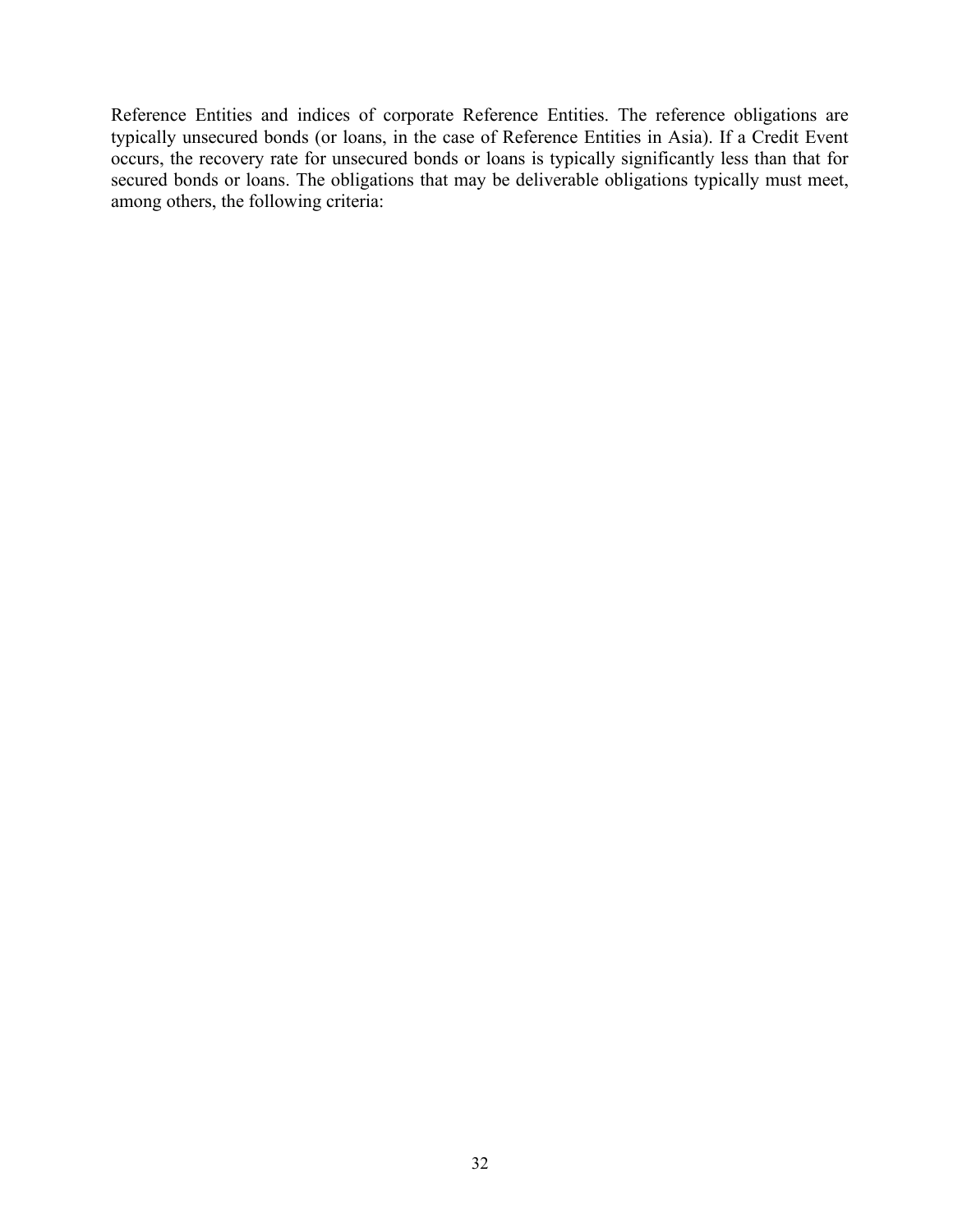Reference Entities and indices of corporate Reference Entities. The reference obligations are typically unsecured bonds (or loans, in the case of Reference Entities in Asia). If a Credit Event occurs, the recovery rate for unsecured bonds or loans is typically significantly less than that for secured bonds or loans. The obligations that may be deliverable obligations typically must meet, among others, the following criteria: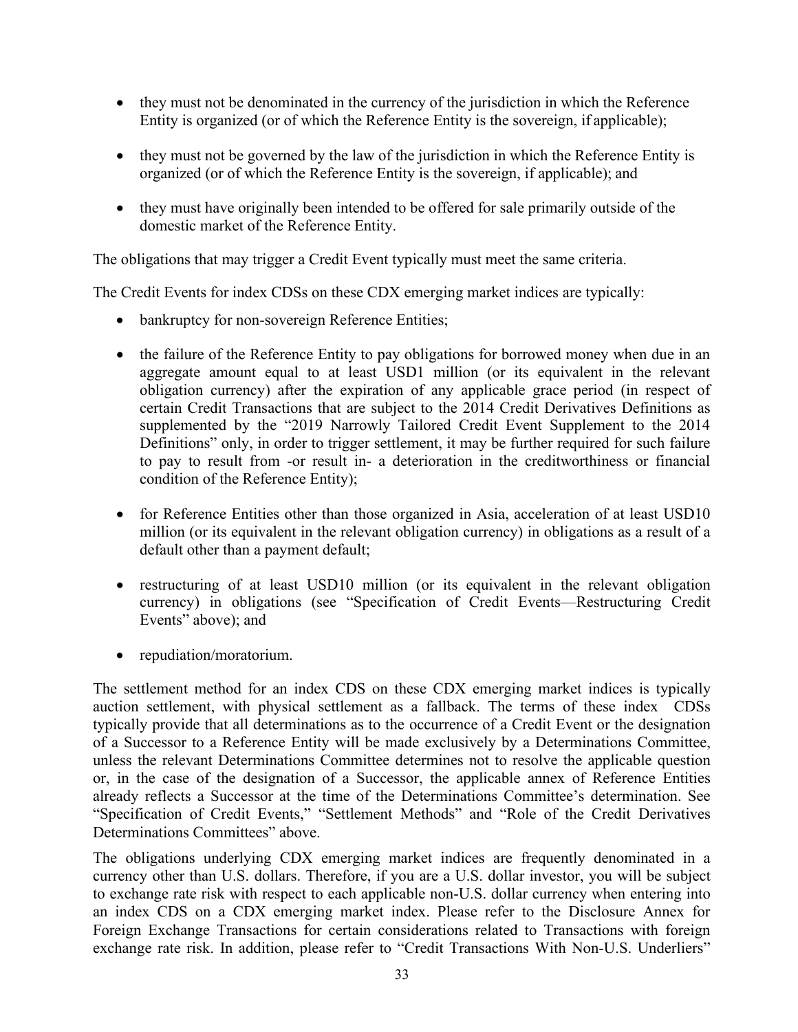- they must not be denominated in the currency of the jurisdiction in which the Reference Entity is organized (or of which the Reference Entity is the sovereign, if applicable);
- they must not be governed by the law of the jurisdiction in which the Reference Entity is organized (or of which the Reference Entity is the sovereign, if applicable); and
- they must have originally been intended to be offered for sale primarily outside of the domestic market of the Reference Entity.

The obligations that may trigger a Credit Event typically must meet the same criteria.

The Credit Events for index CDSs on these CDX emerging market indices are typically:

- bankruptcy for non-sovereign Reference Entities;
- the failure of the Reference Entity to pay obligations for borrowed money when due in an aggregate amount equal to at least USD1 million (or its equivalent in the relevant obligation currency) after the expiration of any applicable grace period (in respect of certain Credit Transactions that are subject to the 2014 Credit Derivatives Definitions as supplemented by the "2019 Narrowly Tailored Credit Event Supplement to the 2014 Definitions" only, in order to trigger settlement, it may be further required for such failure to pay to result from -or result in- a deterioration in the creditworthiness or financial condition of the Reference Entity);
- for Reference Entities other than those organized in Asia, acceleration of at least USD10 million (or its equivalent in the relevant obligation currency) in obligations as a result of a default other than a payment default;
- restructuring of at least USD10 million (or its equivalent in the relevant obligation currency) in obligations (see "Specification of Credit Events—Restructuring Credit Events" above); and
- repudiation/moratorium.

The settlement method for an index CDS on these CDX emerging market indices is typically auction settlement, with physical settlement as a fallback. The terms of these index CDSs typically provide that all determinations as to the occurrence of a Credit Event or the designation of a Successor to a Reference Entity will be made exclusively by a Determinations Committee, unless the relevant Determinations Committee determines not to resolve the applicable question or, in the case of the designation of a Successor, the applicable annex of Reference Entities already reflects a Successor at the time of the Determinations Committee's determination. See "Specification of Credit Events," "Settlement Methods" and "Role of the Credit Derivatives Determinations Committees" above.

The obligations underlying CDX emerging market indices are frequently denominated in a currency other than U.S. dollars. Therefore, if you are a U.S. dollar investor, you will be subject to exchange rate risk with respect to each applicable non-U.S. dollar currency when entering into an index CDS on a CDX emerging market index. Please refer to the Disclosure Annex for Foreign Exchange Transactions for certain considerations related to Transactions with foreign exchange rate risk. In addition, please refer to "Credit Transactions With Non-U.S. Underliers"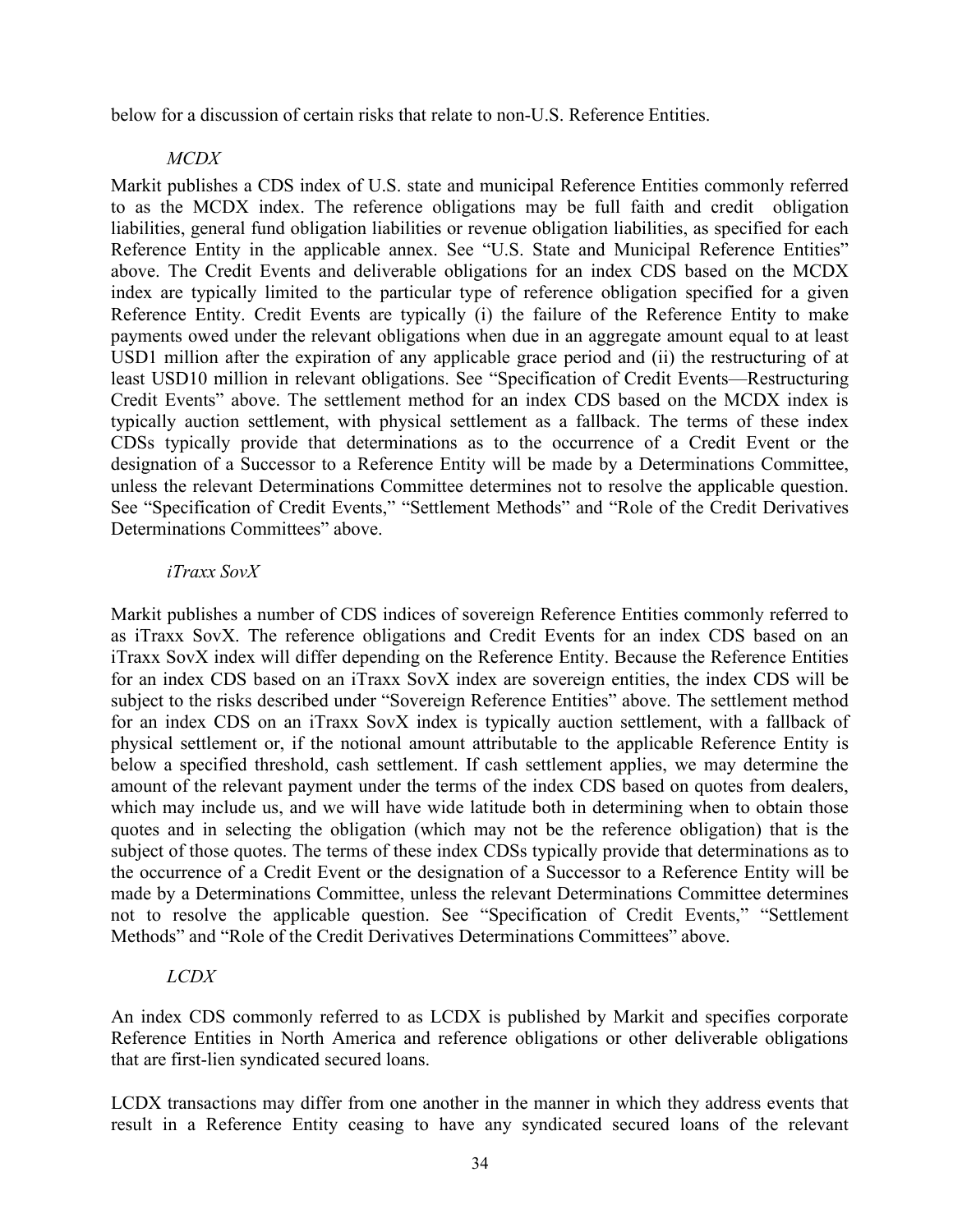below for a discussion of certain risks that relate to non-U.S. Reference Entities.

*MCDX*

Markit publishes a CDS index of U.S. state and municipal Reference Entities commonly referred to as the MCDX index. The reference obligations may be full faith and credit obligation liabilities, general fund obligation liabilities or revenue obligation liabilities, as specified for each Reference Entity in the applicable annex. See "U.S. State and Municipal Reference Entities" above. The Credit Events and deliverable obligations for an index CDS based on the MCDX index are typically limited to the particular type of reference obligation specified for a given Reference Entity. Credit Events are typically (i) the failure of the Reference Entity to make payments owed under the relevant obligations when due in an aggregate amount equal to at least USD1 million after the expiration of any applicable grace period and (ii) the restructuring of at least USD10 million in relevant obligations. See "Specification of Credit Events—Restructuring Credit Events" above. The settlement method for an index CDS based on the MCDX index is typically auction settlement, with physical settlement as a fallback. The terms of these index CDSs typically provide that determinations as to the occurrence of a Credit Event or the designation of a Successor to a Reference Entity will be made by a Determinations Committee, unless the relevant Determinations Committee determines not to resolve the applicable question. See "Specification of Credit Events," "Settlement Methods" and "Role of the Credit Derivatives Determinations Committees" above.

*iTraxx SovX*

Markit publishes a number of CDS indices of sovereign Reference Entities commonly referred to as iTraxx SovX. The reference obligations and Credit Events for an index CDS based on an iTraxx SovX index will differ depending on the Reference Entity. Because the Reference Entities for an index CDS based on an iTraxx SovX index are sovereign entities, the index CDS will be subject to the risks described under "Sovereign Reference Entities" above. The settlement method for an index CDS on an iTraxx SovX index is typically auction settlement, with a fallback of physical settlement or, if the notional amount attributable to the applicable Reference Entity is below a specified threshold, cash settlement. If cash settlement applies, we may determine the amount of the relevant payment under the terms of the index CDS based on quotes from dealers, which may include us, and we will have wide latitude both in determining when to obtain those quotes and in selecting the obligation (which may not be the reference obligation) that is the subject of those quotes. The terms of these index CDSs typically provide that determinations as to the occurrence of a Credit Event or the designation of a Successor to a Reference Entity will be made by a Determinations Committee, unless the relevant Determinations Committee determines not to resolve the applicable question. See "Specification of Credit Events," "Settlement Methods" and "Role of the Credit Derivatives Determinations Committees" above.

*LCDX*

An index CDS commonly referred to as LCDX is published by Markit and specifies corporate Reference Entities in North America and reference obligations or other deliverable obligations that are first-lien syndicated secured loans.

LCDX transactions may differ from one another in the manner in which they address events that result in a Reference Entity ceasing to have any syndicated secured loans of the relevant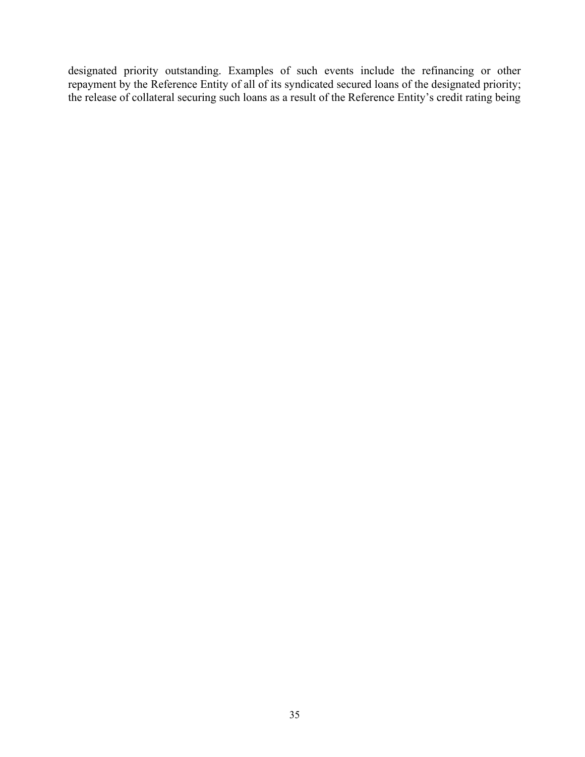designated priority outstanding. Examples of such events include the refinancing or other repayment by the Reference Entity of all of its syndicated secured loans of the designated priority; the release of collateral securing such loans as a result of the Reference Entity's credit rating being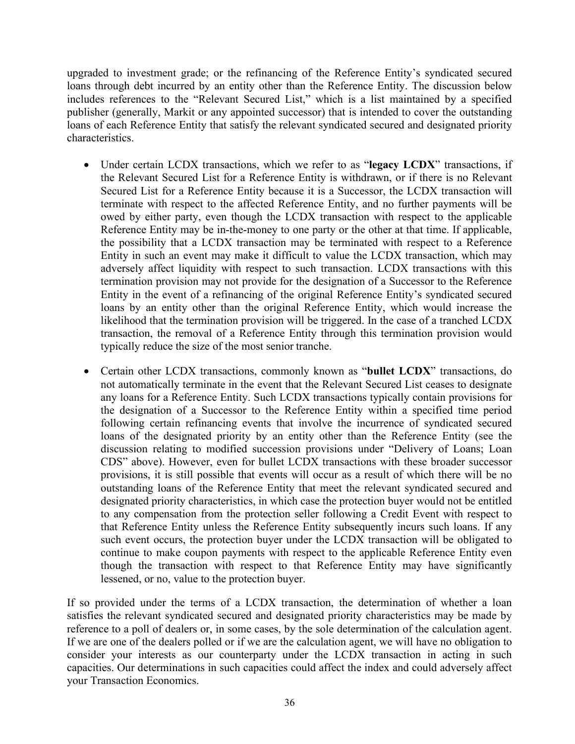upgraded to investment grade; or the refinancing of the Reference Entity's syndicated secured loans through debt incurred by an entity other than the Reference Entity. The discussion below includes references to the "Relevant Secured List," which is a list maintained by a specified publisher (generally, Markit or any appointed successor) that is intended to cover the outstanding loans of each Reference Entity that satisfy the relevant syndicated secured and designated priority characteristics.

- Under certain LCDX transactions, which we refer to as "**legacy LCDX**" transactions, if the Relevant Secured List for a Reference Entity is withdrawn, or if there is no Relevant Secured List for a Reference Entity because it is a Successor, the LCDX transaction will terminate with respect to the affected Reference Entity, and no further payments will be owed by either party, even though the LCDX transaction with respect to the applicable Reference Entity may be in-the-money to one party or the other at that time. If applicable, the possibility that a LCDX transaction may be terminated with respect to a Reference Entity in such an event may make it difficult to value the LCDX transaction, which may adversely affect liquidity with respect to such transaction. LCDX transactions with this termination provision may not provide for the designation of a Successor to the Reference Entity in the event of a refinancing of the original Reference Entity's syndicated secured loans by an entity other than the original Reference Entity, which would increase the likelihood that the termination provision will be triggered. In the case of a tranched LCDX transaction, the removal of a Reference Entity through this termination provision would typically reduce the size of the most senior tranche.

- Certain other LCDX transactions, commonly known as "**bullet LCDX**" transactions, do not automatically terminate in the event that the Relevant Secured List ceases to designate any loans for a Reference Entity. Such LCDX transactions typically contain provisions for the designation of a Successor to the Reference Entity within a specified time period following certain refinancing events that involve the incurrence of syndicated secured loans of the designated priority by an entity other than the Reference Entity (see the discussion relating to modified succession provisions under "Delivery of Loans; Loan CDS" above). However, even for bullet LCDX transactions with these broader successor provisions, it is still possible that events will occur as a result of which there will be no outstanding loans of the Reference Entity that meet the relevant syndicated secured and designated priority characteristics, in which case the protection buyer would not be entitled to any compensation from the protection seller following a Credit Event with respect to that Reference Entity unless the Reference Entity subsequently incurs such loans. If any such event occurs, the protection buyer under the LCDX transaction will be obligated to continue to make coupon payments with respect to the applicable Reference Entity even though the transaction with respect to that Reference Entity may have significantly lessened, or no, value to the protection buyer.

If so provided under the terms of a LCDX transaction, the determination of whether a loan satisfies the relevant syndicated secured and designated priority characteristics may be made by reference to a poll of dealers or, in some cases, by the sole determination of the calculation agent. If we are one of the dealers polled or if we are the calculation agent, we will have no obligation to consider your interests as our counterparty under the LCDX transaction in acting in such capacities. Our determinations in such capacities could affect the index and could adversely affect your Transaction Economics.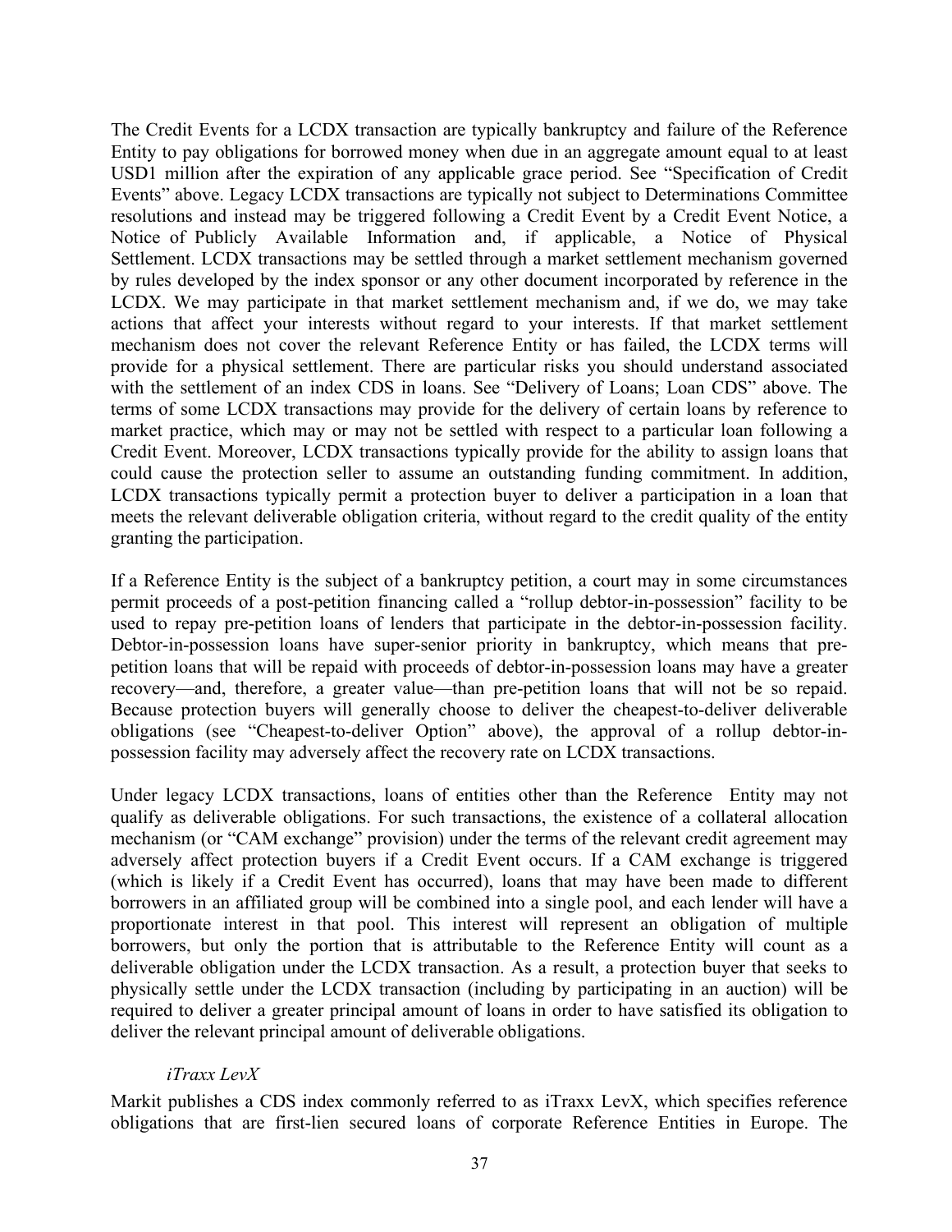The Credit Events for a LCDX transaction are typically bankruptcy and failure of the Reference Entity to pay obligations for borrowed money when due in an aggregate amount equal to at least USD1 million after the expiration of any applicable grace period. See "Specification of Credit Events" above. Legacy LCDX transactions are typically not subject to Determinations Committee resolutions and instead may be triggered following a Credit Event by a Credit Event Notice, a Notice of Publicly Available Information and, if applicable, a Notice of Physical Settlement. LCDX transactions may be settled through a market settlement mechanism governed by rules developed by the index sponsor or any other document incorporated by reference in the LCDX. We may participate in that market settlement mechanism and, if we do, we may take actions that affect your interests without regard to your interests. If that market settlement mechanism does not cover the relevant Reference Entity or has failed, the LCDX terms will provide for a physical settlement. There are particular risks you should understand associated with the settlement of an index CDS in loans. See "Delivery of Loans; Loan CDS" above. The terms of some LCDX transactions may provide for the delivery of certain loans by reference to market practice, which may or may not be settled with respect to a particular loan following a Credit Event. Moreover, LCDX transactions typically provide for the ability to assign loans that could cause the protection seller to assume an outstanding funding commitment. In addition, LCDX transactions typically permit a protection buyer to deliver a participation in a loan that meets the relevant deliverable obligation criteria, without regard to the credit quality of the entity granting the participation.

If a Reference Entity is the subject of a bankruptcy petition, a court may in some circumstances permit proceeds of a post-petition financing called a "rollup debtor-in-possession" facility to be used to repay pre-petition loans of lenders that participate in the debtor-in-possession facility. Debtor-in-possession loans have super-senior priority in bankruptcy, which means that pre-petition loans that will be repaid with proceeds of debtor-in-possession loans may have a greater recovery—and, therefore, a greater value—than pre-petition loans that will not be so repaid. Because protection buyers will generally choose to deliver the cheapest-to-deliver deliverable obligations (see "Cheapest-to-deliver Option" above), the approval of a rollup debtor-in-possession facility may adversely affect the recovery rate on LCDX transactions.

Under legacy LCDX transactions, loans of entities other than the Reference Entity may not qualify as deliverable obligations. For such transactions, the existence of a collateral allocation mechanism (or "CAM exchange" provision) under the terms of the relevant credit agreement may adversely affect protection buyers if a Credit Event occurs. If a CAM exchange is triggered (which is likely if a Credit Event has occurred), loans that may have been made to different borrowers in an affiliated group will be combined into a single pool, and each lender will have a proportionate interest in that pool. This interest will represent an obligation of multiple borrowers, but only the portion that is attributable to the Reference Entity will count as a deliverable obligation under the LCDX transaction. As a result, a protection buyer that seeks to physically settle under the LCDX transaction (including by participating in an auction) will be required to deliver a greater principal amount of loans in order to have satisfied its obligation to deliver the relevant principal amount of deliverable obligations.

*iTraxx LevX*

Markit publishes a CDS index commonly referred to as iTraxx LevX, which specifies reference obligations that are first-lien secured loans of corporate Reference Entities in Europe. The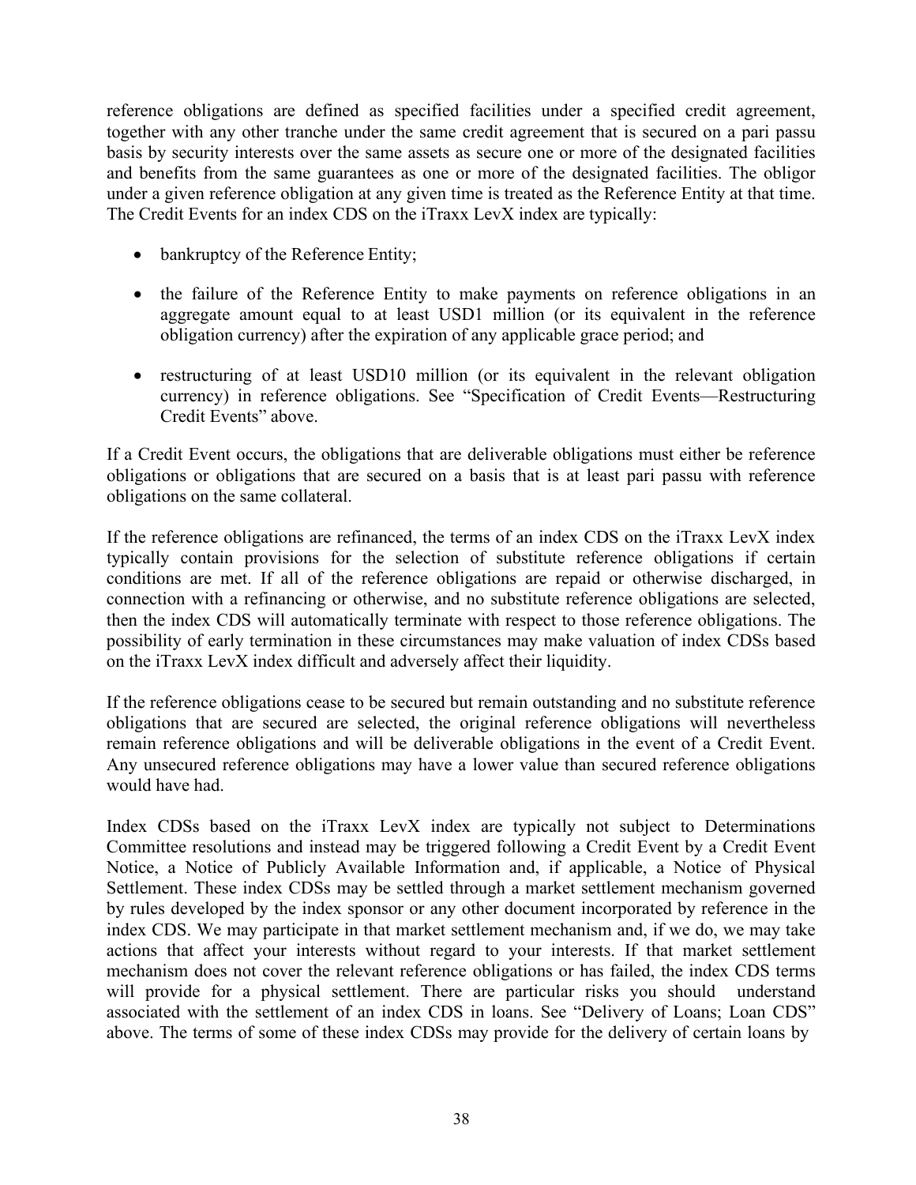reference obligations are defined as specified facilities under a specified credit agreement, together with any other tranche under the same credit agreement that is secured on a pari passu basis by security interests over the same assets as secure one or more of the designated facilities and benefits from the same guarantees as one or more of the designated facilities. The obligor under a given reference obligation at any given time is treated as the Reference Entity at that time. The Credit Events for an index CDS on the iTraxx LevX index are typically:

- bankruptcy of the Reference Entity;
- the failure of the Reference Entity to make payments on reference obligations in an aggregate amount equal to at least USD1 million (or its equivalent in the reference obligation currency) after the expiration of any applicable grace period; and
- restructuring of at least USD10 million (or its equivalent in the relevant obligation currency) in reference obligations. See "Specification of Credit Events—Restructuring Credit Events" above.

If a Credit Event occurs, the obligations that are deliverable obligations must either be reference obligations or obligations that are secured on a basis that is at least pari passu with reference obligations on the same collateral.

If the reference obligations are refinanced, the terms of an index CDS on the iTraxx LevX index typically contain provisions for the selection of substitute reference obligations if certain conditions are met. If all of the reference obligations are repaid or otherwise discharged, in connection with a refinancing or otherwise, and no substitute reference obligations are selected, then the index CDS will automatically terminate with respect to those reference obligations. The possibility of early termination in these circumstances may make valuation of index CDSs based on the iTraxx LevX index difficult and adversely affect their liquidity.

If the reference obligations cease to be secured but remain outstanding and no substitute reference obligations that are secured are selected, the original reference obligations will nevertheless remain reference obligations and will be deliverable obligations in the event of a Credit Event. Any unsecured reference obligations may have a lower value than secured reference obligations would have had.

Index CDSs based on the iTraxx LevX index are typically not subject to Determinations Committee resolutions and instead may be triggered following a Credit Event by a Credit Event Notice, a Notice of Publicly Available Information and, if applicable, a Notice of Physical Settlement. These index CDSs may be settled through a market settlement mechanism governed by rules developed by the index sponsor or any other document incorporated by reference in the index CDS. We may participate in that market settlement mechanism and, if we do, we may take actions that affect your interests without regard to your interests. If that market settlement mechanism does not cover the relevant reference obligations or has failed, the index CDS terms will provide for a physical settlement. There are particular risks you should understand associated with the settlement of an index CDS in loans. See "Delivery of Loans; Loan CDS" above. The terms of some of these index CDSs may provide for the delivery of certain loans by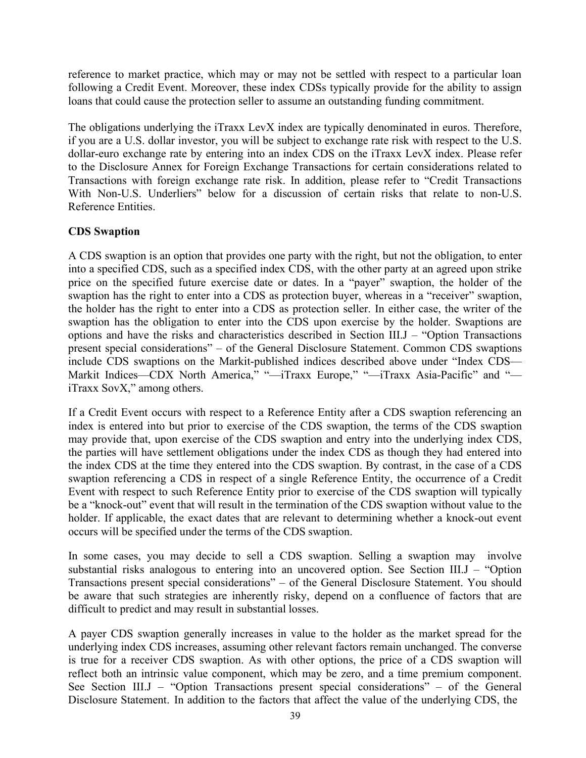reference to market practice, which may or may not be settled with respect to a particular loan following a Credit Event. Moreover, these index CDSs typically provide for the ability to assign loans that could cause the protection seller to assume an outstanding funding commitment.

The obligations underlying the iTraxx LevX index are typically denominated in euros. Therefore, if you are a U.S. dollar investor, you will be subject to exchange rate risk with respect to the U.S. dollar-euro exchange rate by entering into an index CDS on the iTraxx LevX index. Please refer to the Disclosure Annex for Foreign Exchange Transactions for certain considerations related to Transactions with foreign exchange rate risk. In addition, please refer to "Credit Transactions With Non-U.S. Underliers" below for a discussion of certain risks that relate to non-U.S. Reference Entities.

**CDS Swaption**

A CDS swaption is an option that provides one party with the right, but not the obligation, to enter into a specified CDS, such as a specified index CDS, with the other party at an agreed upon strike price on the specified future exercise date or dates. In a "payer" swaption, the holder of the swaption has the right to enter into a CDS as protection buyer, whereas in a "receiver" swaption, the holder has the right to enter into a CDS as protection seller. In either case, the writer of the swaption has the obligation to enter into the CDS upon exercise by the holder. Swaptions are options and have the risks and characteristics described in Section III.J – "Option Transactions present special considerations" – of the General Disclosure Statement. Common CDS swaptions include CDS swaptions on the Markit-published indices described above under "Index CDS—Markit Indices—CDX North America," "—iTraxx Europe," "—iTraxx Asia-Pacific" and "—iTraxx SovX," among others.

If a Credit Event occurs with respect to a Reference Entity after a CDS swaption referencing an index is entered into but prior to exercise of the CDS swaption, the terms of the CDS swaption may provide that, upon exercise of the CDS swaption and entry into the underlying index CDS, the parties will have settlement obligations under the index CDS as though they had entered into the index CDS at the time they entered into the CDS swaption. By contrast, in the case of a CDS swaption referencing a CDS in respect of a single Reference Entity, the occurrence of a Credit Event with respect to such Reference Entity prior to exercise of the CDS swaption will typically be a "knock-out" event that will result in the termination of the CDS swaption without value to the holder. If applicable, the exact dates that are relevant to determining whether a knock-out event occurs will be specified under the terms of the CDS swaption.

In some cases, you may decide to sell a CDS swaption. Selling a swaption may involve substantial risks analogous to entering into an uncovered option. See Section III.J – "Option Transactions present special considerations" – of the General Disclosure Statement. You should be aware that such strategies are inherently risky, depend on a confluence of factors that are difficult to predict and may result in substantial losses.

A payer CDS swaption generally increases in value to the holder as the market spread for the underlying index CDS increases, assuming other relevant factors remain unchanged. The converse is true for a receiver CDS swaption. As with other options, the price of a CDS swaption will reflect both an intrinsic value component, which may be zero, and a time premium component. See Section III.J – "Option Transactions present special considerations" – of the General Disclosure Statement. In addition to the factors that affect the value of the underlying CDS, the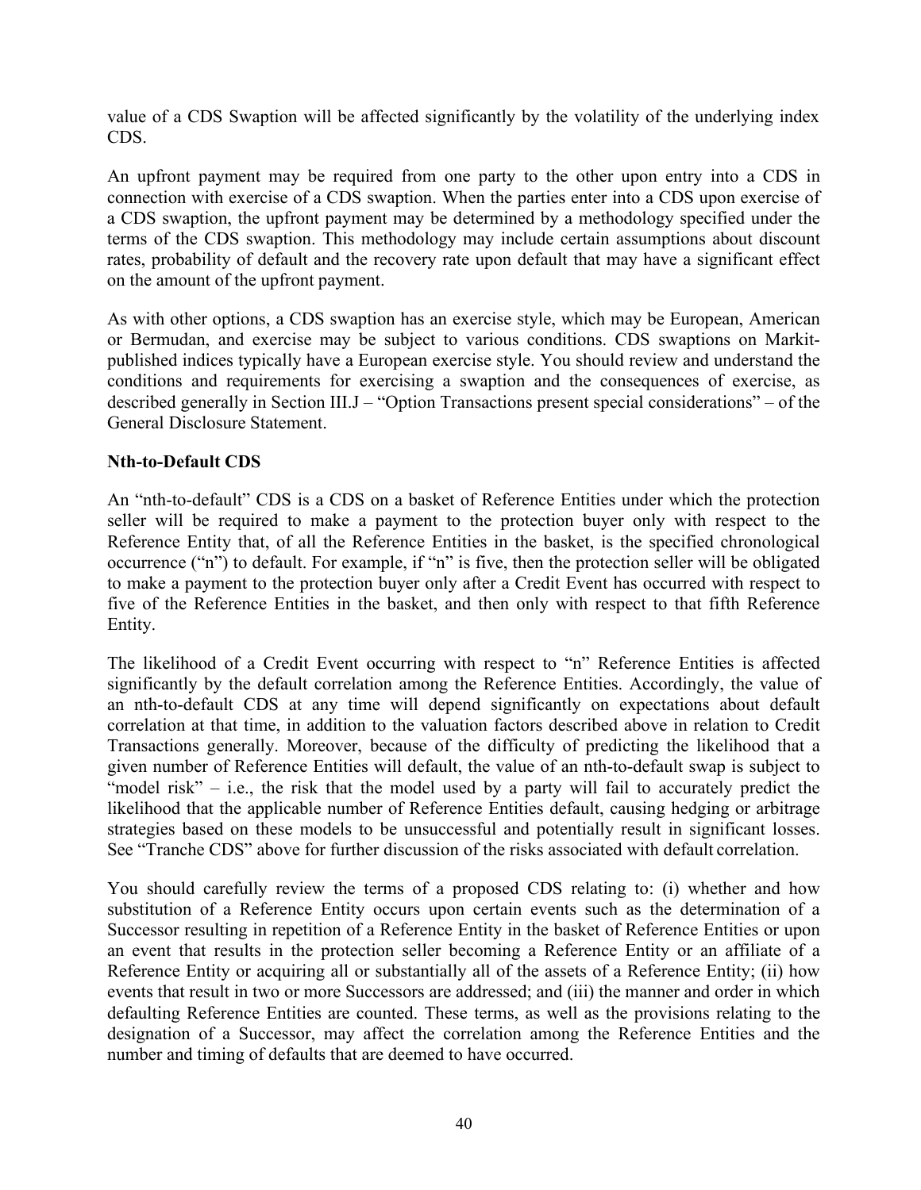value of a CDS Swaption will be affected significantly by the volatility of the underlying index CDS.

An upfront payment may be required from one party to the other upon entry into a CDS in connection with exercise of a CDS swaption. When the parties enter into a CDS upon exercise of a CDS swaption, the upfront payment may be determined by a methodology specified under the terms of the CDS swaption. This methodology may include certain assumptions about discount rates, probability of default and the recovery rate upon default that may have a significant effect on the amount of the upfront payment.

As with other options, a CDS swaption has an exercise style, which may be European, American or Bermudan, and exercise may be subject to various conditions. CDS swaptions on Markit-published indices typically have a European exercise style. You should review and understand the conditions and requirements for exercising a swaption and the consequences of exercise, as described generally in Section III.J – "Option Transactions present special considerations" – of the General Disclosure Statement.

**Nth-to-Default CDS**

An "nth-to-default" CDS is a CDS on a basket of Reference Entities under which the protection seller will be required to make a payment to the protection buyer only with respect to the Reference Entity that, of all the Reference Entities in the basket, is the specified chronological occurrence ("n") to default. For example, if "n" is five, then the protection seller will be obligated to make a payment to the protection buyer only after a Credit Event has occurred with respect to five of the Reference Entities in the basket, and then only with respect to that fifth Reference Entity.

The likelihood of a Credit Event occurring with respect to "n" Reference Entities is affected significantly by the default correlation among the Reference Entities. Accordingly, the value of an nth-to-default CDS at any time will depend significantly on expectations about default correlation at that time, in addition to the valuation factors described above in relation to Credit Transactions generally. Moreover, because of the difficulty of predicting the likelihood that a given number of Reference Entities will default, the value of an nth-to-default swap is subject to "model risk" – i.e., the risk that the model used by a party will fail to accurately predict the likelihood that the applicable number of Reference Entities default, causing hedging or arbitrage strategies based on these models to be unsuccessful and potentially result in significant losses. See "Tranche CDS" above for further discussion of the risks associated with default correlation.

You should carefully review the terms of a proposed CDS relating to: (i) whether and how substitution of a Reference Entity occurs upon certain events such as the determination of a Successor resulting in repetition of a Reference Entity in the basket of Reference Entities or upon an event that results in the protection seller becoming a Reference Entity or an affiliate of a Reference Entity or acquiring all or substantially all of the assets of a Reference Entity; (ii) how events that result in two or more Successors are addressed; and (iii) the manner and order in which defaulting Reference Entities are counted. These terms, as well as the provisions relating to the designation of a Successor, may affect the correlation among the Reference Entities and the number and timing of defaults that are deemed to have occurred.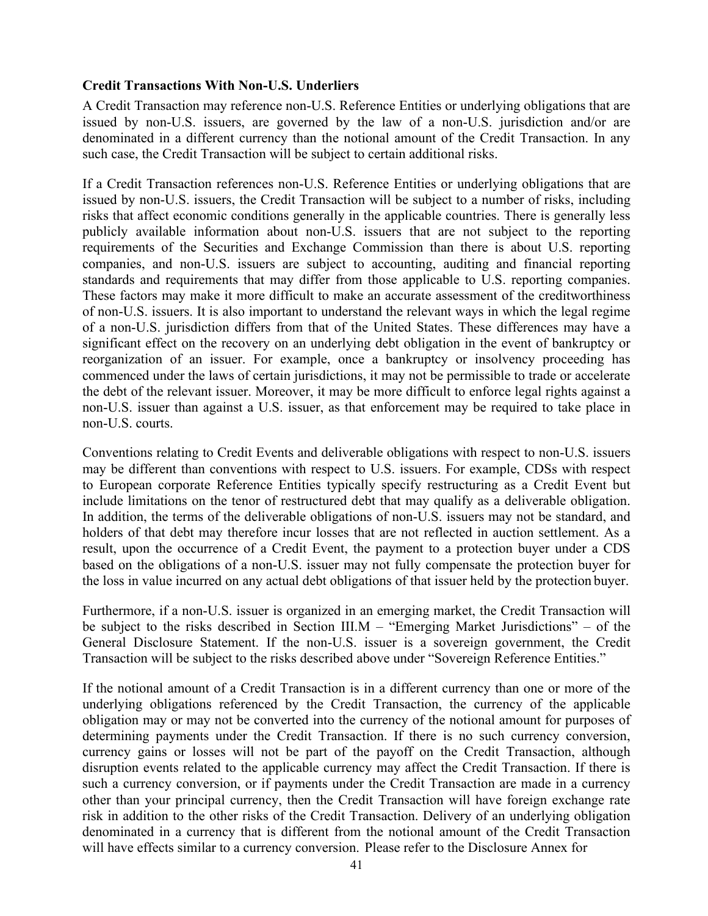**Credit Transactions With Non-U.S. Underliers**

A Credit Transaction may reference non-U.S. Reference Entities or underlying obligations that are issued by non-U.S. issuers, are governed by the law of a non-U.S. jurisdiction and/or are denominated in a different currency than the notional amount of the Credit Transaction. In any such case, the Credit Transaction will be subject to certain additional risks.

If a Credit Transaction references non-U.S. Reference Entities or underlying obligations that are issued by non-U.S. issuers, the Credit Transaction will be subject to a number of risks, including risks that affect economic conditions generally in the applicable countries. There is generally less publicly available information about non-U.S. issuers that are not subject to the reporting requirements of the Securities and Exchange Commission than there is about U.S. reporting companies, and non-U.S. issuers are subject to accounting, auditing and financial reporting standards and requirements that may differ from those applicable to U.S. reporting companies. These factors may make it more difficult to make an accurate assessment of the creditworthiness of non-U.S. issuers. It is also important to understand the relevant ways in which the legal regime of a non-U.S. jurisdiction differs from that of the United States. These differences may have a significant effect on the recovery on an underlying debt obligation in the event of bankruptcy or reorganization of an issuer. For example, once a bankruptcy or insolvency proceeding has commenced under the laws of certain jurisdictions, it may not be permissible to trade or accelerate the debt of the relevant issuer. Moreover, it may be more difficult to enforce legal rights against a non-U.S. issuer than against a U.S. issuer, as that enforcement may be required to take place in non-U.S. courts.

Conventions relating to Credit Events and deliverable obligations with respect to non-U.S. issuers may be different than conventions with respect to U.S. issuers. For example, CDSs with respect to European corporate Reference Entities typically specify restructuring as a Credit Event but include limitations on the tenor of restructured debt that may qualify as a deliverable obligation. In addition, the terms of the deliverable obligations of non-U.S. issuers may not be standard, and holders of that debt may therefore incur losses that are not reflected in auction settlement. As a result, upon the occurrence of a Credit Event, the payment to a protection buyer under a CDS based on the obligations of a non-U.S. issuer may not fully compensate the protection buyer for the loss in value incurred on any actual debt obligations of that issuer held by the protection buyer.

Furthermore, if a non-U.S. issuer is organized in an emerging market, the Credit Transaction will be subject to the risks described in Section III.M – "Emerging Market Jurisdictions" – of the General Disclosure Statement. If the non-U.S. issuer is a sovereign government, the Credit Transaction will be subject to the risks described above under "Sovereign Reference Entities."

If the notional amount of a Credit Transaction is in a different currency than one or more of the underlying obligations referenced by the Credit Transaction, the currency of the applicable obligation may or may not be converted into the currency of the notional amount for purposes of determining payments under the Credit Transaction. If there is no such currency conversion, currency gains or losses will not be part of the payoff on the Credit Transaction, although disruption events related to the applicable currency may affect the Credit Transaction. If there is such a currency conversion, or if payments under the Credit Transaction are made in a currency other than your principal currency, then the Credit Transaction will have foreign exchange rate risk in addition to the other risks of the Credit Transaction. Delivery of an underlying obligation denominated in a currency that is different from the notional amount of the Credit Transaction will have effects similar to a currency conversion. Please refer to the Disclosure Annex for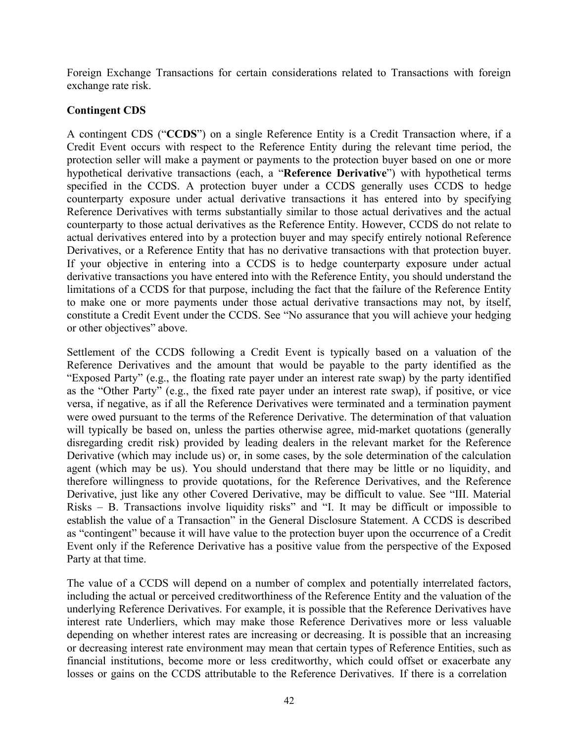Foreign Exchange Transactions for certain considerations related to Transactions with foreign exchange rate risk.

**Contingent CDS**

A contingent CDS ("**CCDS**") on a single Reference Entity is a Credit Transaction where, if a Credit Event occurs with respect to the Reference Entity during the relevant time period, the protection seller will make a payment or payments to the protection buyer based on one or more hypothetical derivative transactions (each, a "**Reference Derivative**") with hypothetical terms specified in the CCDS. A protection buyer under a CCDS generally uses CCDS to hedge counterparty exposure under actual derivative transactions it has entered into by specifying Reference Derivatives with terms substantially similar to those actual derivatives and the actual counterparty to those actual derivatives as the Reference Entity. However, CCDS do not relate to actual derivatives entered into by a protection buyer and may specify entirely notional Reference Derivatives, or a Reference Entity that has no derivative transactions with that protection buyer. If your objective in entering into a CCDS is to hedge counterparty exposure under actual derivative transactions you have entered into with the Reference Entity, you should understand the limitations of a CCDS for that purpose, including the fact that the failure of the Reference Entity to make one or more payments under those actual derivative transactions may not, by itself, constitute a Credit Event under the CCDS. See "No assurance that you will achieve your hedging or other objectives" above.

Settlement of the CCDS following a Credit Event is typically based on a valuation of the Reference Derivatives and the amount that would be payable to the party identified as the "Exposed Party" (e.g., the floating rate payer under an interest rate swap) by the party identified as the "Other Party" (e.g., the fixed rate payer under an interest rate swap), if positive, or vice versa, if negative, as if all the Reference Derivatives were terminated and a termination payment were owed pursuant to the terms of the Reference Derivative. The determination of that valuation will typically be based on, unless the parties otherwise agree, mid-market quotations (generally disregarding credit risk) provided by leading dealers in the relevant market for the Reference Derivative (which may include us) or, in some cases, by the sole determination of the calculation agent (which may be us). You should understand that there may be little or no liquidity, and therefore willingness to provide quotations, for the Reference Derivatives, and the Reference Derivative, just like any other Covered Derivative, may be difficult to value. See "III. Material Risks – B. Transactions involve liquidity risks" and "I. It may be difficult or impossible to establish the value of a Transaction" in the General Disclosure Statement. A CCDS is described as "contingent" because it will have value to the protection buyer upon the occurrence of a Credit Event only if the Reference Derivative has a positive value from the perspective of the Exposed Party at that time.

The value of a CCDS will depend on a number of complex and potentially interrelated factors, including the actual or perceived creditworthiness of the Reference Entity and the valuation of the underlying Reference Derivatives. For example, it is possible that the Reference Derivatives have interest rate Underliers, which may make those Reference Derivatives more or less valuable depending on whether interest rates are increasing or decreasing. It is possible that an increasing or decreasing interest rate environment may mean that certain types of Reference Entities, such as financial institutions, become more or less creditworthy, which could offset or exacerbate any losses or gains on the CCDS attributable to the Reference Derivatives. If there is a correlation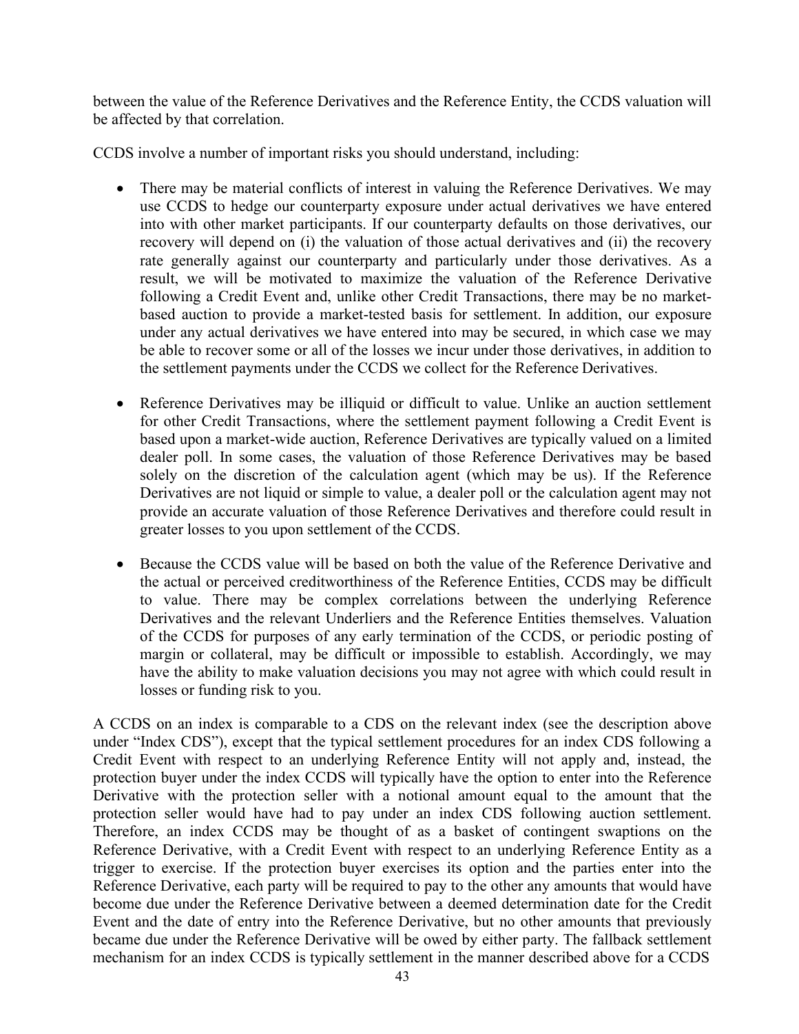between the value of the Reference Derivatives and the Reference Entity, the CCDS valuation will be affected by that correlation.

CCDS involve a number of important risks you should understand, including:

- There may be material conflicts of interest in valuing the Reference Derivatives. We may use CCDS to hedge our counterparty exposure under actual derivatives we have entered into with other market participants. If our counterparty defaults on those derivatives, our recovery will depend on (i) the valuation of those actual derivatives and (ii) the recovery rate generally against our counterparty and particularly under those derivatives. As a result, we will be motivated to maximize the valuation of the Reference Derivative following a Credit Event and, unlike other Credit Transactions, there may be no market-based auction to provide a market-tested basis for settlement. In addition, our exposure under any actual derivatives we have entered into may be secured, in which case we may be able to recover some or all of the losses we incur under those derivatives, in addition to the settlement payments under the CCDS we collect for the Reference Derivatives.

- Reference Derivatives may be illiquid or difficult to value. Unlike an auction settlement for other Credit Transactions, where the settlement payment following a Credit Event is based upon a market-wide auction, Reference Derivatives are typically valued on a limited dealer poll. In some cases, the valuation of those Reference Derivatives may be based solely on the discretion of the calculation agent (which may be us). If the Reference Derivatives are not liquid or simple to value, a dealer poll or the calculation agent may not provide an accurate valuation of those Reference Derivatives and therefore could result in greater losses to you upon settlement of the CCDS.

- Because the CCDS value will be based on both the value of the Reference Derivative and the actual or perceived creditworthiness of the Reference Entities, CCDS may be difficult to value. There may be complex correlations between the underlying Reference Derivatives and the relevant Underliers and the Reference Entities themselves. Valuation of the CCDS for purposes of any early termination of the CCDS, or periodic posting of margin or collateral, may be difficult or impossible to establish. Accordingly, we may have the ability to make valuation decisions you may not agree with which could result in losses or funding risk to you.

A CCDS on an index is comparable to a CDS on the relevant index (see the description above under "Index CDS"), except that the typical settlement procedures for an index CDS following a Credit Event with respect to an underlying Reference Entity will not apply and, instead, the protection buyer under the index CCDS will typically have the option to enter into the Reference Derivative with the protection seller with a notional amount equal to the amount that the protection seller would have had to pay under an index CDS following auction settlement. Therefore, an index CCDS may be thought of as a basket of contingent swaptions on the Reference Derivative, with a Credit Event with respect to an underlying Reference Entity as a trigger to exercise. If the protection buyer exercises its option and the parties enter into the Reference Derivative, each party will be required to pay to the other any amounts that would have become due under the Reference Derivative between a deemed determination date for the Credit Event and the date of entry into the Reference Derivative, but no other amounts that previously became due under the Reference Derivative will be owed by either party. The fallback settlement mechanism for an index CCDS is typically settlement in the manner described above for a CCDS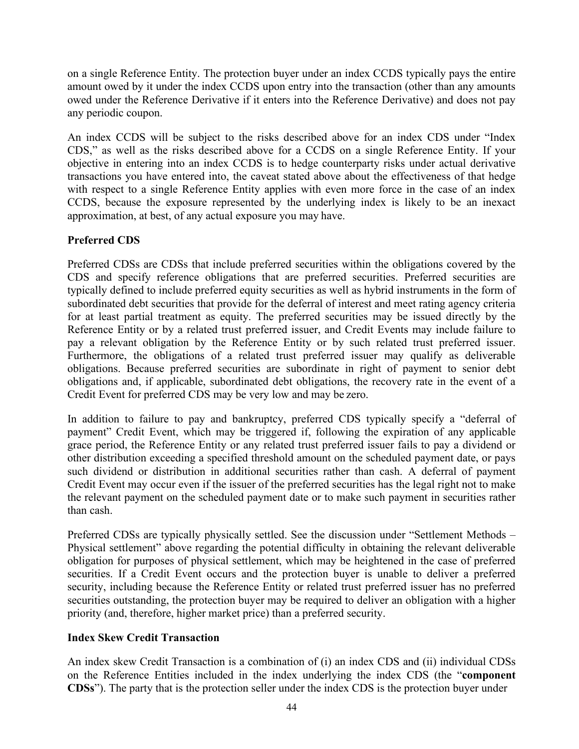on a single Reference Entity. The protection buyer under an index CCDS typically pays the entire amount owed by it under the index CCDS upon entry into the transaction (other than any amounts owed under the Reference Derivative if it enters into the Reference Derivative) and does not pay any periodic coupon.

An index CCDS will be subject to the risks described above for an index CDS under "Index CDS," as well as the risks described above for a CCDS on a single Reference Entity. If your objective in entering into an index CCDS is to hedge counterparty risks under actual derivative transactions you have entered into, the caveat stated above about the effectiveness of that hedge with respect to a single Reference Entity applies with even more force in the case of an index CCDS, because the exposure represented by the underlying index is likely to be an inexact approximation, at best, of any actual exposure you may have.

**Preferred CDS**

Preferred CDSs are CDSs that include preferred securities within the obligations covered by the CDS and specify reference obligations that are preferred securities. Preferred securities are typically defined to include preferred equity securities as well as hybrid instruments in the form of subordinated debt securities that provide for the deferral of interest and meet rating agency criteria for at least partial treatment as equity. The preferred securities may be issued directly by the Reference Entity or by a related trust preferred issuer, and Credit Events may include failure to pay a relevant obligation by the Reference Entity or by such related trust preferred issuer. Furthermore, the obligations of a related trust preferred issuer may qualify as deliverable obligations. Because preferred securities are subordinate in right of payment to senior debt obligations and, if applicable, subordinated debt obligations, the recovery rate in the event of a Credit Event for preferred CDS may be very low and may be zero.

In addition to failure to pay and bankruptcy, preferred CDS typically specify a "deferral of payment" Credit Event, which may be triggered if, following the expiration of any applicable grace period, the Reference Entity or any related trust preferred issuer fails to pay a dividend or other distribution exceeding a specified threshold amount on the scheduled payment date, or pays such dividend or distribution in additional securities rather than cash. A deferral of payment Credit Event may occur even if the issuer of the preferred securities has the legal right not to make the relevant payment on the scheduled payment date or to make such payment in securities rather than cash.

Preferred CDSs are typically physically settled. See the discussion under "Settlement Methods – Physical settlement" above regarding the potential difficulty in obtaining the relevant deliverable obligation for purposes of physical settlement, which may be heightened in the case of preferred securities. If a Credit Event occurs and the protection buyer is unable to deliver a preferred security, including because the Reference Entity or related trust preferred issuer has no preferred securities outstanding, the protection buyer may be required to deliver an obligation with a higher priority (and, therefore, higher market price) than a preferred security.

**Index Skew Credit Transaction**

An index skew Credit Transaction is a combination of (i) an index CDS and (ii) individual CDSs on the Reference Entities included in the index underlying the index CDS (the "**component CDSs**"). The party that is the protection seller under the index CDS is the protection buyer under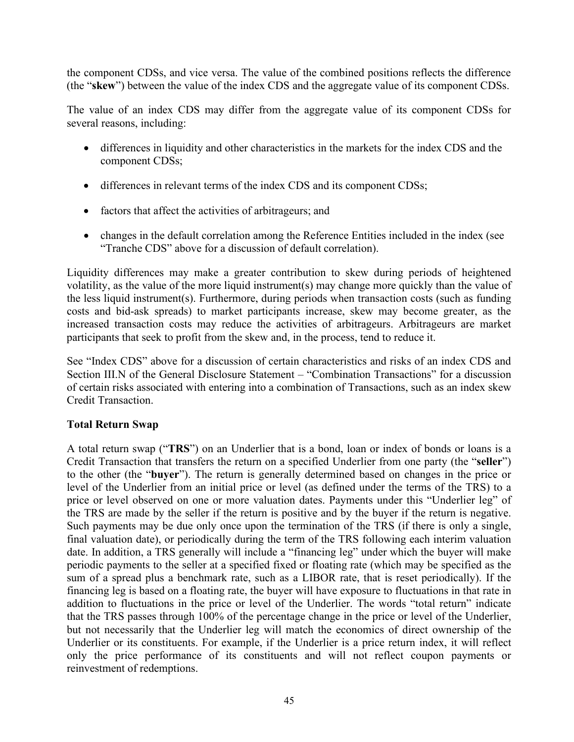the component CDSs, and vice versa. The value of the combined positions reflects the difference (the "**skew**") between the value of the index CDS and the aggregate value of its component CDSs.

The value of an index CDS may differ from the aggregate value of its component CDSs for several reasons, including:

- differences in liquidity and other characteristics in the markets for the index CDS and the component CDSs;
- differences in relevant terms of the index CDS and its component CDSs;
- factors that affect the activities of arbitrageurs; and
- changes in the default correlation among the Reference Entities included in the index (see "Tranche CDS" above for a discussion of default correlation).

Liquidity differences may make a greater contribution to skew during periods of heightened volatility, as the value of the more liquid instrument(s) may change more quickly than the value of the less liquid instrument(s). Furthermore, during periods when transaction costs (such as funding costs and bid-ask spreads) to market participants increase, skew may become greater, as the increased transaction costs may reduce the activities of arbitrageurs. Arbitrageurs are market participants that seek to profit from the skew and, in the process, tend to reduce it.

See "Index CDS" above for a discussion of certain characteristics and risks of an index CDS and Section III.N of the General Disclosure Statement – "Combination Transactions" for a discussion of certain risks associated with entering into a combination of Transactions, such as an index skew Credit Transaction.

**Total Return Swap**

A total return swap ("**TRS**") on an Underlier that is a bond, loan or index of bonds or loans is a Credit Transaction that transfers the return on a specified Underlier from one party (the "**seller**") to the other (the "**buyer**"). The return is generally determined based on changes in the price or level of the Underlier from an initial price or level (as defined under the terms of the TRS) to a price or level observed on one or more valuation dates. Payments under this "Underlier leg" of the TRS are made by the seller if the return is positive and by the buyer if the return is negative. Such payments may be due only once upon the termination of the TRS (if there is only a single, final valuation date), or periodically during the term of the TRS following each interim valuation date. In addition, a TRS generally will include a "financing leg" under which the buyer will make periodic payments to the seller at a specified fixed or floating rate (which may be specified as the sum of a spread plus a benchmark rate, such as a LIBOR rate, that is reset periodically). If the financing leg is based on a floating rate, the buyer will have exposure to fluctuations in that rate in addition to fluctuations in the price or level of the Underlier. The words "total return" indicate that the TRS passes through 100% of the percentage change in the price or level of the Underlier, but not necessarily that the Underlier leg will match the economics of direct ownership of the Underlier or its constituents. For example, if the Underlier is a price return index, it will reflect only the price performance of its constituents and will not reflect coupon payments or reinvestment of redemptions.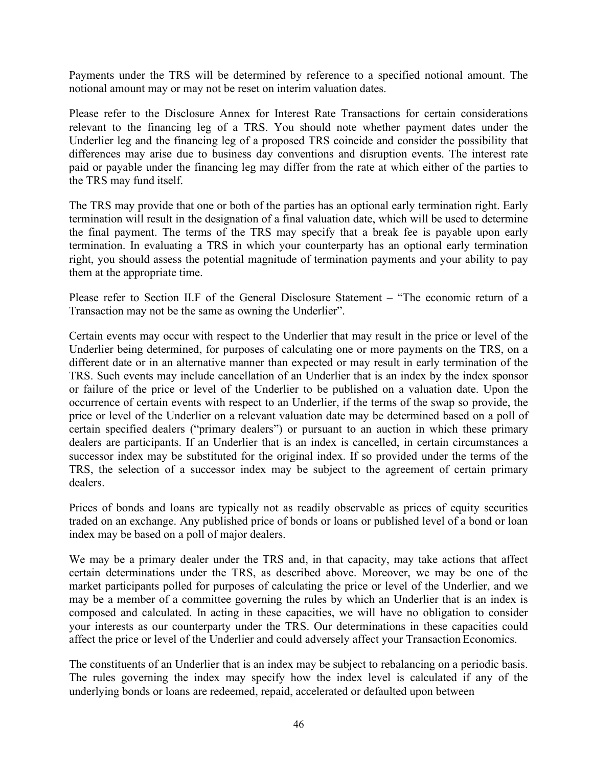Payments under the TRS will be determined by reference to a specified notional amount. The notional amount may or may not be reset on interim valuation dates.

Please refer to the Disclosure Annex for Interest Rate Transactions for certain considerations relevant to the financing leg of a TRS. You should note whether payment dates under the Underlier leg and the financing leg of a proposed TRS coincide and consider the possibility that differences may arise due to business day conventions and disruption events. The interest rate paid or payable under the financing leg may differ from the rate at which either of the parties to the TRS may fund itself.

The TRS may provide that one or both of the parties has an optional early termination right. Early termination will result in the designation of a final valuation date, which will be used to determine the final payment. The terms of the TRS may specify that a break fee is payable upon early termination. In evaluating a TRS in which your counterparty has an optional early termination right, you should assess the potential magnitude of termination payments and your ability to pay them at the appropriate time.

Please refer to Section II.F of the General Disclosure Statement – "The economic return of a Transaction may not be the same as owning the Underlier".

Certain events may occur with respect to the Underlier that may result in the price or level of the Underlier being determined, for purposes of calculating one or more payments on the TRS, on a different date or in an alternative manner than expected or may result in early termination of the TRS. Such events may include cancellation of an Underlier that is an index by the index sponsor or failure of the price or level of the Underlier to be published on a valuation date. Upon the occurrence of certain events with respect to an Underlier, if the terms of the swap so provide, the price or level of the Underlier on a relevant valuation date may be determined based on a poll of certain specified dealers ("primary dealers") or pursuant to an auction in which these primary dealers are participants. If an Underlier that is an index is cancelled, in certain circumstances a successor index may be substituted for the original index. If so provided under the terms of the TRS, the selection of a successor index may be subject to the agreement of certain primary dealers.

Prices of bonds and loans are typically not as readily observable as prices of equity securities traded on an exchange. Any published price of bonds or loans or published level of a bond or loan index may be based on a poll of major dealers.

We may be a primary dealer under the TRS and, in that capacity, may take actions that affect certain determinations under the TRS, as described above. Moreover, we may be one of the market participants polled for purposes of calculating the price or level of the Underlier, and we may be a member of a committee governing the rules by which an Underlier that is an index is composed and calculated. In acting in these capacities, we will have no obligation to consider your interests as our counterparty under the TRS. Our determinations in these capacities could affect the price or level of the Underlier and could adversely affect your Transaction Economics.

The constituents of an Underlier that is an index may be subject to rebalancing on a periodic basis. The rules governing the index may specify how the index level is calculated if any of the underlying bonds or loans are redeemed, repaid, accelerated or defaulted upon between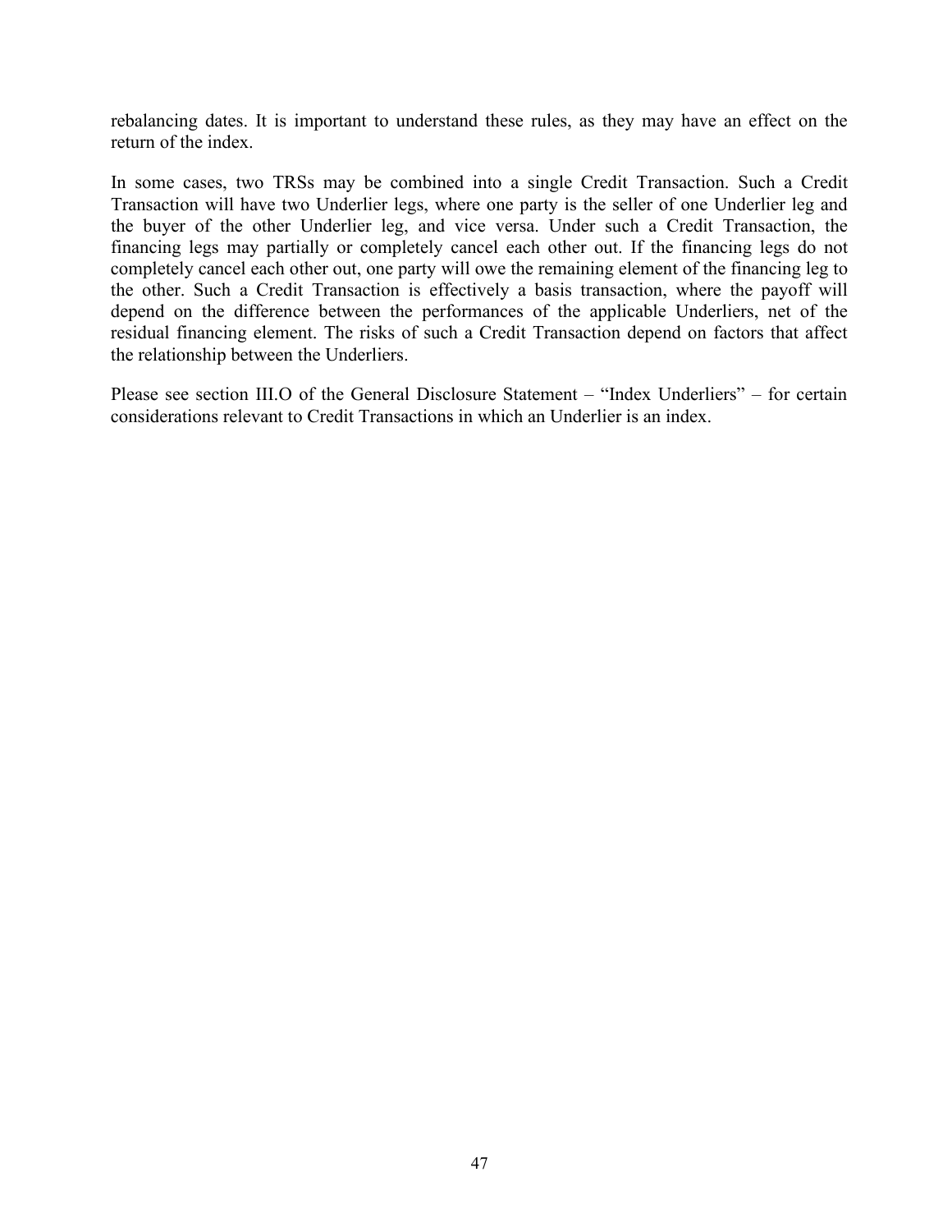rebalancing dates. It is important to understand these rules, as they may have an effect on the return of the index.

In some cases, two TRSs may be combined into a single Credit Transaction. Such a Credit Transaction will have two Underlier legs, where one party is the seller of one Underlier leg and the buyer of the other Underlier leg, and vice versa. Under such a Credit Transaction, the financing legs may partially or completely cancel each other out. If the financing legs do not completely cancel each other out, one party will owe the remaining element of the financing leg to the other. Such a Credit Transaction is effectively a basis transaction, where the payoff will depend on the difference between the performances of the applicable Underliers, net of the residual financing element. The risks of such a Credit Transaction depend on factors that affect the relationship between the Underliers.

Please see section III.O of the General Disclosure Statement – "Index Underliers" – for certain considerations relevant to Credit Transactions in which an Underlier is an index.